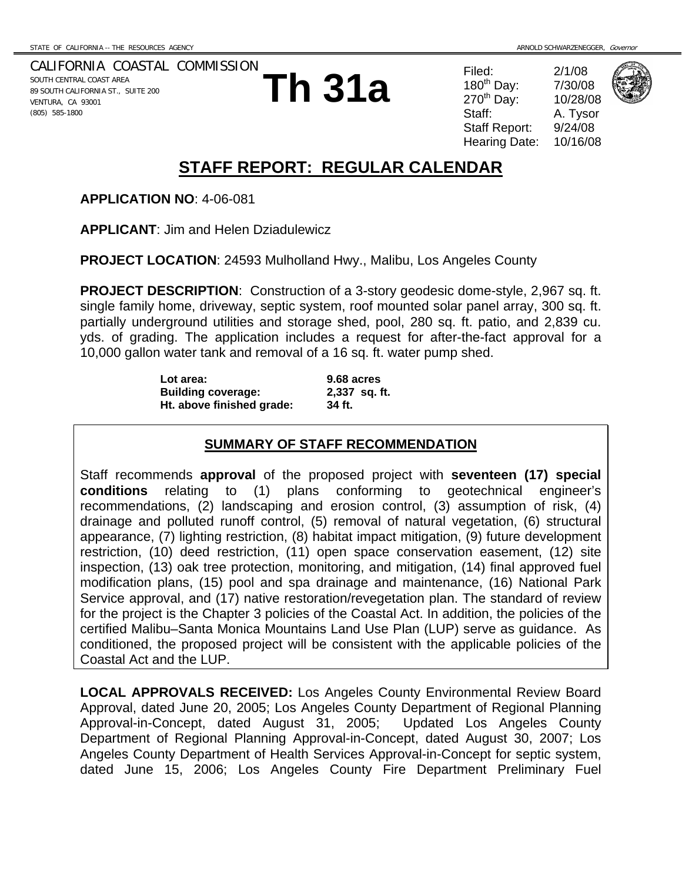STATE OF CALIFORNIA -- THE RESOURCES AGENCY ARNOLD SCHWARZENEGGER, *Governor*

CALIFORNIA COASTAL COMMISSION
SOUTH CENTRAL COAST AREA
89 SOUTH CALIFORNIA ST., SUITE 200
VENTURA, CA 93001
(805) 585-1800

# Th 31a

| | |
|---|---|
| Filed: | 2/1/08 |
| 180th Day: | 7/30/08 |
| 270th Day: | 10/28/08 |
| Staff: | A. Tysor |
| Staff Report: | 9/24/08 |
| Hearing Date: | 10/16/08 |

## STAFF REPORT: REGULAR CALENDAR

**APPLICATION NO**: 4-06-081

**APPLICANT**: Jim and Helen Dziadulewicz

**PROJECT LOCATION**: 24593 Mulholland Hwy., Malibu, Los Angeles County

**PROJECT DESCRIPTION**: Construction of a 3-story geodesic dome-style, 2,967 sq. ft. single family home, driveway, septic system, roof mounted solar panel array, 300 sq. ft. partially underground utilities and storage shed, pool, 280 sq. ft. patio, and 2,839 cu. yds. of grading. The application includes a request for after-the-fact approval for a 10,000 gallon water tank and removal of a 16 sq. ft. water pump shed.

| | |
|---|---|
| **Lot area:** | **9.68 acres** |
| **Building coverage:** | **2,337 sq. ft.** |
| **Ht. above finished grade:** | **34 ft.** |

### SUMMARY OF STAFF RECOMMENDATION

Staff recommends **approval** of the proposed project with **seventeen (17) special conditions** relating to (1) plans conforming to geotechnical engineer's recommendations, (2) landscaping and erosion control, (3) assumption of risk, (4) drainage and polluted runoff control, (5) removal of natural vegetation, (6) structural appearance, (7) lighting restriction, (8) habitat impact mitigation, (9) future development restriction, (10) deed restriction, (11) open space conservation easement, (12) site inspection, (13) oak tree protection, monitoring, and mitigation, (14) final approved fuel modification plans, (15) pool and spa drainage and maintenance, (16) National Park Service approval, and (17) native restoration/revegetation plan. The standard of review for the project is the Chapter 3 policies of the Coastal Act. In addition, the policies of the certified Malibu–Santa Monica Mountains Land Use Plan (LUP) serve as guidance. As conditioned, the proposed project will be consistent with the applicable policies of the Coastal Act and the LUP.

**LOCAL APPROVALS RECEIVED:** Los Angeles County Environmental Review Board Approval, dated June 20, 2005; Los Angeles County Department of Regional Planning Approval-in-Concept, dated August 31, 2005; Updated Los Angeles County Department of Regional Planning Approval-in-Concept, dated August 30, 2007; Los Angeles County Department of Health Services Approval-in-Concept for septic system, dated June 15, 2006; Los Angeles County Fire Department Preliminary Fuel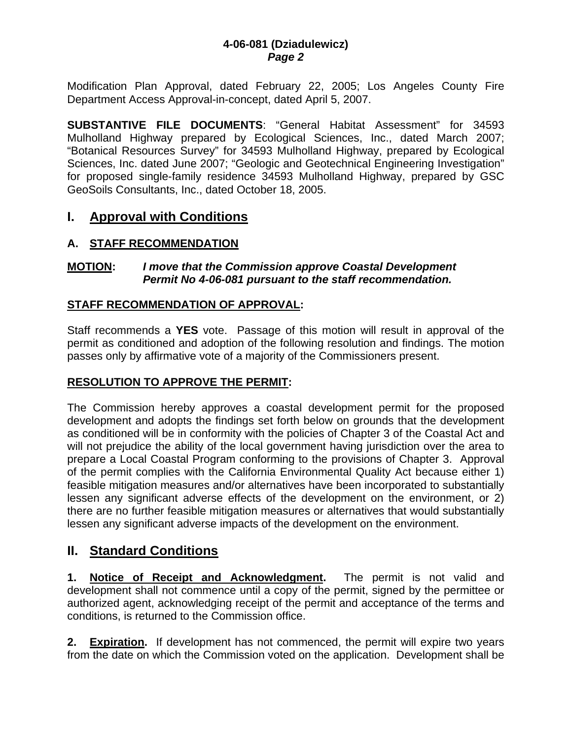Modification Plan Approval, dated February 22, 2005; Los Angeles County Fire Department Access Approval-in-concept, dated April 5, 2007.

**SUBSTANTIVE FILE DOCUMENTS**: "General Habitat Assessment" for 34593 Mulholland Highway prepared by Ecological Sciences, Inc., dated March 2007; "Botanical Resources Survey" for 34593 Mulholland Highway, prepared by Ecological Sciences, Inc. dated June 2007; "Geologic and Geotechnical Engineering Investigation" for proposed single-family residence 34593 Mulholland Highway, prepared by GSC GeoSoils Consultants, Inc., dated October 18, 2005.

# I. Approval with Conditions

## A. STAFF RECOMMENDATION

**MOTION:** ***I move that the Commission approve Coastal Development Permit No 4-06-081 pursuant to the staff recommendation.***

**STAFF RECOMMENDATION OF APPROVAL:**

Staff recommends a **YES** vote. Passage of this motion will result in approval of the permit as conditioned and adoption of the following resolution and findings. The motion passes only by affirmative vote of a majority of the Commissioners present.

**RESOLUTION TO APPROVE THE PERMIT:**

The Commission hereby approves a coastal development permit for the proposed development and adopts the findings set forth below on grounds that the development as conditioned will be in conformity with the policies of Chapter 3 of the Coastal Act and will not prejudice the ability of the local government having jurisdiction over the area to prepare a Local Coastal Program conforming to the provisions of Chapter 3. Approval of the permit complies with the California Environmental Quality Act because either 1) feasible mitigation measures and/or alternatives have been incorporated to substantially lessen any significant adverse effects of the development on the environment, or 2) there are no further feasible mitigation measures or alternatives that would substantially lessen any significant adverse impacts of the development on the environment.

# II. Standard Conditions

**1. Notice of Receipt and Acknowledgment.** The permit is not valid and development shall not commence until a copy of the permit, signed by the permittee or authorized agent, acknowledging receipt of the permit and acceptance of the terms and conditions, is returned to the Commission office.

**2. Expiration.** If development has not commenced, the permit will expire two years from the date on which the Commission voted on the application. Development shall be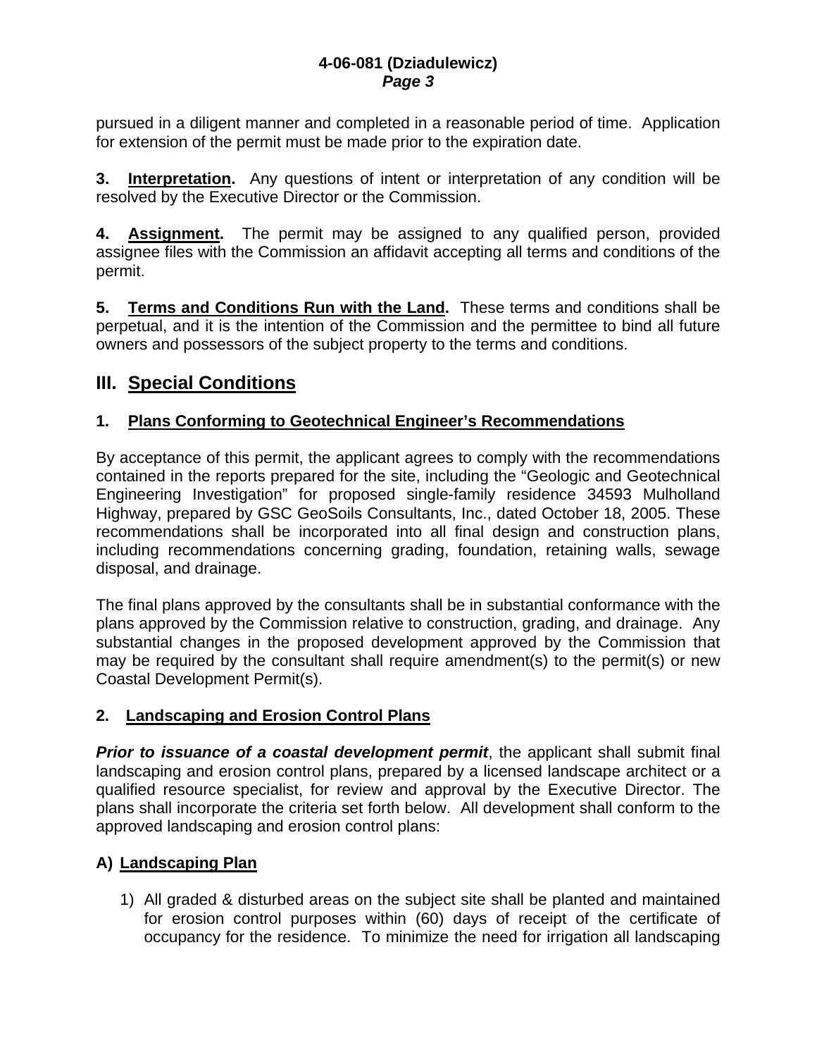pursued in a diligent manner and completed in a reasonable period of time. Application for extension of the permit must be made prior to the expiration date.

**3. Interpretation.** Any questions of intent or interpretation of any condition will be resolved by the Executive Director or the Commission.

**4. Assignment.** The permit may be assigned to any qualified person, provided assignee files with the Commission an affidavit accepting all terms and conditions of the permit.

**5. Terms and Conditions Run with the Land.** These terms and conditions shall be perpetual, and it is the intention of the Commission and the permittee to bind all future owners and possessors of the subject property to the terms and conditions.

## III. Special Conditions

### 1. Plans Conforming to Geotechnical Engineer's Recommendations

By acceptance of this permit, the applicant agrees to comply with the recommendations contained in the reports prepared for the site, including the "Geologic and Geotechnical Engineering Investigation" for proposed single-family residence 34593 Mulholland Highway, prepared by GSC GeoSoils Consultants, Inc., dated October 18, 2005. These recommendations shall be incorporated into all final design and construction plans, including recommendations concerning grading, foundation, retaining walls, sewage disposal, and drainage.

The final plans approved by the consultants shall be in substantial conformance with the plans approved by the Commission relative to construction, grading, and drainage. Any substantial changes in the proposed development approved by the Commission that may be required by the consultant shall require amendment(s) to the permit(s) or new Coastal Development Permit(s).

### 2. Landscaping and Erosion Control Plans

***Prior to issuance of a coastal development permit***, the applicant shall submit final landscaping and erosion control plans, prepared by a licensed landscape architect or a qualified resource specialist, for review and approval by the Executive Director. The plans shall incorporate the criteria set forth below. All development shall conform to the approved landscaping and erosion control plans:

### A) Landscaping Plan

1) All graded & disturbed areas on the subject site shall be planted and maintained for erosion control purposes within (60) days of receipt of the certificate of occupancy for the residence. To minimize the need for irrigation all landscaping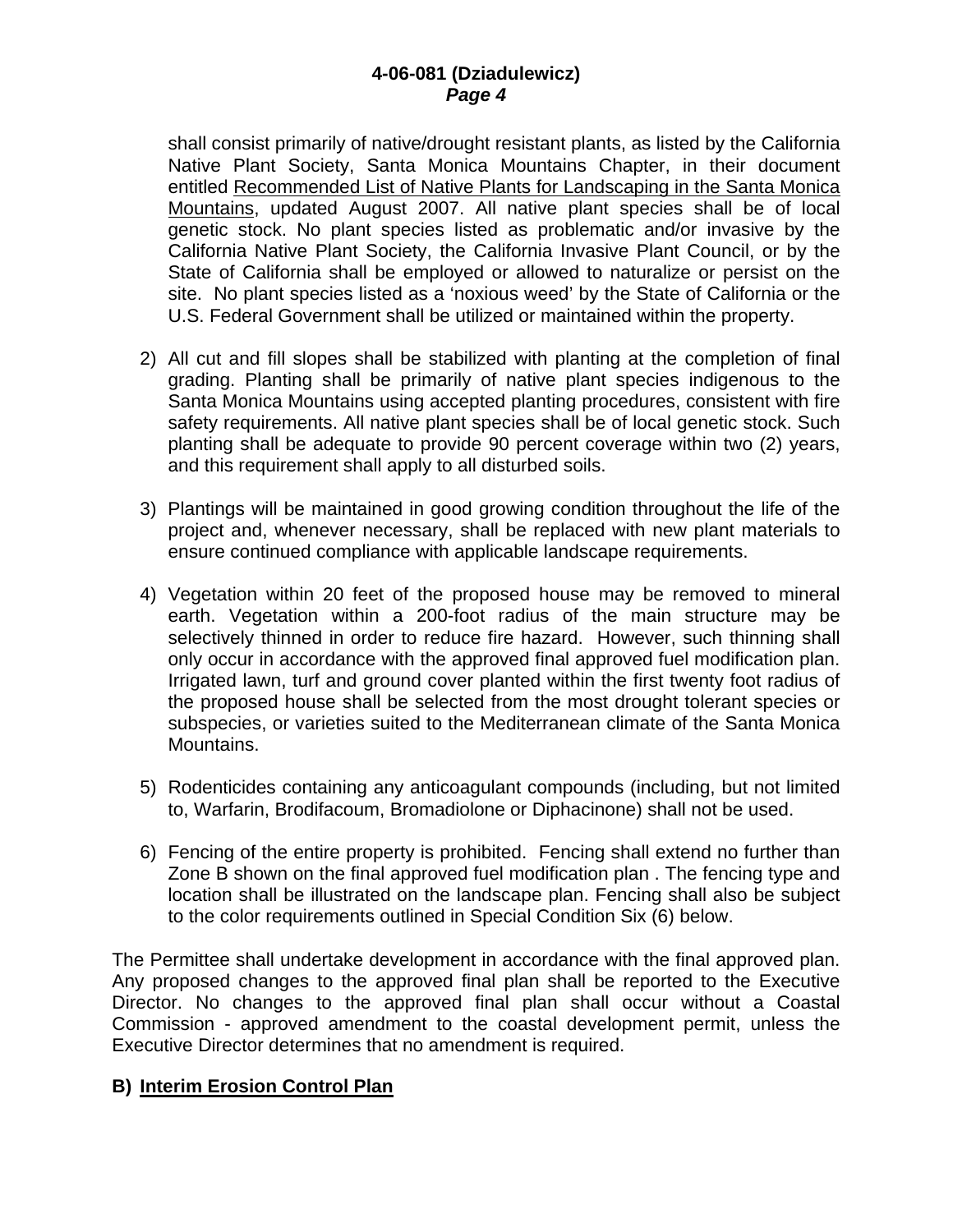shall consist primarily of native/drought resistant plants, as listed by the California Native Plant Society, Santa Monica Mountains Chapter, in their document entitled Recommended List of Native Plants for Landscaping in the Santa Monica Mountains, updated August 2007. All native plant species shall be of local genetic stock. No plant species listed as problematic and/or invasive by the California Native Plant Society, the California Invasive Plant Council, or by the State of California shall be employed or allowed to naturalize or persist on the site. No plant species listed as a 'noxious weed' by the State of California or the U.S. Federal Government shall be utilized or maintained within the property.

2) All cut and fill slopes shall be stabilized with planting at the completion of final grading. Planting shall be primarily of native plant species indigenous to the Santa Monica Mountains using accepted planting procedures, consistent with fire safety requirements. All native plant species shall be of local genetic stock. Such planting shall be adequate to provide 90 percent coverage within two (2) years, and this requirement shall apply to all disturbed soils.

3) Plantings will be maintained in good growing condition throughout the life of the project and, whenever necessary, shall be replaced with new plant materials to ensure continued compliance with applicable landscape requirements.

4) Vegetation within 20 feet of the proposed house may be removed to mineral earth. Vegetation within a 200-foot radius of the main structure may be selectively thinned in order to reduce fire hazard. However, such thinning shall only occur in accordance with the approved final approved fuel modification plan. Irrigated lawn, turf and ground cover planted within the first twenty foot radius of the proposed house shall be selected from the most drought tolerant species or subspecies, or varieties suited to the Mediterranean climate of the Santa Monica Mountains.

5) Rodenticides containing any anticoagulant compounds (including, but not limited to, Warfarin, Brodifacoum, Bromadiolone or Diphacinone) shall not be used.

6) Fencing of the entire property is prohibited. Fencing shall extend no further than Zone B shown on the final approved fuel modification plan . The fencing type and location shall be illustrated on the landscape plan. Fencing shall also be subject to the color requirements outlined in Special Condition Six (6) below.

The Permittee shall undertake development in accordance with the final approved plan. Any proposed changes to the approved final plan shall be reported to the Executive Director. No changes to the approved final plan shall occur without a Coastal Commission - approved amendment to the coastal development permit, unless the Executive Director determines that no amendment is required.

**B) Interim Erosion Control Plan**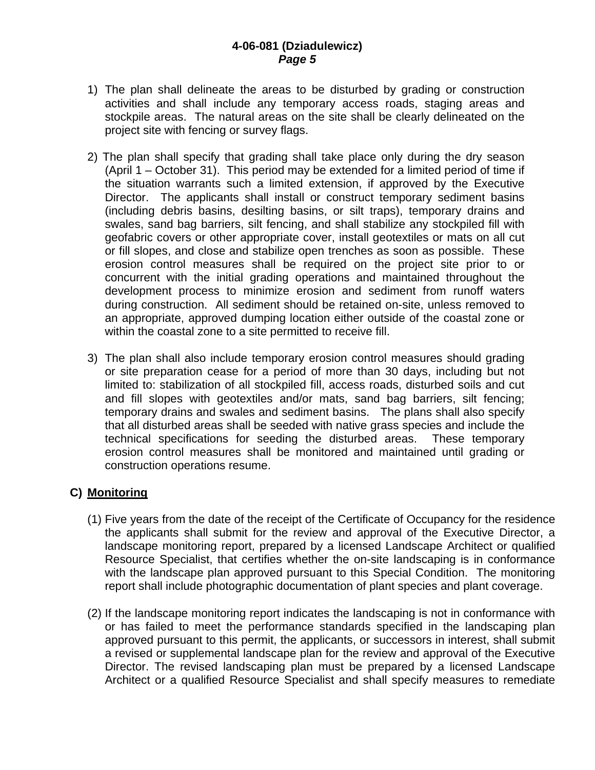1) The plan shall delineate the areas to be disturbed by grading or construction activities and shall include any temporary access roads, staging areas and stockpile areas. The natural areas on the site shall be clearly delineated on the project site with fencing or survey flags.

2) The plan shall specify that grading shall take place only during the dry season (April 1 – October 31). This period may be extended for a limited period of time if the situation warrants such a limited extension, if approved by the Executive Director. The applicants shall install or construct temporary sediment basins (including debris basins, desilting basins, or silt traps), temporary drains and swales, sand bag barriers, silt fencing, and shall stabilize any stockpiled fill with geofabric covers or other appropriate cover, install geotextiles or mats on all cut or fill slopes, and close and stabilize open trenches as soon as possible. These erosion control measures shall be required on the project site prior to or concurrent with the initial grading operations and maintained throughout the development process to minimize erosion and sediment from runoff waters during construction. All sediment should be retained on-site, unless removed to an appropriate, approved dumping location either outside of the coastal zone or within the coastal zone to a site permitted to receive fill.

3) The plan shall also include temporary erosion control measures should grading or site preparation cease for a period of more than 30 days, including but not limited to: stabilization of all stockpiled fill, access roads, disturbed soils and cut and fill slopes with geotextiles and/or mats, sand bag barriers, silt fencing; temporary drains and swales and sediment basins. The plans shall also specify that all disturbed areas shall be seeded with native grass species and include the technical specifications for seeding the disturbed areas. These temporary erosion control measures shall be monitored and maintained until grading or construction operations resume.

**C) <u>Monitoring</u>**

(1) Five years from the date of the receipt of the Certificate of Occupancy for the residence the applicants shall submit for the review and approval of the Executive Director, a landscape monitoring report, prepared by a licensed Landscape Architect or qualified Resource Specialist, that certifies whether the on-site landscaping is in conformance with the landscape plan approved pursuant to this Special Condition. The monitoring report shall include photographic documentation of plant species and plant coverage.

(2) If the landscape monitoring report indicates the landscaping is not in conformance with or has failed to meet the performance standards specified in the landscaping plan approved pursuant to this permit, the applicants, or successors in interest, shall submit a revised or supplemental landscape plan for the review and approval of the Executive Director. The revised landscaping plan must be prepared by a licensed Landscape Architect or a qualified Resource Specialist and shall specify measures to remediate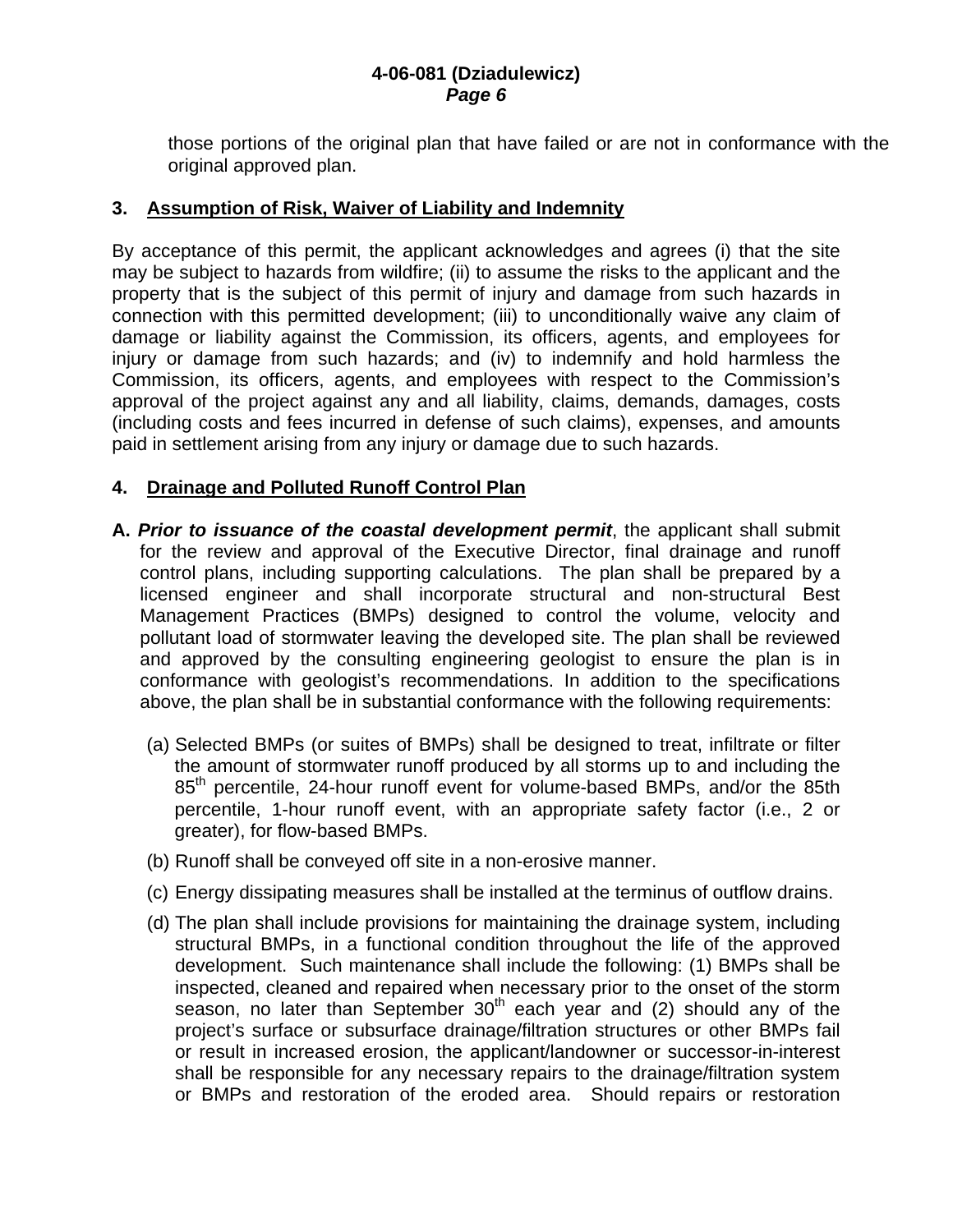those portions of the original plan that have failed or are not in conformance with the original approved plan.

### 3. Assumption of Risk, Waiver of Liability and Indemnity

By acceptance of this permit, the applicant acknowledges and agrees (i) that the site may be subject to hazards from wildfire; (ii) to assume the risks to the applicant and the property that is the subject of this permit of injury and damage from such hazards in connection with this permitted development; (iii) to unconditionally waive any claim of damage or liability against the Commission, its officers, agents, and employees for injury or damage from such hazards; and (iv) to indemnify and hold harmless the Commission, its officers, agents, and employees with respect to the Commission's approval of the project against any and all liability, claims, demands, damages, costs (including costs and fees incurred in defense of such claims), expenses, and amounts paid in settlement arising from any injury or damage due to such hazards.

### 4. Drainage and Polluted Runoff Control Plan

**A.** ***Prior to issuance of the coastal development permit***, the applicant shall submit for the review and approval of the Executive Director, final drainage and runoff control plans, including supporting calculations. The plan shall be prepared by a licensed engineer and shall incorporate structural and non-structural Best Management Practices (BMPs) designed to control the volume, velocity and pollutant load of stormwater leaving the developed site. The plan shall be reviewed and approved by the consulting engineering geologist to ensure the plan is in conformance with geologist's recommendations. In addition to the specifications above, the plan shall be in substantial conformance with the following requirements:

(a) Selected BMPs (or suites of BMPs) shall be designed to treat, infiltrate or filter the amount of stormwater runoff produced by all storms up to and including the 85th percentile, 24-hour runoff event for volume-based BMPs, and/or the 85th percentile, 1-hour runoff event, with an appropriate safety factor (i.e., 2 or greater), for flow-based BMPs.

(b) Runoff shall be conveyed off site in a non-erosive manner.

(c) Energy dissipating measures shall be installed at the terminus of outflow drains.

(d) The plan shall include provisions for maintaining the drainage system, including structural BMPs, in a functional condition throughout the life of the approved development. Such maintenance shall include the following: (1) BMPs shall be inspected, cleaned and repaired when necessary prior to the onset of the storm season, no later than September 30th each year and (2) should any of the project's surface or subsurface drainage/filtration structures or other BMPs fail or result in increased erosion, the applicant/landowner or successor-in-interest shall be responsible for any necessary repairs to the drainage/filtration system or BMPs and restoration of the eroded area. Should repairs or restoration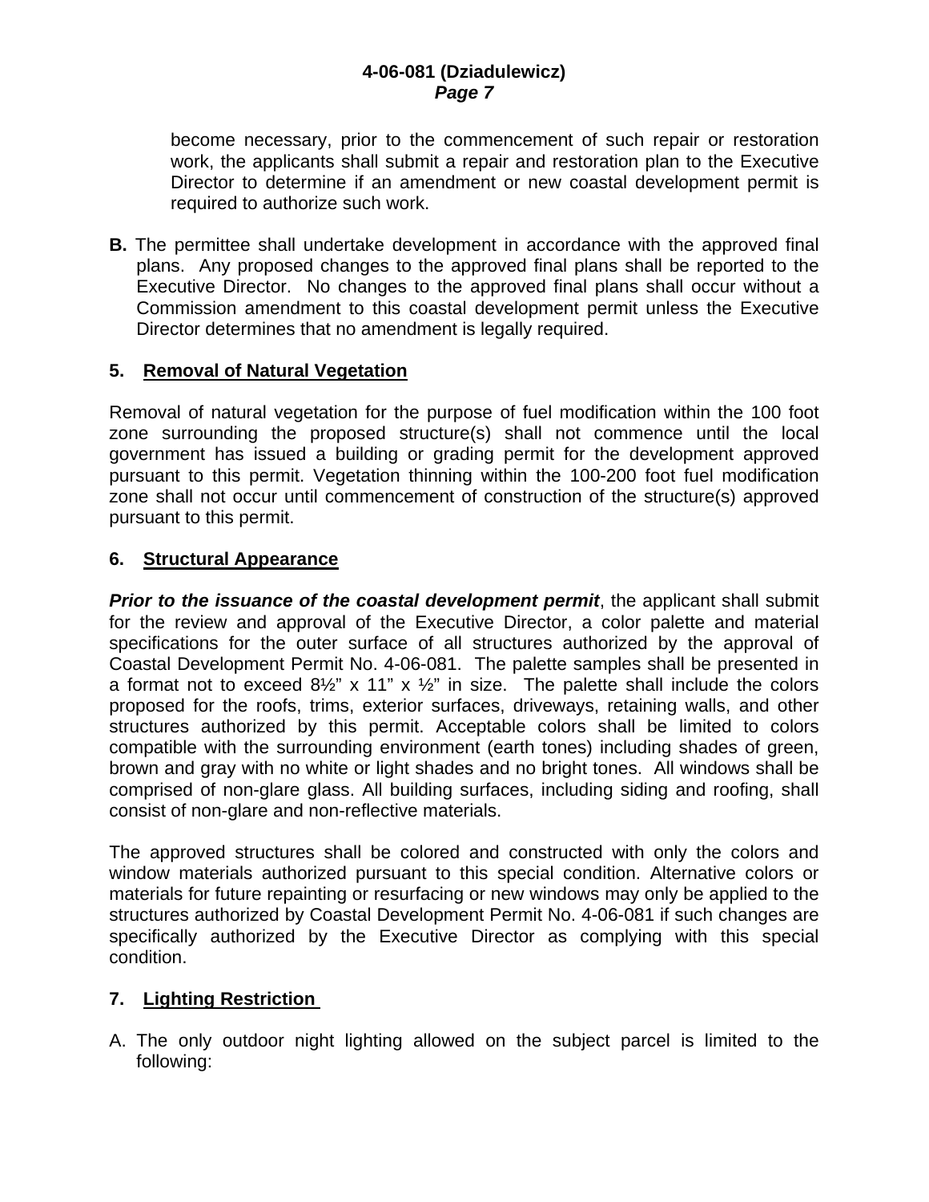become necessary, prior to the commencement of such repair or restoration work, the applicants shall submit a repair and restoration plan to the Executive Director to determine if an amendment or new coastal development permit is required to authorize such work.

**B.** The permittee shall undertake development in accordance with the approved final plans. Any proposed changes to the approved final plans shall be reported to the Executive Director. No changes to the approved final plans shall occur without a Commission amendment to this coastal development permit unless the Executive Director determines that no amendment is legally required.

**5. Removal of Natural Vegetation**

Removal of natural vegetation for the purpose of fuel modification within the 100 foot zone surrounding the proposed structure(s) shall not commence until the local government has issued a building or grading permit for the development approved pursuant to this permit. Vegetation thinning within the 100-200 foot fuel modification zone shall not occur until commencement of construction of the structure(s) approved pursuant to this permit.

**6. Structural Appearance**

***Prior to the issuance of the coastal development permit***, the applicant shall submit for the review and approval of the Executive Director, a color palette and material specifications for the outer surface of all structures authorized by the approval of Coastal Development Permit No. 4-06-081. The palette samples shall be presented in a format not to exceed 8½" x 11" x ½" in size. The palette shall include the colors proposed for the roofs, trims, exterior surfaces, driveways, retaining walls, and other structures authorized by this permit. Acceptable colors shall be limited to colors compatible with the surrounding environment (earth tones) including shades of green, brown and gray with no white or light shades and no bright tones. All windows shall be comprised of non-glare glass. All building surfaces, including siding and roofing, shall consist of non-glare and non-reflective materials.

The approved structures shall be colored and constructed with only the colors and window materials authorized pursuant to this special condition. Alternative colors or materials for future repainting or resurfacing or new windows may only be applied to the structures authorized by Coastal Development Permit No. 4-06-081 if such changes are specifically authorized by the Executive Director as complying with this special condition.

**7. Lighting Restriction**

A. The only outdoor night lighting allowed on the subject parcel is limited to the following: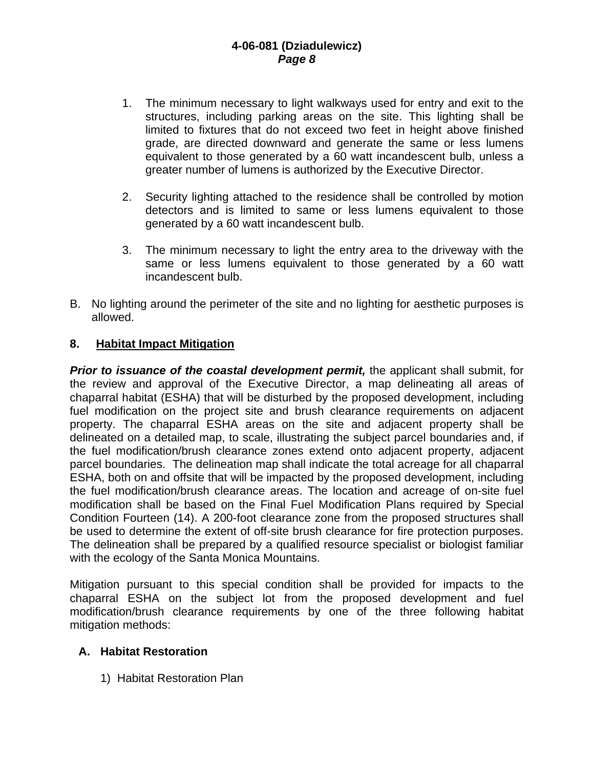1. The minimum necessary to light walkways used for entry and exit to the structures, including parking areas on the site. This lighting shall be limited to fixtures that do not exceed two feet in height above finished grade, are directed downward and generate the same or less lumens equivalent to those generated by a 60 watt incandescent bulb, unless a greater number of lumens is authorized by the Executive Director.

2. Security lighting attached to the residence shall be controlled by motion detectors and is limited to same or less lumens equivalent to those generated by a 60 watt incandescent bulb.

3. The minimum necessary to light the entry area to the driveway with the same or less lumens equivalent to those generated by a 60 watt incandescent bulb.

B. No lighting around the perimeter of the site and no lighting for aesthetic purposes is allowed.

**8. Habitat Impact Mitigation**

***Prior to issuance of the coastal development permit,*** the applicant shall submit, for the review and approval of the Executive Director, a map delineating all areas of chaparral habitat (ESHA) that will be disturbed by the proposed development, including fuel modification on the project site and brush clearance requirements on adjacent property. The chaparral ESHA areas on the site and adjacent property shall be delineated on a detailed map, to scale, illustrating the subject parcel boundaries and, if the fuel modification/brush clearance zones extend onto adjacent property, adjacent parcel boundaries. The delineation map shall indicate the total acreage for all chaparral ESHA, both on and offsite that will be impacted by the proposed development, including the fuel modification/brush clearance areas. The location and acreage of on-site fuel modification shall be based on the Final Fuel Modification Plans required by Special Condition Fourteen (14). A 200-foot clearance zone from the proposed structures shall be used to determine the extent of off-site brush clearance for fire protection purposes. The delineation shall be prepared by a qualified resource specialist or biologist familiar with the ecology of the Santa Monica Mountains.

Mitigation pursuant to this special condition shall be provided for impacts to the chaparral ESHA on the subject lot from the proposed development and fuel modification/brush clearance requirements by one of the three following habitat mitigation methods:

**A. Habitat Restoration**

1) Habitat Restoration Plan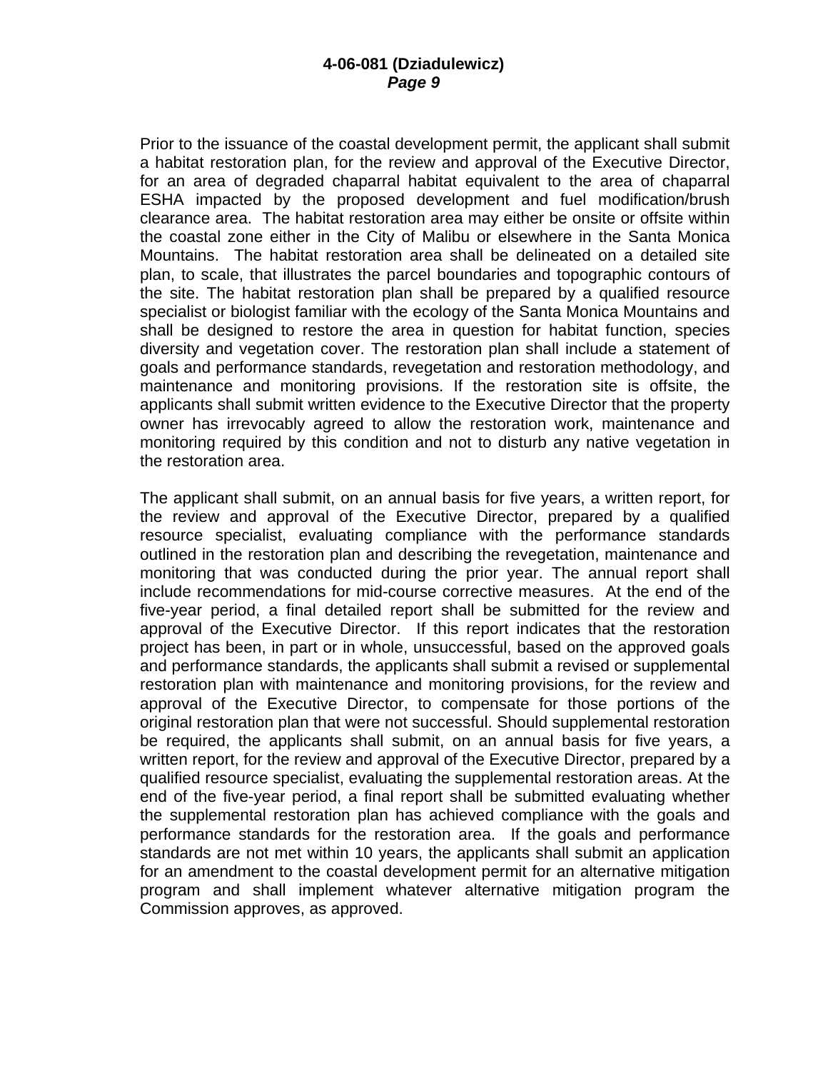Prior to the issuance of the coastal development permit, the applicant shall submit a habitat restoration plan, for the review and approval of the Executive Director, for an area of degraded chaparral habitat equivalent to the area of chaparral ESHA impacted by the proposed development and fuel modification/brush clearance area. The habitat restoration area may either be onsite or offsite within the coastal zone either in the City of Malibu or elsewhere in the Santa Monica Mountains. The habitat restoration area shall be delineated on a detailed site plan, to scale, that illustrates the parcel boundaries and topographic contours of the site. The habitat restoration plan shall be prepared by a qualified resource specialist or biologist familiar with the ecology of the Santa Monica Mountains and shall be designed to restore the area in question for habitat function, species diversity and vegetation cover. The restoration plan shall include a statement of goals and performance standards, revegetation and restoration methodology, and maintenance and monitoring provisions. If the restoration site is offsite, the applicants shall submit written evidence to the Executive Director that the property owner has irrevocably agreed to allow the restoration work, maintenance and monitoring required by this condition and not to disturb any native vegetation in the restoration area.

The applicant shall submit, on an annual basis for five years, a written report, for the review and approval of the Executive Director, prepared by a qualified resource specialist, evaluating compliance with the performance standards outlined in the restoration plan and describing the revegetation, maintenance and monitoring that was conducted during the prior year. The annual report shall include recommendations for mid-course corrective measures. At the end of the five-year period, a final detailed report shall be submitted for the review and approval of the Executive Director. If this report indicates that the restoration project has been, in part or in whole, unsuccessful, based on the approved goals and performance standards, the applicants shall submit a revised or supplemental restoration plan with maintenance and monitoring provisions, for the review and approval of the Executive Director, to compensate for those portions of the original restoration plan that were not successful. Should supplemental restoration be required, the applicants shall submit, on an annual basis for five years, a written report, for the review and approval of the Executive Director, prepared by a qualified resource specialist, evaluating the supplemental restoration areas. At the end of the five-year period, a final report shall be submitted evaluating whether the supplemental restoration plan has achieved compliance with the goals and performance standards for the restoration area. If the goals and performance standards are not met within 10 years, the applicants shall submit an application for an amendment to the coastal development permit for an alternative mitigation program and shall implement whatever alternative mitigation program the Commission approves, as approved.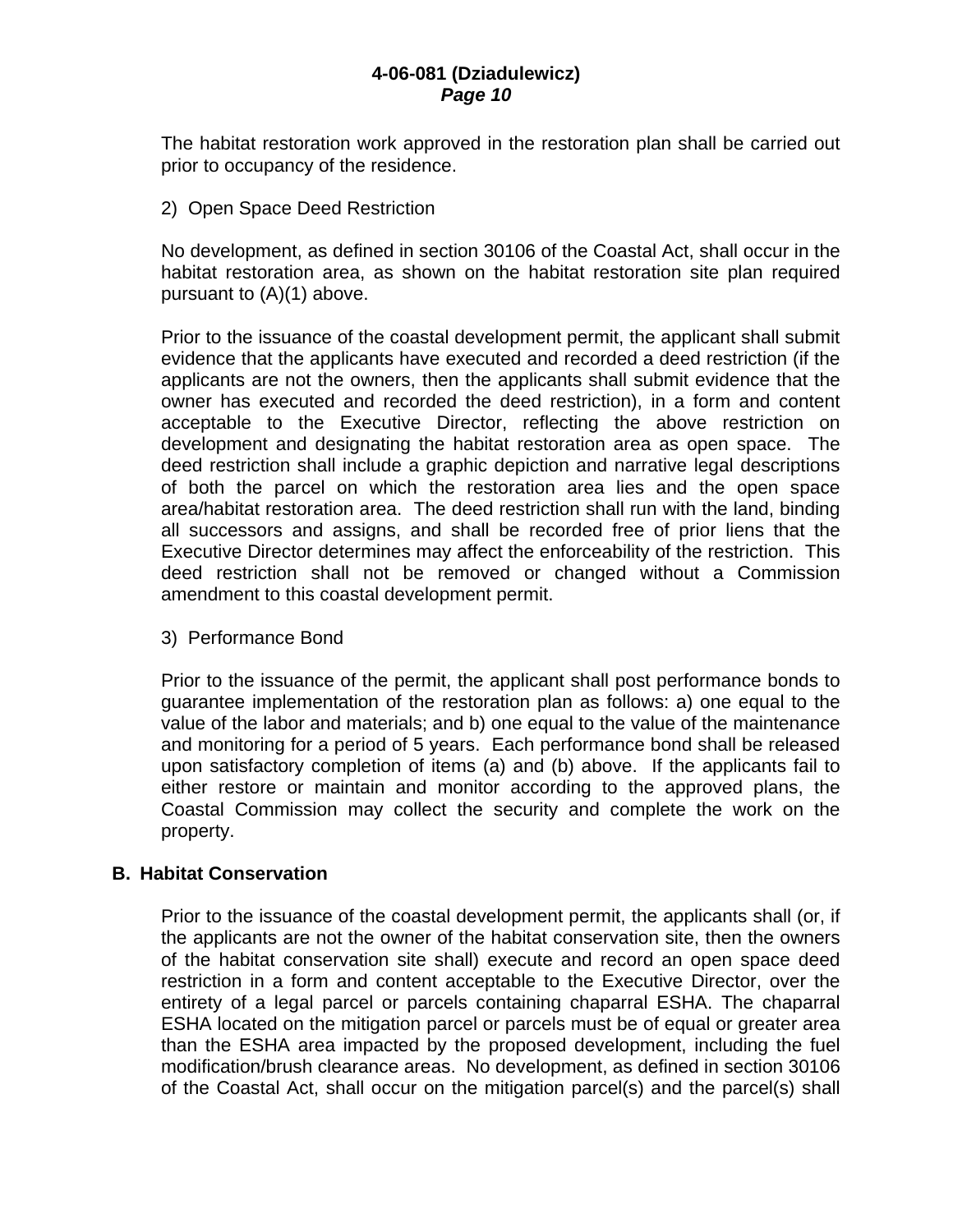The habitat restoration work approved in the restoration plan shall be carried out prior to occupancy of the residence.

2) Open Space Deed Restriction

No development, as defined in section 30106 of the Coastal Act, shall occur in the habitat restoration area, as shown on the habitat restoration site plan required pursuant to (A)(1) above.

Prior to the issuance of the coastal development permit, the applicant shall submit evidence that the applicants have executed and recorded a deed restriction (if the applicants are not the owners, then the applicants shall submit evidence that the owner has executed and recorded the deed restriction), in a form and content acceptable to the Executive Director, reflecting the above restriction on development and designating the habitat restoration area as open space. The deed restriction shall include a graphic depiction and narrative legal descriptions of both the parcel on which the restoration area lies and the open space area/habitat restoration area. The deed restriction shall run with the land, binding all successors and assigns, and shall be recorded free of prior liens that the Executive Director determines may affect the enforceability of the restriction. This deed restriction shall not be removed or changed without a Commission amendment to this coastal development permit.

3) Performance Bond

Prior to the issuance of the permit, the applicant shall post performance bonds to guarantee implementation of the restoration plan as follows: a) one equal to the value of the labor and materials; and b) one equal to the value of the maintenance and monitoring for a period of 5 years. Each performance bond shall be released upon satisfactory completion of items (a) and (b) above. If the applicants fail to either restore or maintain and monitor according to the approved plans, the Coastal Commission may collect the security and complete the work on the property.

**B. Habitat Conservation**

Prior to the issuance of the coastal development permit, the applicants shall (or, if the applicants are not the owner of the habitat conservation site, then the owners of the habitat conservation site shall) execute and record an open space deed restriction in a form and content acceptable to the Executive Director, over the entirety of a legal parcel or parcels containing chaparral ESHA. The chaparral ESHA located on the mitigation parcel or parcels must be of equal or greater area than the ESHA area impacted by the proposed development, including the fuel modification/brush clearance areas. No development, as defined in section 30106 of the Coastal Act, shall occur on the mitigation parcel(s) and the parcel(s) shall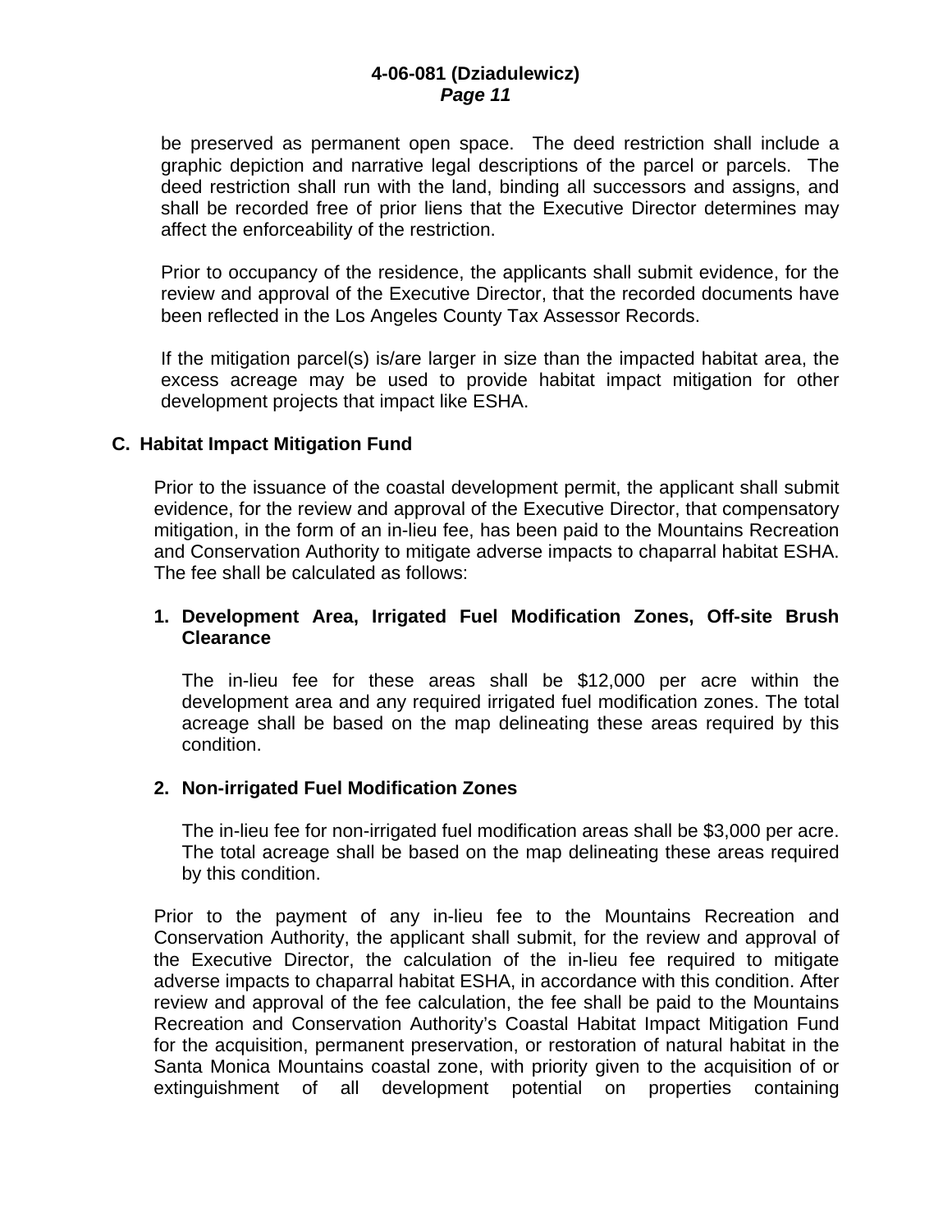be preserved as permanent open space. The deed restriction shall include a graphic depiction and narrative legal descriptions of the parcel or parcels. The deed restriction shall run with the land, binding all successors and assigns, and shall be recorded free of prior liens that the Executive Director determines may affect the enforceability of the restriction.

Prior to occupancy of the residence, the applicants shall submit evidence, for the review and approval of the Executive Director, that the recorded documents have been reflected in the Los Angeles County Tax Assessor Records.

If the mitigation parcel(s) is/are larger in size than the impacted habitat area, the excess acreage may be used to provide habitat impact mitigation for other development projects that impact like ESHA.

**C. Habitat Impact Mitigation Fund**

Prior to the issuance of the coastal development permit, the applicant shall submit evidence, for the review and approval of the Executive Director, that compensatory mitigation, in the form of an in-lieu fee, has been paid to the Mountains Recreation and Conservation Authority to mitigate adverse impacts to chaparral habitat ESHA. The fee shall be calculated as follows:

**1. Development Area, Irrigated Fuel Modification Zones, Off-site Brush Clearance**

The in-lieu fee for these areas shall be $12,000 per acre within the development area and any required irrigated fuel modification zones. The total acreage shall be based on the map delineating these areas required by this condition.

**2. Non-irrigated Fuel Modification Zones**

The in-lieu fee for non-irrigated fuel modification areas shall be $3,000 per acre. The total acreage shall be based on the map delineating these areas required by this condition.

Prior to the payment of any in-lieu fee to the Mountains Recreation and Conservation Authority, the applicant shall submit, for the review and approval of the Executive Director, the calculation of the in-lieu fee required to mitigate adverse impacts to chaparral habitat ESHA, in accordance with this condition. After review and approval of the fee calculation, the fee shall be paid to the Mountains Recreation and Conservation Authority's Coastal Habitat Impact Mitigation Fund for the acquisition, permanent preservation, or restoration of natural habitat in the Santa Monica Mountains coastal zone, with priority given to the acquisition of or extinguishment of all development potential on properties containing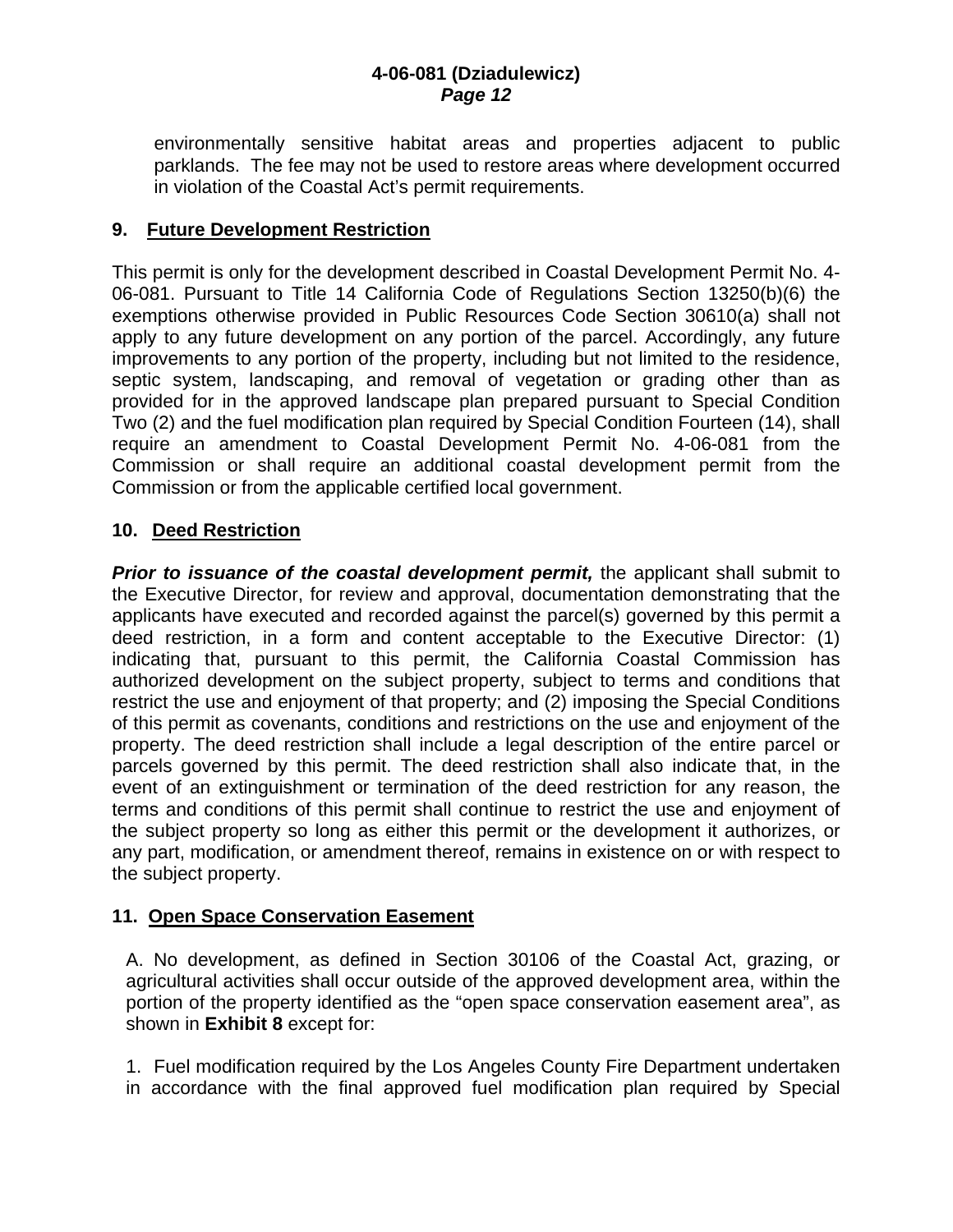environmentally sensitive habitat areas and properties adjacent to public parklands. The fee may not be used to restore areas where development occurred in violation of the Coastal Act's permit requirements.

**9. Future Development Restriction**

This permit is only for the development described in Coastal Development Permit No. 4-06-081. Pursuant to Title 14 California Code of Regulations Section 13250(b)(6) the exemptions otherwise provided in Public Resources Code Section 30610(a) shall not apply to any future development on any portion of the parcel. Accordingly, any future improvements to any portion of the property, including but not limited to the residence, septic system, landscaping, and removal of vegetation or grading other than as provided for in the approved landscape plan prepared pursuant to Special Condition Two (2) and the fuel modification plan required by Special Condition Fourteen (14), shall require an amendment to Coastal Development Permit No. 4-06-081 from the Commission or shall require an additional coastal development permit from the Commission or from the applicable certified local government.

**10. Deed Restriction**

***Prior to issuance of the coastal development permit,*** the applicant shall submit to the Executive Director, for review and approval, documentation demonstrating that the applicants have executed and recorded against the parcel(s) governed by this permit a deed restriction, in a form and content acceptable to the Executive Director: (1) indicating that, pursuant to this permit, the California Coastal Commission has authorized development on the subject property, subject to terms and conditions that restrict the use and enjoyment of that property; and (2) imposing the Special Conditions of this permit as covenants, conditions and restrictions on the use and enjoyment of the property. The deed restriction shall include a legal description of the entire parcel or parcels governed by this permit. The deed restriction shall also indicate that, in the event of an extinguishment or termination of the deed restriction for any reason, the terms and conditions of this permit shall continue to restrict the use and enjoyment of the subject property so long as either this permit or the development it authorizes, or any part, modification, or amendment thereof, remains in existence on or with respect to the subject property.

**11. Open Space Conservation Easement**

A. No development, as defined in Section 30106 of the Coastal Act, grazing, or agricultural activities shall occur outside of the approved development area, within the portion of the property identified as the "open space conservation easement area", as shown in **Exhibit 8** except for:

1. Fuel modification required by the Los Angeles County Fire Department undertaken in accordance with the final approved fuel modification plan required by Special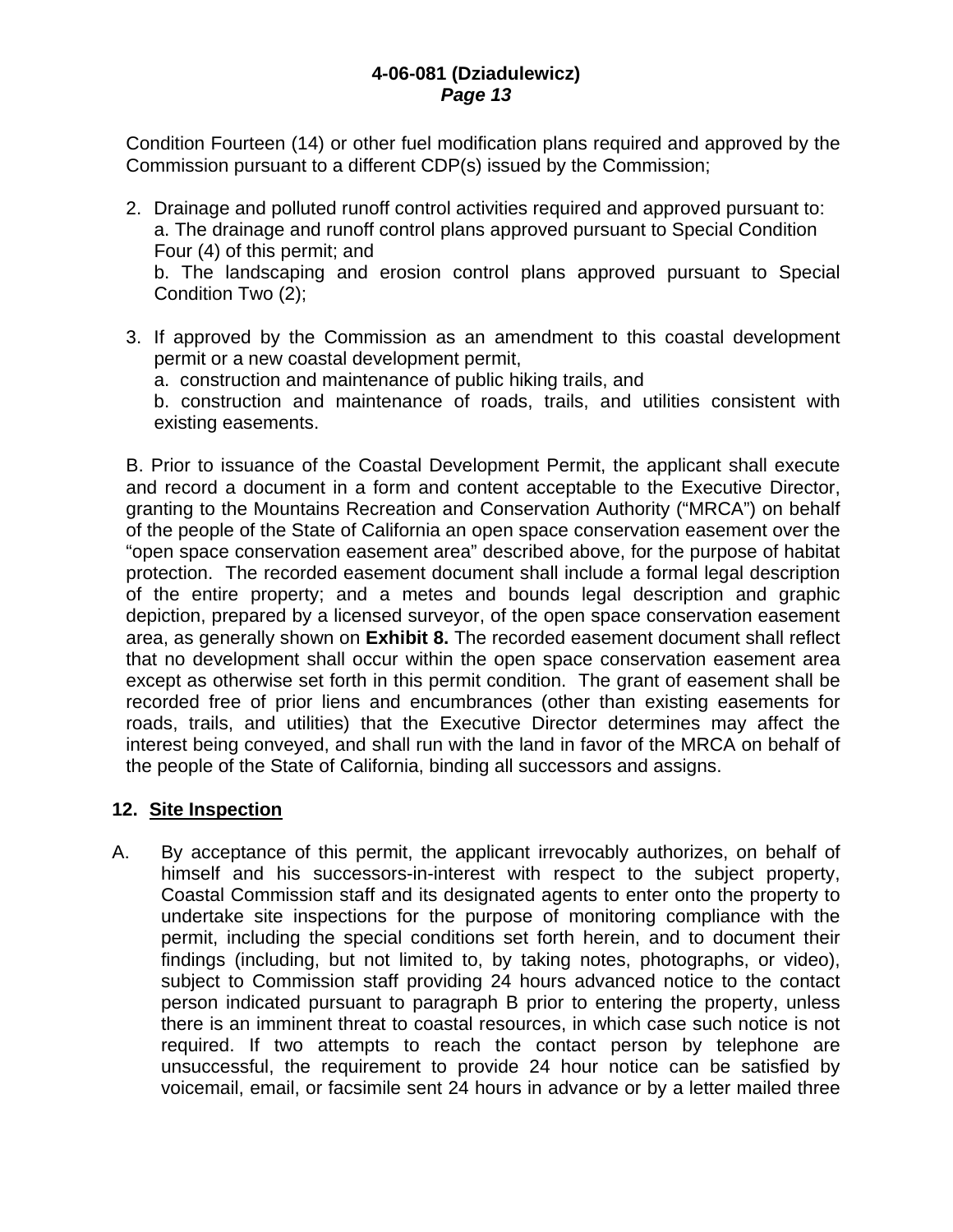Condition Fourteen (14) or other fuel modification plans required and approved by the Commission pursuant to a different CDP(s) issued by the Commission;

2. Drainage and polluted runoff control activities required and approved pursuant to:
   a. The drainage and runoff control plans approved pursuant to Special Condition Four (4) of this permit; and
   b. The landscaping and erosion control plans approved pursuant to Special Condition Two (2);

3. If approved by the Commission as an amendment to this coastal development permit or a new coastal development permit,
   a. construction and maintenance of public hiking trails, and
   b. construction and maintenance of roads, trails, and utilities consistent with existing easements.

B. Prior to issuance of the Coastal Development Permit, the applicant shall execute and record a document in a form and content acceptable to the Executive Director, granting to the Mountains Recreation and Conservation Authority ("MRCA") on behalf of the people of the State of California an open space conservation easement over the "open space conservation easement area" described above, for the purpose of habitat protection. The recorded easement document shall include a formal legal description of the entire property; and a metes and bounds legal description and graphic depiction, prepared by a licensed surveyor, of the open space conservation easement area, as generally shown on **Exhibit 8.** The recorded easement document shall reflect that no development shall occur within the open space conservation easement area except as otherwise set forth in this permit condition. The grant of easement shall be recorded free of prior liens and encumbrances (other than existing easements for roads, trails, and utilities) that the Executive Director determines may affect the interest being conveyed, and shall run with the land in favor of the MRCA on behalf of the people of the State of California, binding all successors and assigns.

**12. Site Inspection**

A. By acceptance of this permit, the applicant irrevocably authorizes, on behalf of himself and his successors-in-interest with respect to the subject property, Coastal Commission staff and its designated agents to enter onto the property to undertake site inspections for the purpose of monitoring compliance with the permit, including the special conditions set forth herein, and to document their findings (including, but not limited to, by taking notes, photographs, or video), subject to Commission staff providing 24 hours advanced notice to the contact person indicated pursuant to paragraph B prior to entering the property, unless there is an imminent threat to coastal resources, in which case such notice is not required. If two attempts to reach the contact person by telephone are unsuccessful, the requirement to provide 24 hour notice can be satisfied by voicemail, email, or facsimile sent 24 hours in advance or by a letter mailed three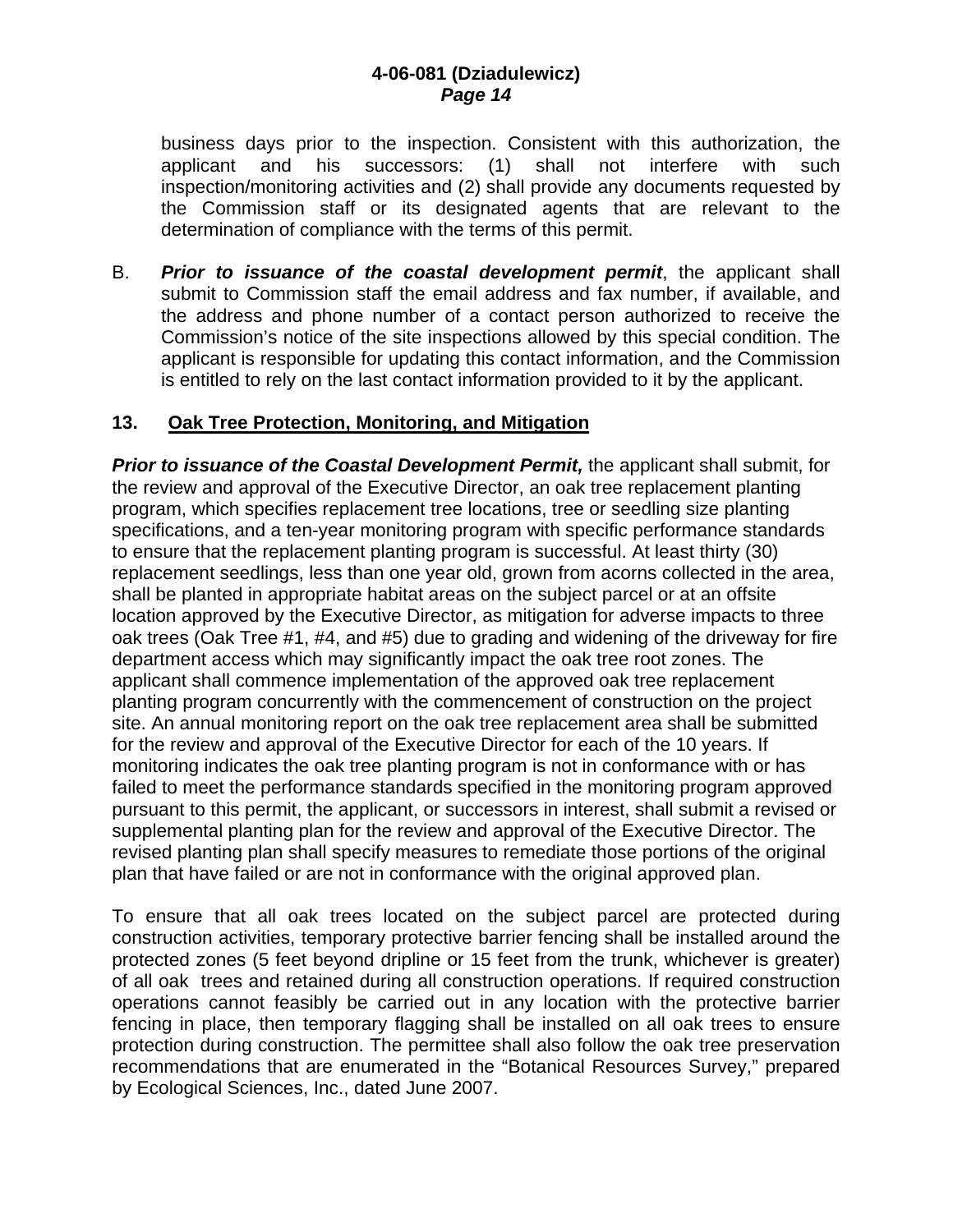business days prior to the inspection. Consistent with this authorization, the applicant and his successors: (1) shall not interfere with such inspection/monitoring activities and (2) shall provide any documents requested by the Commission staff or its designated agents that are relevant to the determination of compliance with the terms of this permit.

B. ***Prior to issuance of the coastal development permit***, the applicant shall submit to Commission staff the email address and fax number, if available, and the address and phone number of a contact person authorized to receive the Commission's notice of the site inspections allowed by this special condition. The applicant is responsible for updating this contact information, and the Commission is entitled to rely on the last contact information provided to it by the applicant.

**13. Oak Tree Protection, Monitoring, and Mitigation**

***Prior to issuance of the Coastal Development Permit,*** the applicant shall submit, for the review and approval of the Executive Director, an oak tree replacement planting program, which specifies replacement tree locations, tree or seedling size planting specifications, and a ten-year monitoring program with specific performance standards to ensure that the replacement planting program is successful. At least thirty (30) replacement seedlings, less than one year old, grown from acorns collected in the area, shall be planted in appropriate habitat areas on the subject parcel or at an offsite location approved by the Executive Director, as mitigation for adverse impacts to three oak trees (Oak Tree #1, #4, and #5) due to grading and widening of the driveway for fire department access which may significantly impact the oak tree root zones. The applicant shall commence implementation of the approved oak tree replacement planting program concurrently with the commencement of construction on the project site. An annual monitoring report on the oak tree replacement area shall be submitted for the review and approval of the Executive Director for each of the 10 years. If monitoring indicates the oak tree planting program is not in conformance with or has failed to meet the performance standards specified in the monitoring program approved pursuant to this permit, the applicant, or successors in interest, shall submit a revised or supplemental planting plan for the review and approval of the Executive Director. The revised planting plan shall specify measures to remediate those portions of the original plan that have failed or are not in conformance with the original approved plan.

To ensure that all oak trees located on the subject parcel are protected during construction activities, temporary protective barrier fencing shall be installed around the protected zones (5 feet beyond dripline or 15 feet from the trunk, whichever is greater) of all oak trees and retained during all construction operations. If required construction operations cannot feasibly be carried out in any location with the protective barrier fencing in place, then temporary flagging shall be installed on all oak trees to ensure protection during construction. The permittee shall also follow the oak tree preservation recommendations that are enumerated in the "Botanical Resources Survey," prepared by Ecological Sciences, Inc., dated June 2007.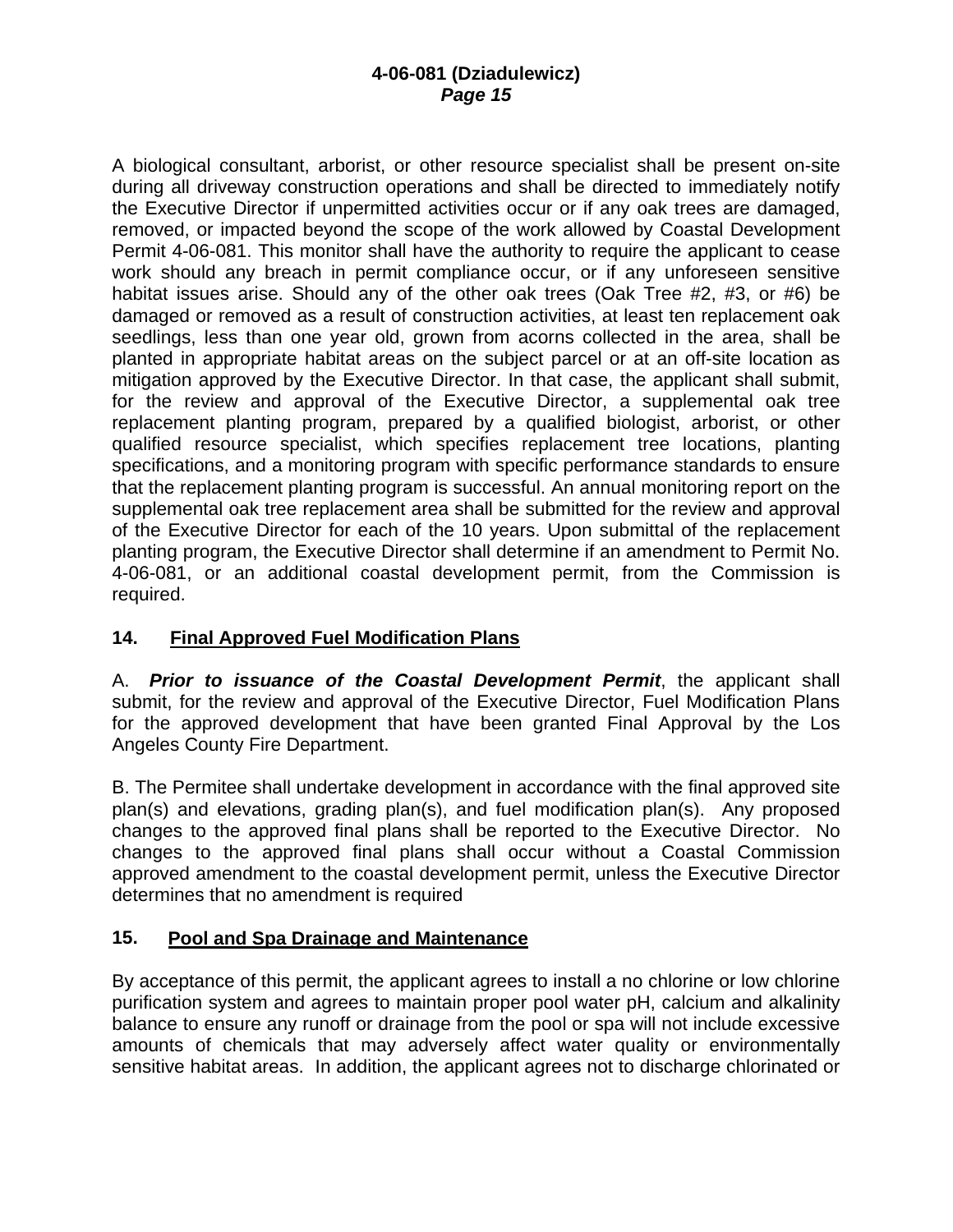A biological consultant, arborist, or other resource specialist shall be present on-site during all driveway construction operations and shall be directed to immediately notify the Executive Director if unpermitted activities occur or if any oak trees are damaged, removed, or impacted beyond the scope of the work allowed by Coastal Development Permit 4-06-081. This monitor shall have the authority to require the applicant to cease work should any breach in permit compliance occur, or if any unforeseen sensitive habitat issues arise. Should any of the other oak trees (Oak Tree #2, #3, or #6) be damaged or removed as a result of construction activities, at least ten replacement oak seedlings, less than one year old, grown from acorns collected in the area, shall be planted in appropriate habitat areas on the subject parcel or at an off-site location as mitigation approved by the Executive Director. In that case, the applicant shall submit, for the review and approval of the Executive Director, a supplemental oak tree replacement planting program, prepared by a qualified biologist, arborist, or other qualified resource specialist, which specifies replacement tree locations, planting specifications, and a monitoring program with specific performance standards to ensure that the replacement planting program is successful. An annual monitoring report on the supplemental oak tree replacement area shall be submitted for the review and approval of the Executive Director for each of the 10 years. Upon submittal of the replacement planting program, the Executive Director shall determine if an amendment to Permit No. 4-06-081, or an additional coastal development permit, from the Commission is required.

## 14. Final Approved Fuel Modification Plans

A. ***Prior to issuance of the Coastal Development Permit***, the applicant shall submit, for the review and approval of the Executive Director, Fuel Modification Plans for the approved development that have been granted Final Approval by the Los Angeles County Fire Department.

B. The Permitee shall undertake development in accordance with the final approved site plan(s) and elevations, grading plan(s), and fuel modification plan(s). Any proposed changes to the approved final plans shall be reported to the Executive Director. No changes to the approved final plans shall occur without a Coastal Commission approved amendment to the coastal development permit, unless the Executive Director determines that no amendment is required

## 15. Pool and Spa Drainage and Maintenance

By acceptance of this permit, the applicant agrees to install a no chlorine or low chlorine purification system and agrees to maintain proper pool water pH, calcium and alkalinity balance to ensure any runoff or drainage from the pool or spa will not include excessive amounts of chemicals that may adversely affect water quality or environmentally sensitive habitat areas. In addition, the applicant agrees not to discharge chlorinated or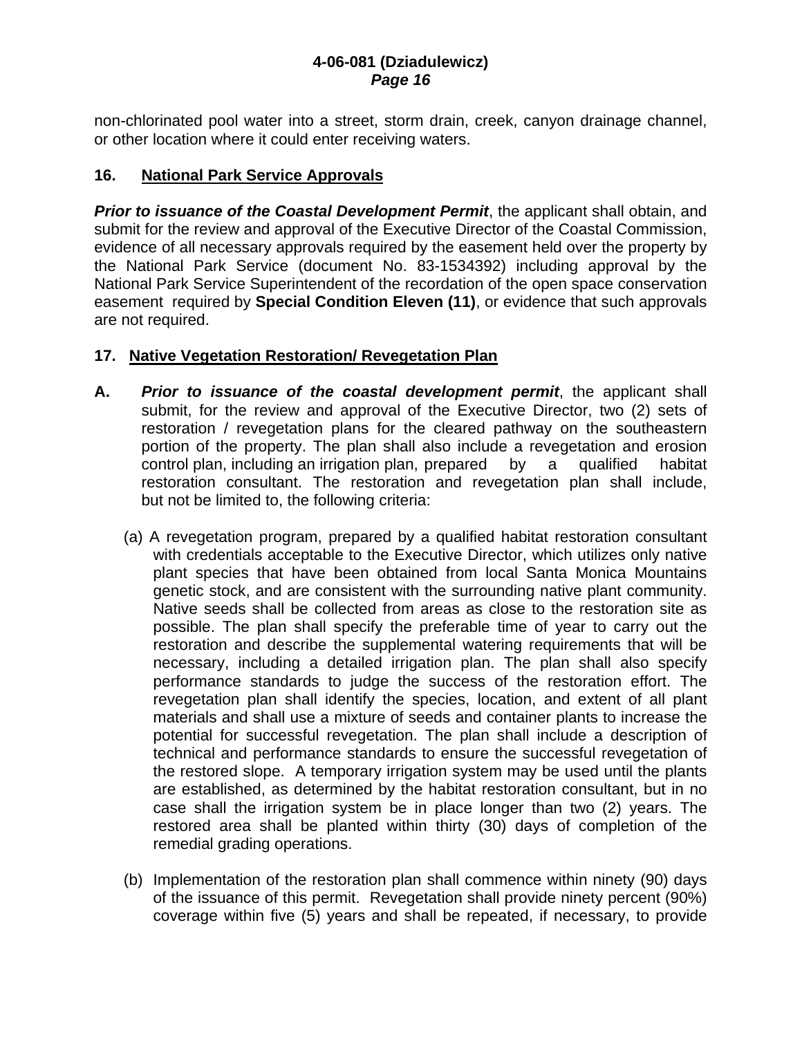non-chlorinated pool water into a street, storm drain, creek, canyon drainage channel, or other location where it could enter receiving waters.

**16. National Park Service Approvals**

***Prior to issuance of the Coastal Development Permit***, the applicant shall obtain, and submit for the review and approval of the Executive Director of the Coastal Commission, evidence of all necessary approvals required by the easement held over the property by the National Park Service (document No. 83-1534392) including approval by the National Park Service Superintendent of the recordation of the open space conservation easement required by **Special Condition Eleven (11)**, or evidence that such approvals are not required.

**17. Native Vegetation Restoration/ Revegetation Plan**

**A.** ***Prior to issuance of the coastal development permit***, the applicant shall submit, for the review and approval of the Executive Director, two (2) sets of restoration / revegetation plans for the cleared pathway on the southeastern portion of the property. The plan shall also include a revegetation and erosion control plan, including an irrigation plan, prepared by a qualified habitat restoration consultant. The restoration and revegetation plan shall include, but not be limited to, the following criteria:

(a) A revegetation program, prepared by a qualified habitat restoration consultant with credentials acceptable to the Executive Director, which utilizes only native plant species that have been obtained from local Santa Monica Mountains genetic stock, and are consistent with the surrounding native plant community. Native seeds shall be collected from areas as close to the restoration site as possible. The plan shall specify the preferable time of year to carry out the restoration and describe the supplemental watering requirements that will be necessary, including a detailed irrigation plan. The plan shall also specify performance standards to judge the success of the restoration effort. The revegetation plan shall identify the species, location, and extent of all plant materials and shall use a mixture of seeds and container plants to increase the potential for successful revegetation. The plan shall include a description of technical and performance standards to ensure the successful revegetation of the restored slope. A temporary irrigation system may be used until the plants are established, as determined by the habitat restoration consultant, but in no case shall the irrigation system be in place longer than two (2) years. The restored area shall be planted within thirty (30) days of completion of the remedial grading operations.

(b) Implementation of the restoration plan shall commence within ninety (90) days of the issuance of this permit. Revegetation shall provide ninety percent (90%) coverage within five (5) years and shall be repeated, if necessary, to provide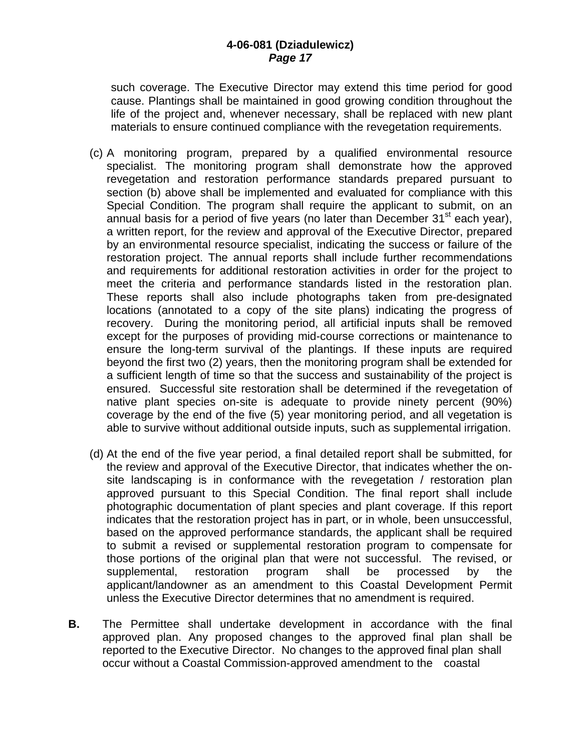such coverage. The Executive Director may extend this time period for good cause. Plantings shall be maintained in good growing condition throughout the life of the project and, whenever necessary, shall be replaced with new plant materials to ensure continued compliance with the revegetation requirements.

(c) A monitoring program, prepared by a qualified environmental resource specialist. The monitoring program shall demonstrate how the approved revegetation and restoration performance standards prepared pursuant to section (b) above shall be implemented and evaluated for compliance with this Special Condition. The program shall require the applicant to submit, on an annual basis for a period of five years (no later than December 31st each year), a written report, for the review and approval of the Executive Director, prepared by an environmental resource specialist, indicating the success or failure of the restoration project. The annual reports shall include further recommendations and requirements for additional restoration activities in order for the project to meet the criteria and performance standards listed in the restoration plan. These reports shall also include photographs taken from pre-designated locations (annotated to a copy of the site plans) indicating the progress of recovery. During the monitoring period, all artificial inputs shall be removed except for the purposes of providing mid-course corrections or maintenance to ensure the long-term survival of the plantings. If these inputs are required beyond the first two (2) years, then the monitoring program shall be extended for a sufficient length of time so that the success and sustainability of the project is ensured. Successful site restoration shall be determined if the revegetation of native plant species on-site is adequate to provide ninety percent (90%) coverage by the end of the five (5) year monitoring period, and all vegetation is able to survive without additional outside inputs, such as supplemental irrigation.

(d) At the end of the five year period, a final detailed report shall be submitted, for the review and approval of the Executive Director, that indicates whether the on-site landscaping is in conformance with the revegetation / restoration plan approved pursuant to this Special Condition. The final report shall include photographic documentation of plant species and plant coverage. If this report indicates that the restoration project has in part, or in whole, been unsuccessful, based on the approved performance standards, the applicant shall be required to submit a revised or supplemental restoration program to compensate for those portions of the original plan that were not successful. The revised, or supplemental, restoration program shall be processed by the applicant/landowner as an amendment to this Coastal Development Permit unless the Executive Director determines that no amendment is required.

**B.** The Permittee shall undertake development in accordance with the final approved plan. Any proposed changes to the approved final plan shall be reported to the Executive Director. No changes to the approved final plan shall occur without a Coastal Commission-approved amendment to the coastal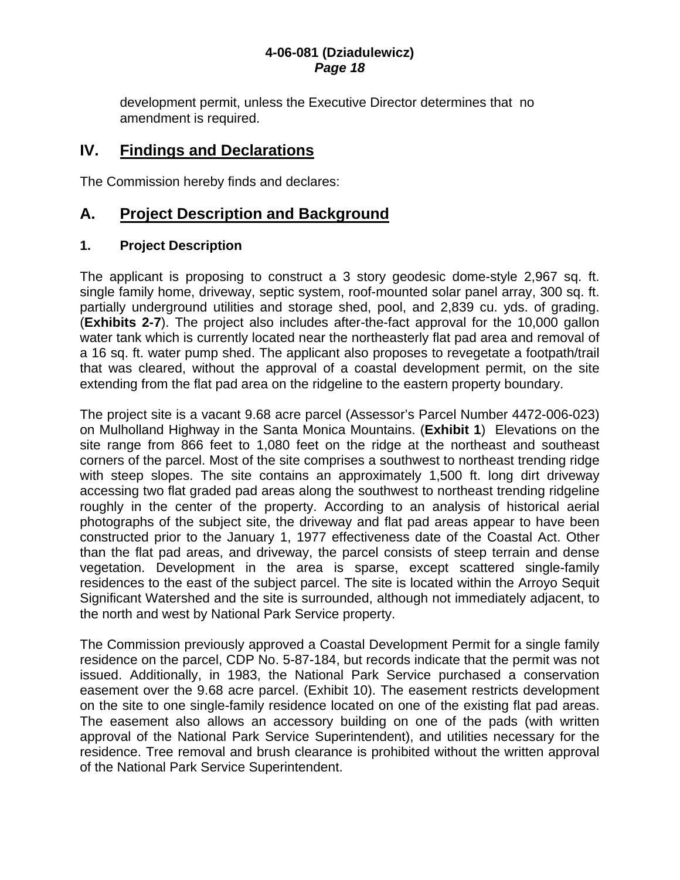development permit, unless the Executive Director determines that no amendment is required.

## IV. Findings and Declarations

The Commission hereby finds and declares:

## A. Project Description and Background

### 1. Project Description

The applicant is proposing to construct a 3 story geodesic dome-style 2,967 sq. ft. single family home, driveway, septic system, roof-mounted solar panel array, 300 sq. ft. partially underground utilities and storage shed, pool, and 2,839 cu. yds. of grading. (**Exhibits 2-7**). The project also includes after-the-fact approval for the 10,000 gallon water tank which is currently located near the northeasterly flat pad area and removal of a 16 sq. ft. water pump shed. The applicant also proposes to revegetate a footpath/trail that was cleared, without the approval of a coastal development permit, on the site extending from the flat pad area on the ridgeline to the eastern property boundary.

The project site is a vacant 9.68 acre parcel (Assessor's Parcel Number 4472-006-023) on Mulholland Highway in the Santa Monica Mountains. (**Exhibit 1**) Elevations on the site range from 866 feet to 1,080 feet on the ridge at the northeast and southeast corners of the parcel. Most of the site comprises a southwest to northeast trending ridge with steep slopes. The site contains an approximately 1,500 ft. long dirt driveway accessing two flat graded pad areas along the southwest to northeast trending ridgeline roughly in the center of the property. According to an analysis of historical aerial photographs of the subject site, the driveway and flat pad areas appear to have been constructed prior to the January 1, 1977 effectiveness date of the Coastal Act. Other than the flat pad areas, and driveway, the parcel consists of steep terrain and dense vegetation. Development in the area is sparse, except scattered single-family residences to the east of the subject parcel. The site is located within the Arroyo Sequit Significant Watershed and the site is surrounded, although not immediately adjacent, to the north and west by National Park Service property.

The Commission previously approved a Coastal Development Permit for a single family residence on the parcel, CDP No. 5-87-184, but records indicate that the permit was not issued. Additionally, in 1983, the National Park Service purchased a conservation easement over the 9.68 acre parcel. (Exhibit 10). The easement restricts development on the site to one single-family residence located on one of the existing flat pad areas. The easement also allows an accessory building on one of the pads (with written approval of the National Park Service Superintendent), and utilities necessary for the residence. Tree removal and brush clearance is prohibited without the written approval of the National Park Service Superintendent.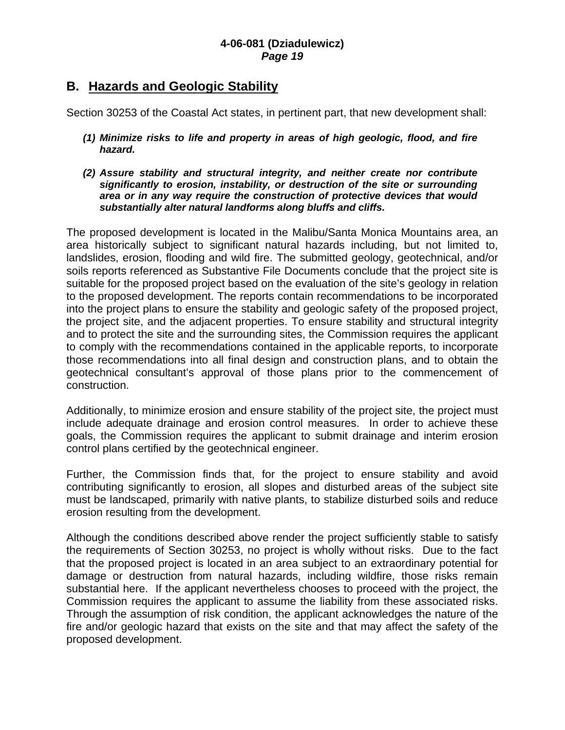## B. Hazards and Geologic Stability

Section 30253 of the Coastal Act states, in pertinent part, that new development shall:

> ***(1) Minimize risks to life and property in areas of high geologic, flood, and fire hazard.***
>
> ***(2) Assure stability and structural integrity, and neither create nor contribute significantly to erosion, instability, or destruction of the site or surrounding area or in any way require the construction of protective devices that would substantially alter natural landforms along bluffs and cliffs.***

The proposed development is located in the Malibu/Santa Monica Mountains area, an area historically subject to significant natural hazards including, but not limited to, landslides, erosion, flooding and wild fire. The submitted geology, geotechnical, and/or soils reports referenced as Substantive File Documents conclude that the project site is suitable for the proposed project based on the evaluation of the site's geology in relation to the proposed development. The reports contain recommendations to be incorporated into the project plans to ensure the stability and geologic safety of the proposed project, the project site, and the adjacent properties. To ensure stability and structural integrity and to protect the site and the surrounding sites, the Commission requires the applicant to comply with the recommendations contained in the applicable reports, to incorporate those recommendations into all final design and construction plans, and to obtain the geotechnical consultant's approval of those plans prior to the commencement of construction.

Additionally, to minimize erosion and ensure stability of the project site, the project must include adequate drainage and erosion control measures. In order to achieve these goals, the Commission requires the applicant to submit drainage and interim erosion control plans certified by the geotechnical engineer.

Further, the Commission finds that, for the project to ensure stability and avoid contributing significantly to erosion, all slopes and disturbed areas of the subject site must be landscaped, primarily with native plants, to stabilize disturbed soils and reduce erosion resulting from the development.

Although the conditions described above render the project sufficiently stable to satisfy the requirements of Section 30253, no project is wholly without risks. Due to the fact that the proposed project is located in an area subject to an extraordinary potential for damage or destruction from natural hazards, including wildfire, those risks remain substantial here. If the applicant nevertheless chooses to proceed with the project, the Commission requires the applicant to assume the liability from these associated risks. Through the assumption of risk condition, the applicant acknowledges the nature of the fire and/or geologic hazard that exists on the site and that may affect the safety of the proposed development.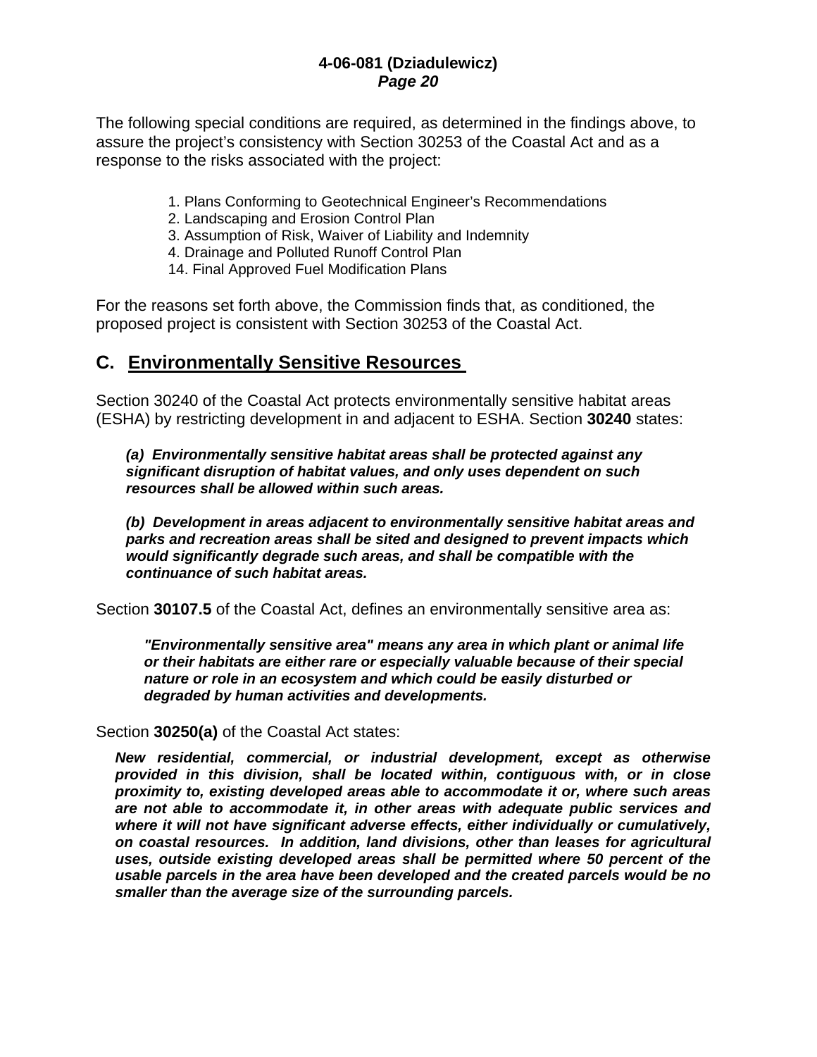The following special conditions are required, as determined in the findings above, to assure the project's consistency with Section 30253 of the Coastal Act and as a response to the risks associated with the project:

1. Plans Conforming to Geotechnical Engineer's Recommendations
2. Landscaping and Erosion Control Plan
3. Assumption of Risk, Waiver of Liability and Indemnity
4. Drainage and Polluted Runoff Control Plan
14. Final Approved Fuel Modification Plans

For the reasons set forth above, the Commission finds that, as conditioned, the proposed project is consistent with Section 30253 of the Coastal Act.

## C. Environmentally Sensitive Resources

Section 30240 of the Coastal Act protects environmentally sensitive habitat areas (ESHA) by restricting development in and adjacent to ESHA. Section **30240** states:

> ***(a) Environmentally sensitive habitat areas shall be protected against any significant disruption of habitat values, and only uses dependent on such resources shall be allowed within such areas.***
>
> ***(b) Development in areas adjacent to environmentally sensitive habitat areas and parks and recreation areas shall be sited and designed to prevent impacts which would significantly degrade such areas, and shall be compatible with the continuance of such habitat areas.***

Section **30107.5** of the Coastal Act, defines an environmentally sensitive area as:

> ***"Environmentally sensitive area" means any area in which plant or animal life or their habitats are either rare or especially valuable because of their special nature or role in an ecosystem and which could be easily disturbed or degraded by human activities and developments.***

Section **30250(a)** of the Coastal Act states:

> ***New residential, commercial, or industrial development, except as otherwise provided in this division, shall be located within, contiguous with, or in close proximity to, existing developed areas able to accommodate it or, where such areas are not able to accommodate it, in other areas with adequate public services and where it will not have significant adverse effects, either individually or cumulatively, on coastal resources. In addition, land divisions, other than leases for agricultural uses, outside existing developed areas shall be permitted where 50 percent of the usable parcels in the area have been developed and the created parcels would be no smaller than the average size of the surrounding parcels.***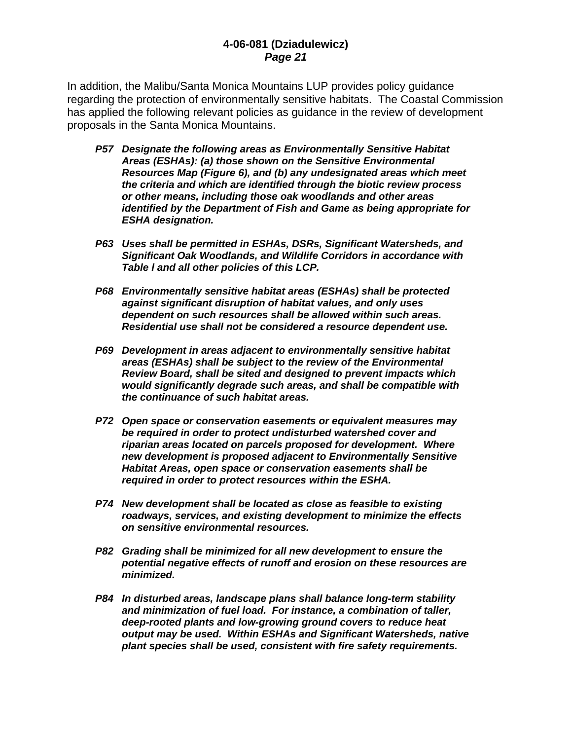In addition, the Malibu/Santa Monica Mountains LUP provides policy guidance regarding the protection of environmentally sensitive habitats. The Coastal Commission has applied the following relevant policies as guidance in the review of development proposals in the Santa Monica Mountains.

***P57 Designate the following areas as Environmentally Sensitive Habitat Areas (ESHAs): (a) those shown on the Sensitive Environmental Resources Map (Figure 6), and (b) any undesignated areas which meet the criteria and which are identified through the biotic review process or other means, including those oak woodlands and other areas identified by the Department of Fish and Game as being appropriate for ESHA designation.***

***P63 Uses shall be permitted in ESHAs, DSRs, Significant Watersheds, and Significant Oak Woodlands, and Wildlife Corridors in accordance with Table l and all other policies of this LCP.***

***P68 Environmentally sensitive habitat areas (ESHAs) shall be protected against significant disruption of habitat values, and only uses dependent on such resources shall be allowed within such areas. Residential use shall not be considered a resource dependent use.***

***P69 Development in areas adjacent to environmentally sensitive habitat areas (ESHAs) shall be subject to the review of the Environmental Review Board, shall be sited and designed to prevent impacts which would significantly degrade such areas, and shall be compatible with the continuance of such habitat areas.***

***P72 Open space or conservation easements or equivalent measures may be required in order to protect undisturbed watershed cover and riparian areas located on parcels proposed for development. Where new development is proposed adjacent to Environmentally Sensitive Habitat Areas, open space or conservation easements shall be required in order to protect resources within the ESHA.***

***P74 New development shall be located as close as feasible to existing roadways, services, and existing development to minimize the effects on sensitive environmental resources.***

***P82 Grading shall be minimized for all new development to ensure the potential negative effects of runoff and erosion on these resources are minimized.***

***P84 In disturbed areas, landscape plans shall balance long-term stability and minimization of fuel load. For instance, a combination of taller, deep-rooted plants and low-growing ground covers to reduce heat output may be used. Within ESHAs and Significant Watersheds, native plant species shall be used, consistent with fire safety requirements.***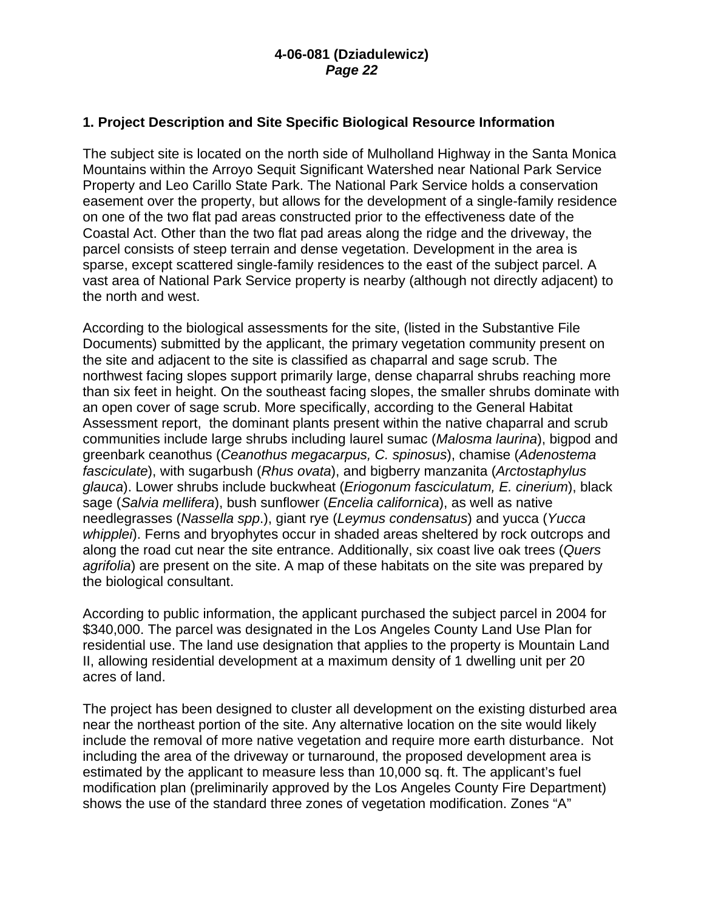### 1. Project Description and Site Specific Biological Resource Information

The subject site is located on the north side of Mulholland Highway in the Santa Monica Mountains within the Arroyo Sequit Significant Watershed near National Park Service Property and Leo Carillo State Park. The National Park Service holds a conservation easement over the property, but allows for the development of a single-family residence on one of the two flat pad areas constructed prior to the effectiveness date of the Coastal Act. Other than the two flat pad areas along the ridge and the driveway, the parcel consists of steep terrain and dense vegetation. Development in the area is sparse, except scattered single-family residences to the east of the subject parcel. A vast area of National Park Service property is nearby (although not directly adjacent) to the north and west.

According to the biological assessments for the site, (listed in the Substantive File Documents) submitted by the applicant, the primary vegetation community present on the site and adjacent to the site is classified as chaparral and sage scrub. The northwest facing slopes support primarily large, dense chaparral shrubs reaching more than six feet in height. On the southeast facing slopes, the smaller shrubs dominate with an open cover of sage scrub. More specifically, according to the General Habitat Assessment report, the dominant plants present within the native chaparral and scrub communities include large shrubs including laurel sumac (*Malosma laurina*), bigpod and greenbark ceanothus (*Ceanothus megacarpus, C. spinosus*), chamise (*Adenostema fasciculate*), with sugarbush (*Rhus ovata*), and bigberry manzanita (*Arctostaphylus glauca*). Lower shrubs include buckwheat (*Eriogonum fasciculatum, E. cinerium*), black sage (*Salvia mellifera*), bush sunflower (*Encelia californica*), as well as native needlegrasses (*Nassella spp*.), giant rye (*Leymus condensatus*) and yucca (*Yucca whipplei*). Ferns and bryophytes occur in shaded areas sheltered by rock outcrops and along the road cut near the site entrance. Additionally, six coast live oak trees (*Quers agrifolia*) are present on the site. A map of these habitats on the site was prepared by the biological consultant.

According to public information, the applicant purchased the subject parcel in 2004 for $340,000. The parcel was designated in the Los Angeles County Land Use Plan for residential use. The land use designation that applies to the property is Mountain Land II, allowing residential development at a maximum density of 1 dwelling unit per 20 acres of land.

The project has been designed to cluster all development on the existing disturbed area near the northeast portion of the site. Any alternative location on the site would likely include the removal of more native vegetation and require more earth disturbance. Not including the area of the driveway or turnaround, the proposed development area is estimated by the applicant to measure less than 10,000 sq. ft. The applicant's fuel modification plan (preliminarily approved by the Los Angeles County Fire Department) shows the use of the standard three zones of vegetation modification. Zones "A"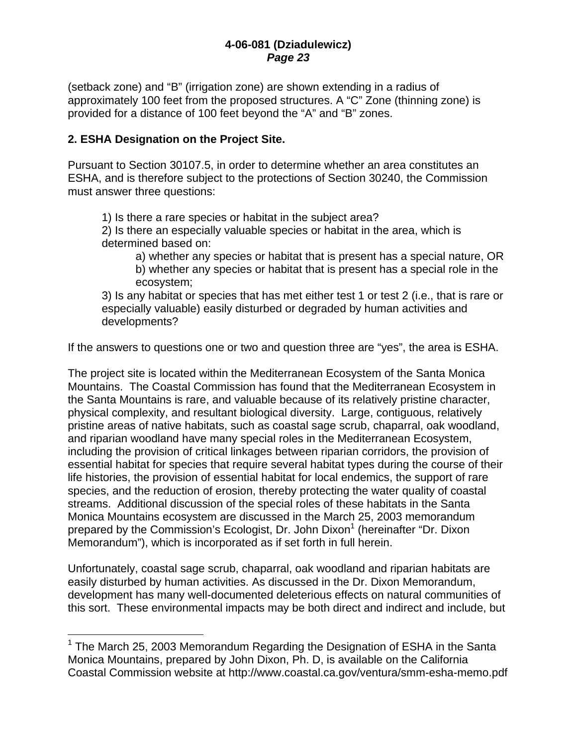(setback zone) and "B" (irrigation zone) are shown extending in a radius of approximately 100 feet from the proposed structures. A "C" Zone (thinning zone) is provided for a distance of 100 feet beyond the "A" and "B" zones.

**2. ESHA Designation on the Project Site.**

Pursuant to Section 30107.5, in order to determine whether an area constitutes an ESHA, and is therefore subject to the protections of Section 30240, the Commission must answer three questions:

> 1) Is there a rare species or habitat in the subject area?
> 2) Is there an especially valuable species or habitat in the area, which is determined based on:
>> a) whether any species or habitat that is present has a special nature, OR
>> b) whether any species or habitat that is present has a special role in the ecosystem;
>
> 3) Is any habitat or species that has met either test 1 or test 2 (i.e., that is rare or especially valuable) easily disturbed or degraded by human activities and developments?

If the answers to questions one or two and question three are "yes", the area is ESHA.

The project site is located within the Mediterranean Ecosystem of the Santa Monica Mountains. The Coastal Commission has found that the Mediterranean Ecosystem in the Santa Mountains is rare, and valuable because of its relatively pristine character, physical complexity, and resultant biological diversity. Large, contiguous, relatively pristine areas of native habitats, such as coastal sage scrub, chaparral, oak woodland, and riparian woodland have many special roles in the Mediterranean Ecosystem, including the provision of critical linkages between riparian corridors, the provision of essential habitat for species that require several habitat types during the course of their life histories, the provision of essential habitat for local endemics, the support of rare species, and the reduction of erosion, thereby protecting the water quality of coastal streams. Additional discussion of the special roles of these habitats in the Santa Monica Mountains ecosystem are discussed in the March 25, 2003 memorandum prepared by the Commission's Ecologist, Dr. John Dixon[1] (hereinafter "Dr. Dixon Memorandum"), which is incorporated as if set forth in full herein.

Unfortunately, coastal sage scrub, chaparral, oak woodland and riparian habitats are easily disturbed by human activities. As discussed in the Dr. Dixon Memorandum, development has many well-documented deleterious effects on natural communities of this sort. These environmental impacts may be both direct and indirect and include, but

---

[1] The March 25, 2003 Memorandum Regarding the Designation of ESHA in the Santa Monica Mountains, prepared by John Dixon, Ph. D, is available on the California Coastal Commission website at http://www.coastal.ca.gov/ventura/smm-esha-memo.pdf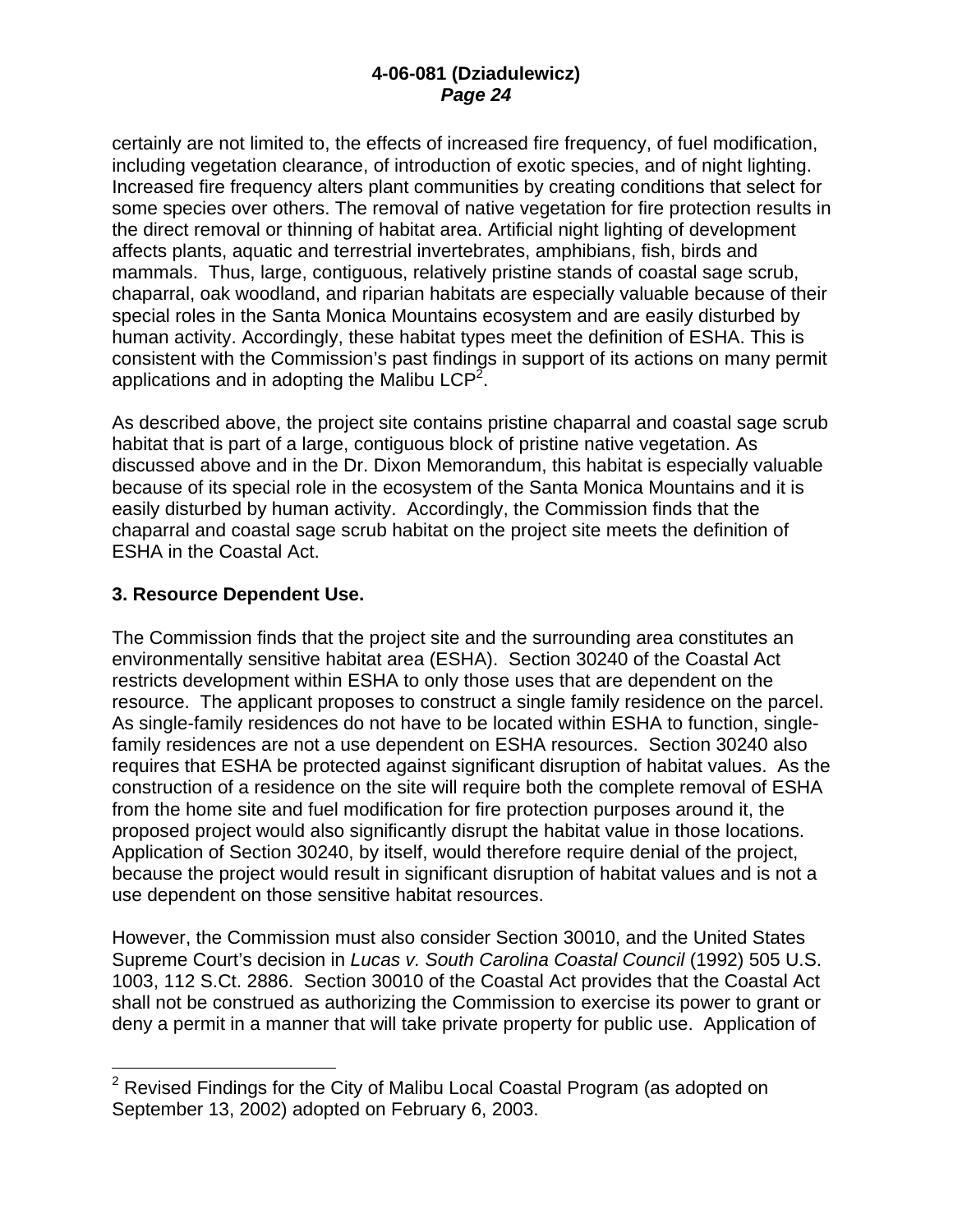certainly are not limited to, the effects of increased fire frequency, of fuel modification, including vegetation clearance, of introduction of exotic species, and of night lighting. Increased fire frequency alters plant communities by creating conditions that select for some species over others. The removal of native vegetation for fire protection results in the direct removal or thinning of habitat area. Artificial night lighting of development affects plants, aquatic and terrestrial invertebrates, amphibians, fish, birds and mammals. Thus, large, contiguous, relatively pristine stands of coastal sage scrub, chaparral, oak woodland, and riparian habitats are especially valuable because of their special roles in the Santa Monica Mountains ecosystem and are easily disturbed by human activity. Accordingly, these habitat types meet the definition of ESHA. This is consistent with the Commission's past findings in support of its actions on many permit applications and in adopting the Malibu LCP[2].

As described above, the project site contains pristine chaparral and coastal sage scrub habitat that is part of a large, contiguous block of pristine native vegetation. As discussed above and in the Dr. Dixon Memorandum, this habitat is especially valuable because of its special role in the ecosystem of the Santa Monica Mountains and it is easily disturbed by human activity. Accordingly, the Commission finds that the chaparral and coastal sage scrub habitat on the project site meets the definition of ESHA in the Coastal Act.

### 3. Resource Dependent Use.

The Commission finds that the project site and the surrounding area constitutes an environmentally sensitive habitat area (ESHA). Section 30240 of the Coastal Act restricts development within ESHA to only those uses that are dependent on the resource. The applicant proposes to construct a single family residence on the parcel. As single-family residences do not have to be located within ESHA to function, single-family residences are not a use dependent on ESHA resources. Section 30240 also requires that ESHA be protected against significant disruption of habitat values. As the construction of a residence on the site will require both the complete removal of ESHA from the home site and fuel modification for fire protection purposes around it, the proposed project would also significantly disrupt the habitat value in those locations. Application of Section 30240, by itself, would therefore require denial of the project, because the project would result in significant disruption of habitat values and is not a use dependent on those sensitive habitat resources.

However, the Commission must also consider Section 30010, and the United States Supreme Court's decision in *Lucas v. South Carolina Coastal Council* (1992) 505 U.S. 1003, 112 S.Ct. 2886. Section 30010 of the Coastal Act provides that the Coastal Act shall not be construed as authorizing the Commission to exercise its power to grant or deny a permit in a manner that will take private property for public use. Application of

---

[2] Revised Findings for the City of Malibu Local Coastal Program (as adopted on September 13, 2002) adopted on February 6, 2003.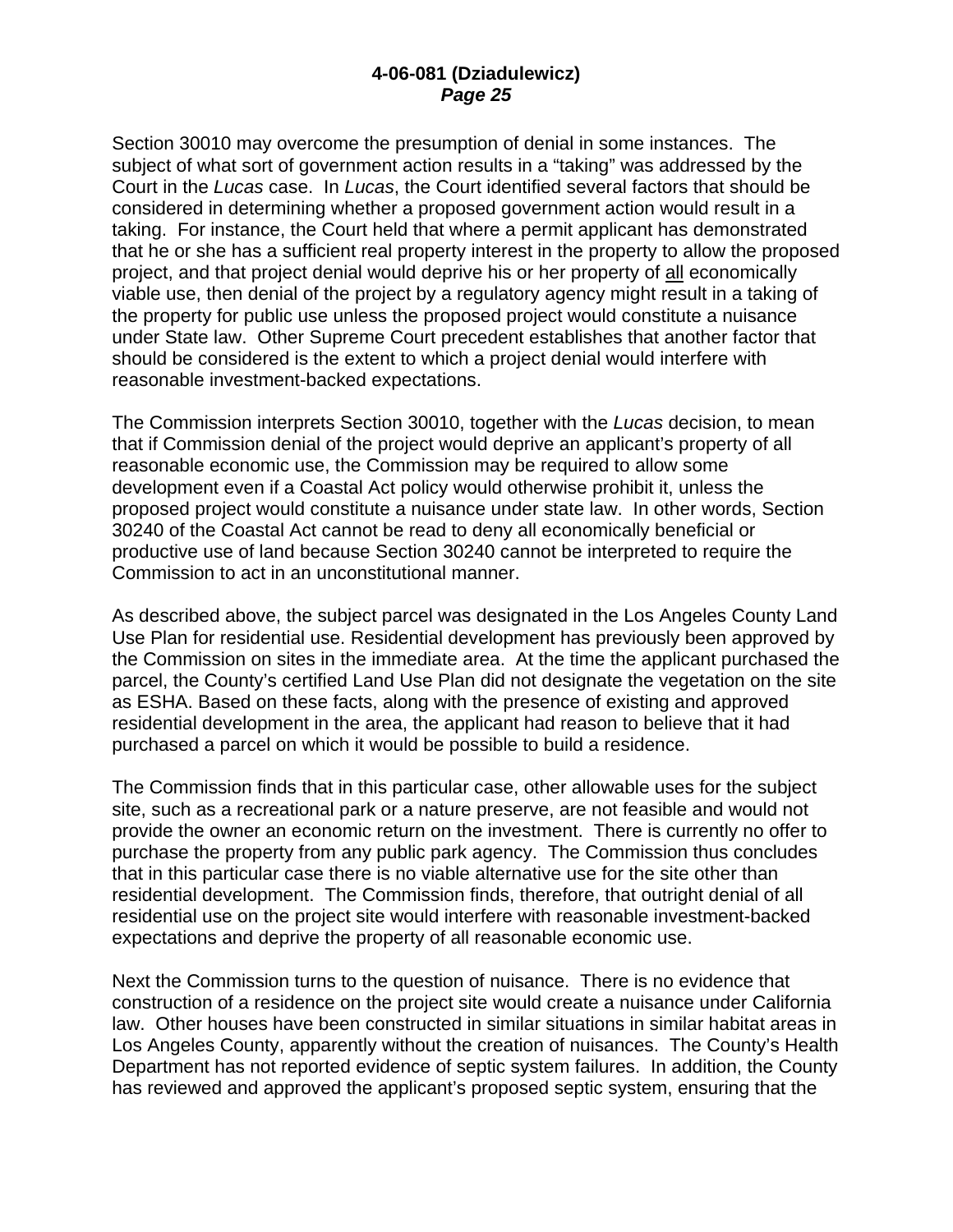Section 30010 may overcome the presumption of denial in some instances. The subject of what sort of government action results in a "taking" was addressed by the Court in the *Lucas* case. In *Lucas*, the Court identified several factors that should be considered in determining whether a proposed government action would result in a taking. For instance, the Court held that where a permit applicant has demonstrated that he or she has a sufficient real property interest in the property to allow the proposed project, and that project denial would deprive his or her property of <u>all</u> economically viable use, then denial of the project by a regulatory agency might result in a taking of the property for public use unless the proposed project would constitute a nuisance under State law. Other Supreme Court precedent establishes that another factor that should be considered is the extent to which a project denial would interfere with reasonable investment-backed expectations.

The Commission interprets Section 30010, together with the *Lucas* decision, to mean that if Commission denial of the project would deprive an applicant's property of all reasonable economic use, the Commission may be required to allow some development even if a Coastal Act policy would otherwise prohibit it, unless the proposed project would constitute a nuisance under state law. In other words, Section 30240 of the Coastal Act cannot be read to deny all economically beneficial or productive use of land because Section 30240 cannot be interpreted to require the Commission to act in an unconstitutional manner.

As described above, the subject parcel was designated in the Los Angeles County Land Use Plan for residential use. Residential development has previously been approved by the Commission on sites in the immediate area. At the time the applicant purchased the parcel, the County's certified Land Use Plan did not designate the vegetation on the site as ESHA. Based on these facts, along with the presence of existing and approved residential development in the area, the applicant had reason to believe that it had purchased a parcel on which it would be possible to build a residence.

The Commission finds that in this particular case, other allowable uses for the subject site, such as a recreational park or a nature preserve, are not feasible and would not provide the owner an economic return on the investment. There is currently no offer to purchase the property from any public park agency. The Commission thus concludes that in this particular case there is no viable alternative use for the site other than residential development. The Commission finds, therefore, that outright denial of all residential use on the project site would interfere with reasonable investment-backed expectations and deprive the property of all reasonable economic use.

Next the Commission turns to the question of nuisance. There is no evidence that construction of a residence on the project site would create a nuisance under California law. Other houses have been constructed in similar situations in similar habitat areas in Los Angeles County, apparently without the creation of nuisances. The County's Health Department has not reported evidence of septic system failures. In addition, the County has reviewed and approved the applicant's proposed septic system, ensuring that the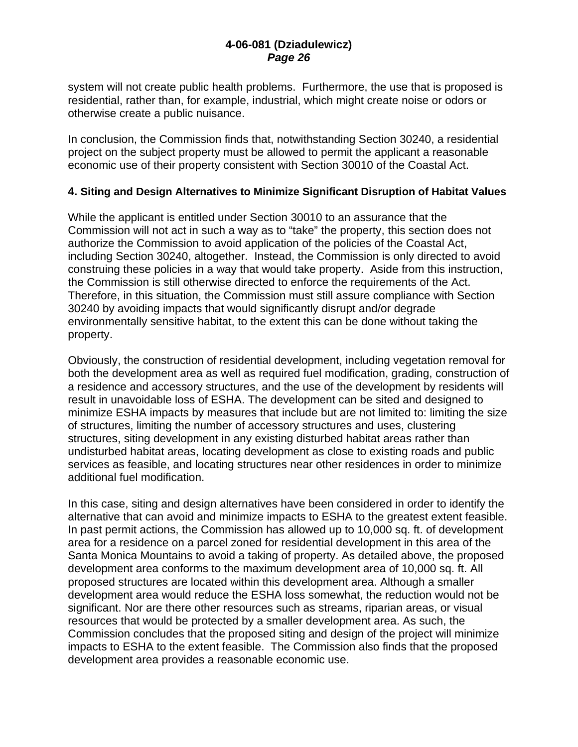system will not create public health problems. Furthermore, the use that is proposed is residential, rather than, for example, industrial, which might create noise or odors or otherwise create a public nuisance.

In conclusion, the Commission finds that, notwithstanding Section 30240, a residential project on the subject property must be allowed to permit the applicant a reasonable economic use of their property consistent with Section 30010 of the Coastal Act.

**4. Siting and Design Alternatives to Minimize Significant Disruption of Habitat Values**

While the applicant is entitled under Section 30010 to an assurance that the Commission will not act in such a way as to "take" the property, this section does not authorize the Commission to avoid application of the policies of the Coastal Act, including Section 30240, altogether. Instead, the Commission is only directed to avoid construing these policies in a way that would take property. Aside from this instruction, the Commission is still otherwise directed to enforce the requirements of the Act. Therefore, in this situation, the Commission must still assure compliance with Section 30240 by avoiding impacts that would significantly disrupt and/or degrade environmentally sensitive habitat, to the extent this can be done without taking the property.

Obviously, the construction of residential development, including vegetation removal for both the development area as well as required fuel modification, grading, construction of a residence and accessory structures, and the use of the development by residents will result in unavoidable loss of ESHA. The development can be sited and designed to minimize ESHA impacts by measures that include but are not limited to: limiting the size of structures, limiting the number of accessory structures and uses, clustering structures, siting development in any existing disturbed habitat areas rather than undisturbed habitat areas, locating development as close to existing roads and public services as feasible, and locating structures near other residences in order to minimize additional fuel modification.

In this case, siting and design alternatives have been considered in order to identify the alternative that can avoid and minimize impacts to ESHA to the greatest extent feasible. In past permit actions, the Commission has allowed up to 10,000 sq. ft. of development area for a residence on a parcel zoned for residential development in this area of the Santa Monica Mountains to avoid a taking of property. As detailed above, the proposed development area conforms to the maximum development area of 10,000 sq. ft. All proposed structures are located within this development area. Although a smaller development area would reduce the ESHA loss somewhat, the reduction would not be significant. Nor are there other resources such as streams, riparian areas, or visual resources that would be protected by a smaller development area. As such, the Commission concludes that the proposed siting and design of the project will minimize impacts to ESHA to the extent feasible. The Commission also finds that the proposed development area provides a reasonable economic use.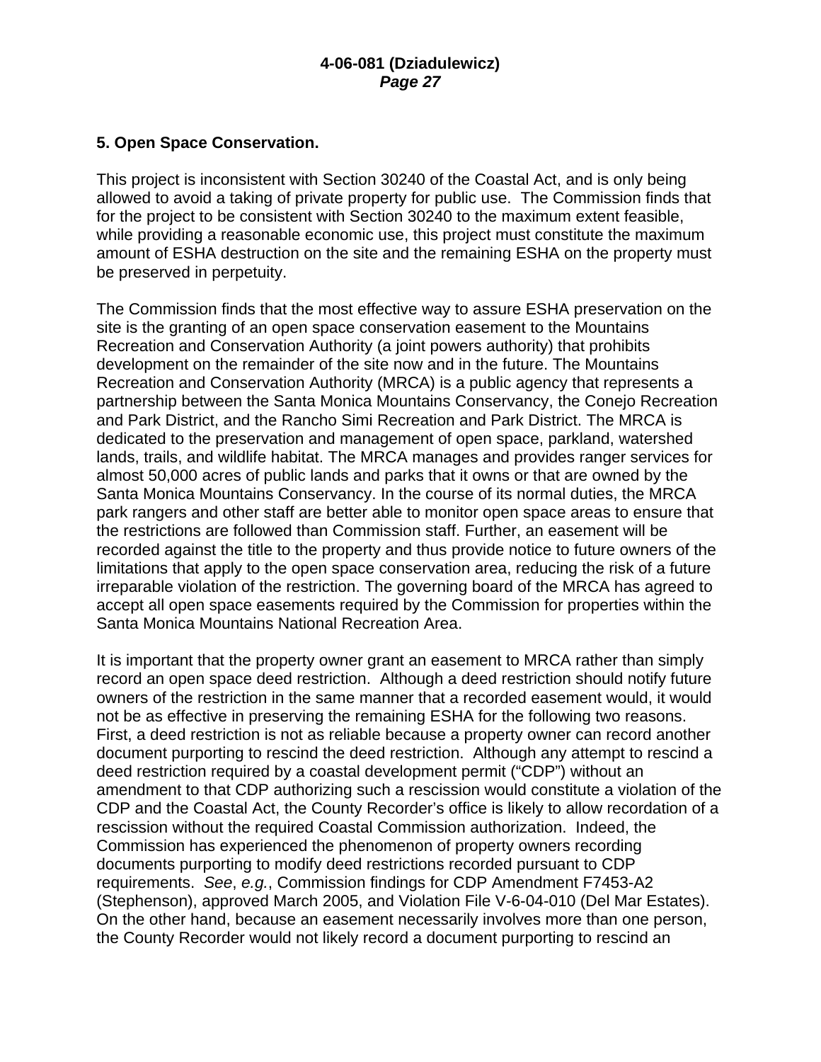**5. Open Space Conservation.**

This project is inconsistent with Section 30240 of the Coastal Act, and is only being allowed to avoid a taking of private property for public use. The Commission finds that for the project to be consistent with Section 30240 to the maximum extent feasible, while providing a reasonable economic use, this project must constitute the maximum amount of ESHA destruction on the site and the remaining ESHA on the property must be preserved in perpetuity.

The Commission finds that the most effective way to assure ESHA preservation on the site is the granting of an open space conservation easement to the Mountains Recreation and Conservation Authority (a joint powers authority) that prohibits development on the remainder of the site now and in the future. The Mountains Recreation and Conservation Authority (MRCA) is a public agency that represents a partnership between the Santa Monica Mountains Conservancy, the Conejo Recreation and Park District, and the Rancho Simi Recreation and Park District. The MRCA is dedicated to the preservation and management of open space, parkland, watershed lands, trails, and wildlife habitat. The MRCA manages and provides ranger services for almost 50,000 acres of public lands and parks that it owns or that are owned by the Santa Monica Mountains Conservancy. In the course of its normal duties, the MRCA park rangers and other staff are better able to monitor open space areas to ensure that the restrictions are followed than Commission staff. Further, an easement will be recorded against the title to the property and thus provide notice to future owners of the limitations that apply to the open space conservation area, reducing the risk of a future irreparable violation of the restriction. The governing board of the MRCA has agreed to accept all open space easements required by the Commission for properties within the Santa Monica Mountains National Recreation Area.

It is important that the property owner grant an easement to MRCA rather than simply record an open space deed restriction. Although a deed restriction should notify future owners of the restriction in the same manner that a recorded easement would, it would not be as effective in preserving the remaining ESHA for the following two reasons. First, a deed restriction is not as reliable because a property owner can record another document purporting to rescind the deed restriction. Although any attempt to rescind a deed restriction required by a coastal development permit ("CDP") without an amendment to that CDP authorizing such a rescission would constitute a violation of the CDP and the Coastal Act, the County Recorder's office is likely to allow recordation of a rescission without the required Coastal Commission authorization. Indeed, the Commission has experienced the phenomenon of property owners recording documents purporting to modify deed restrictions recorded pursuant to CDP requirements. *See*, *e.g.*, Commission findings for CDP Amendment F7453-A2 (Stephenson), approved March 2005, and Violation File V-6-04-010 (Del Mar Estates). On the other hand, because an easement necessarily involves more than one person, the County Recorder would not likely record a document purporting to rescind an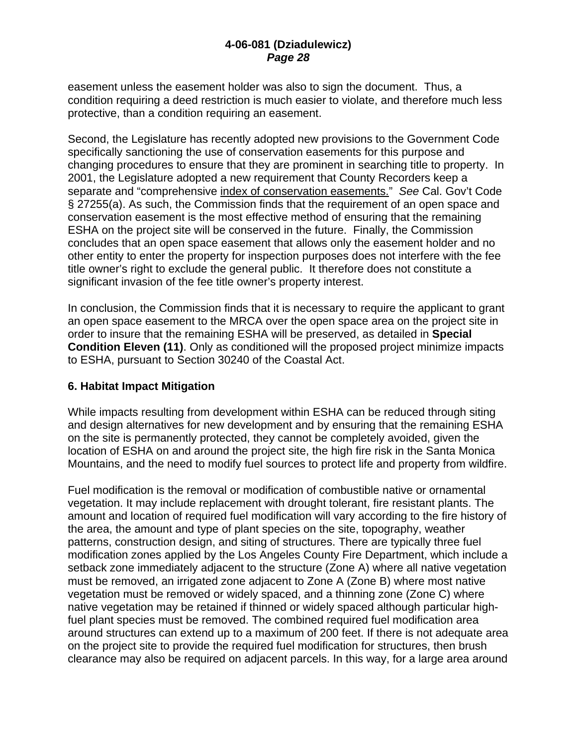easement unless the easement holder was also to sign the document. Thus, a condition requiring a deed restriction is much easier to violate, and therefore much less protective, than a condition requiring an easement.

Second, the Legislature has recently adopted new provisions to the Government Code specifically sanctioning the use of conservation easements for this purpose and changing procedures to ensure that they are prominent in searching title to property. In 2001, the Legislature adopted a new requirement that County Recorders keep a separate and "comprehensive index of conservation easements." *See* Cal. Gov't Code § 27255(a). As such, the Commission finds that the requirement of an open space and conservation easement is the most effective method of ensuring that the remaining ESHA on the project site will be conserved in the future. Finally, the Commission concludes that an open space easement that allows only the easement holder and no other entity to enter the property for inspection purposes does not interfere with the fee title owner's right to exclude the general public. It therefore does not constitute a significant invasion of the fee title owner's property interest.

In conclusion, the Commission finds that it is necessary to require the applicant to grant an open space easement to the MRCA over the open space area on the project site in order to insure that the remaining ESHA will be preserved, as detailed in **Special Condition Eleven (11)**. Only as conditioned will the proposed project minimize impacts to ESHA, pursuant to Section 30240 of the Coastal Act.

### 6. Habitat Impact Mitigation

While impacts resulting from development within ESHA can be reduced through siting and design alternatives for new development and by ensuring that the remaining ESHA on the site is permanently protected, they cannot be completely avoided, given the location of ESHA on and around the project site, the high fire risk in the Santa Monica Mountains, and the need to modify fuel sources to protect life and property from wildfire.

Fuel modification is the removal or modification of combustible native or ornamental vegetation. It may include replacement with drought tolerant, fire resistant plants. The amount and location of required fuel modification will vary according to the fire history of the area, the amount and type of plant species on the site, topography, weather patterns, construction design, and siting of structures. There are typically three fuel modification zones applied by the Los Angeles County Fire Department, which include a setback zone immediately adjacent to the structure (Zone A) where all native vegetation must be removed, an irrigated zone adjacent to Zone A (Zone B) where most native vegetation must be removed or widely spaced, and a thinning zone (Zone C) where native vegetation may be retained if thinned or widely spaced although particular high-fuel plant species must be removed. The combined required fuel modification area around structures can extend up to a maximum of 200 feet. If there is not adequate area on the project site to provide the required fuel modification for structures, then brush clearance may also be required on adjacent parcels. In this way, for a large area around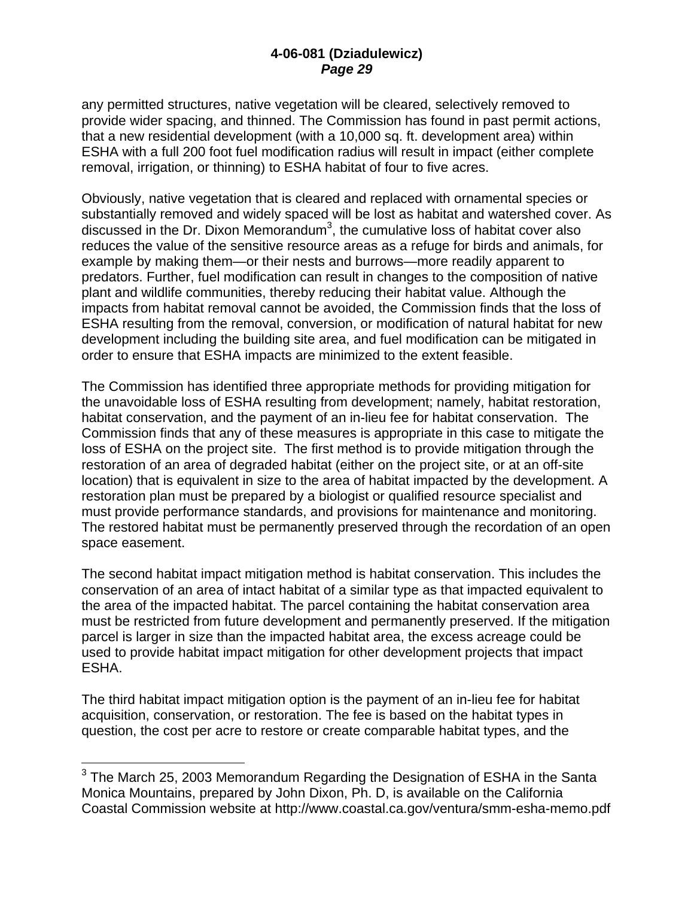any permitted structures, native vegetation will be cleared, selectively removed to provide wider spacing, and thinned. The Commission has found in past permit actions, that a new residential development (with a 10,000 sq. ft. development area) within ESHA with a full 200 foot fuel modification radius will result in impact (either complete removal, irrigation, or thinning) to ESHA habitat of four to five acres.

Obviously, native vegetation that is cleared and replaced with ornamental species or substantially removed and widely spaced will be lost as habitat and watershed cover. As discussed in the Dr. Dixon Memorandum[3], the cumulative loss of habitat cover also reduces the value of the sensitive resource areas as a refuge for birds and animals, for example by making them—or their nests and burrows—more readily apparent to predators. Further, fuel modification can result in changes to the composition of native plant and wildlife communities, thereby reducing their habitat value. Although the impacts from habitat removal cannot be avoided, the Commission finds that the loss of ESHA resulting from the removal, conversion, or modification of natural habitat for new development including the building site area, and fuel modification can be mitigated in order to ensure that ESHA impacts are minimized to the extent feasible.

The Commission has identified three appropriate methods for providing mitigation for the unavoidable loss of ESHA resulting from development; namely, habitat restoration, habitat conservation, and the payment of an in-lieu fee for habitat conservation. The Commission finds that any of these measures is appropriate in this case to mitigate the loss of ESHA on the project site. The first method is to provide mitigation through the restoration of an area of degraded habitat (either on the project site, or at an off-site location) that is equivalent in size to the area of habitat impacted by the development. A restoration plan must be prepared by a biologist or qualified resource specialist and must provide performance standards, and provisions for maintenance and monitoring. The restored habitat must be permanently preserved through the recordation of an open space easement.

The second habitat impact mitigation method is habitat conservation. This includes the conservation of an area of intact habitat of a similar type as that impacted equivalent to the area of the impacted habitat. The parcel containing the habitat conservation area must be restricted from future development and permanently preserved. If the mitigation parcel is larger in size than the impacted habitat area, the excess acreage could be used to provide habitat impact mitigation for other development projects that impact ESHA.

The third habitat impact mitigation option is the payment of an in-lieu fee for habitat acquisition, conservation, or restoration. The fee is based on the habitat types in question, the cost per acre to restore or create comparable habitat types, and the

---

[3] The March 25, 2003 Memorandum Regarding the Designation of ESHA in the Santa Monica Mountains, prepared by John Dixon, Ph. D, is available on the California Coastal Commission website at http://www.coastal.ca.gov/ventura/smm-esha-memo.pdf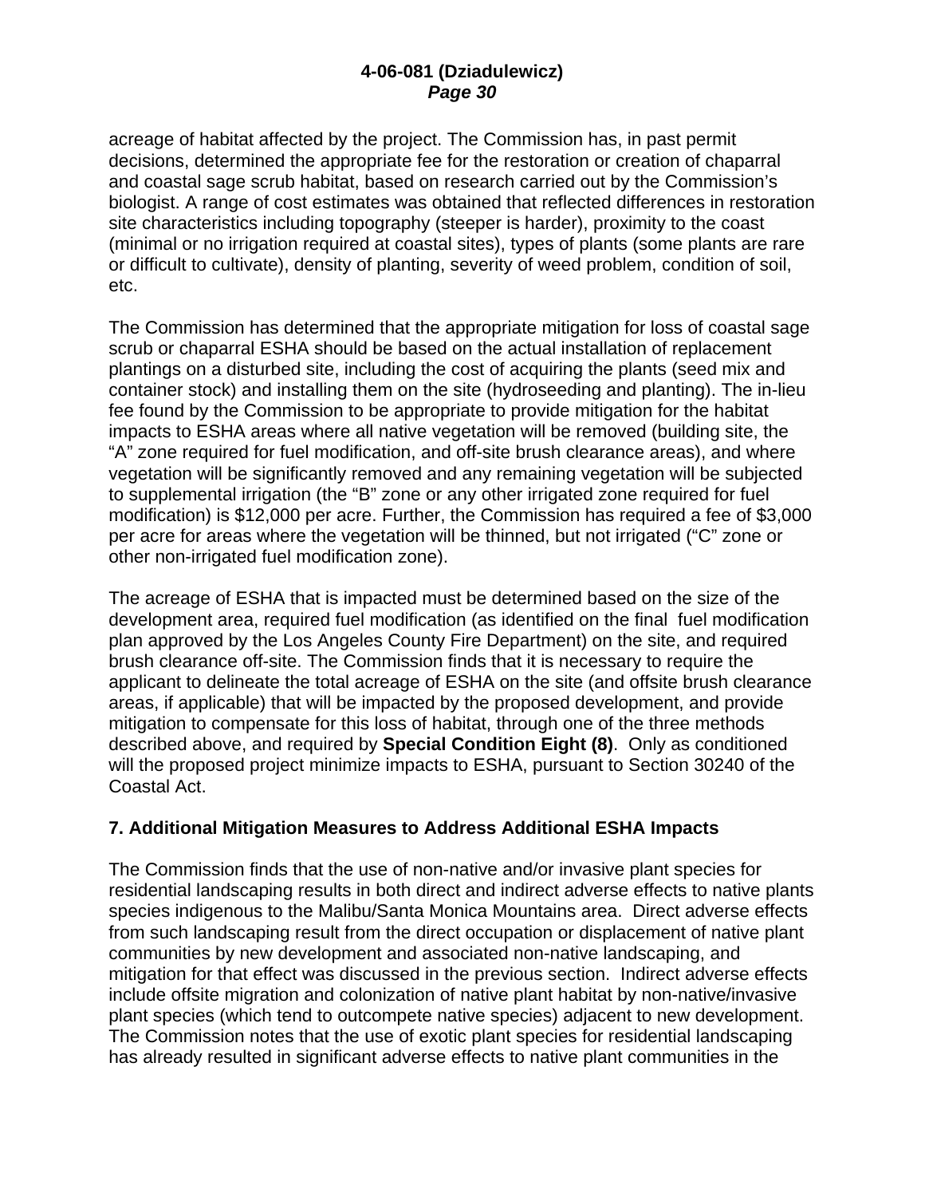acreage of habitat affected by the project. The Commission has, in past permit decisions, determined the appropriate fee for the restoration or creation of chaparral and coastal sage scrub habitat, based on research carried out by the Commission's biologist. A range of cost estimates was obtained that reflected differences in restoration site characteristics including topography (steeper is harder), proximity to the coast (minimal or no irrigation required at coastal sites), types of plants (some plants are rare or difficult to cultivate), density of planting, severity of weed problem, condition of soil, etc.

The Commission has determined that the appropriate mitigation for loss of coastal sage scrub or chaparral ESHA should be based on the actual installation of replacement plantings on a disturbed site, including the cost of acquiring the plants (seed mix and container stock) and installing them on the site (hydroseeding and planting). The in-lieu fee found by the Commission to be appropriate to provide mitigation for the habitat impacts to ESHA areas where all native vegetation will be removed (building site, the "A" zone required for fuel modification, and off-site brush clearance areas), and where vegetation will be significantly removed and any remaining vegetation will be subjected to supplemental irrigation (the "B" zone or any other irrigated zone required for fuel modification) is $12,000 per acre. Further, the Commission has required a fee of $3,000 per acre for areas where the vegetation will be thinned, but not irrigated ("C" zone or other non-irrigated fuel modification zone).

The acreage of ESHA that is impacted must be determined based on the size of the development area, required fuel modification (as identified on the final fuel modification plan approved by the Los Angeles County Fire Department) on the site, and required brush clearance off-site. The Commission finds that it is necessary to require the applicant to delineate the total acreage of ESHA on the site (and offsite brush clearance areas, if applicable) that will be impacted by the proposed development, and provide mitigation to compensate for this loss of habitat, through one of the three methods described above, and required by **Special Condition Eight (8)**. Only as conditioned will the proposed project minimize impacts to ESHA, pursuant to Section 30240 of the Coastal Act.

### 7. Additional Mitigation Measures to Address Additional ESHA Impacts

The Commission finds that the use of non-native and/or invasive plant species for residential landscaping results in both direct and indirect adverse effects to native plants species indigenous to the Malibu/Santa Monica Mountains area. Direct adverse effects from such landscaping result from the direct occupation or displacement of native plant communities by new development and associated non-native landscaping, and mitigation for that effect was discussed in the previous section. Indirect adverse effects include offsite migration and colonization of native plant habitat by non-native/invasive plant species (which tend to outcompete native species) adjacent to new development. The Commission notes that the use of exotic plant species for residential landscaping has already resulted in significant adverse effects to native plant communities in the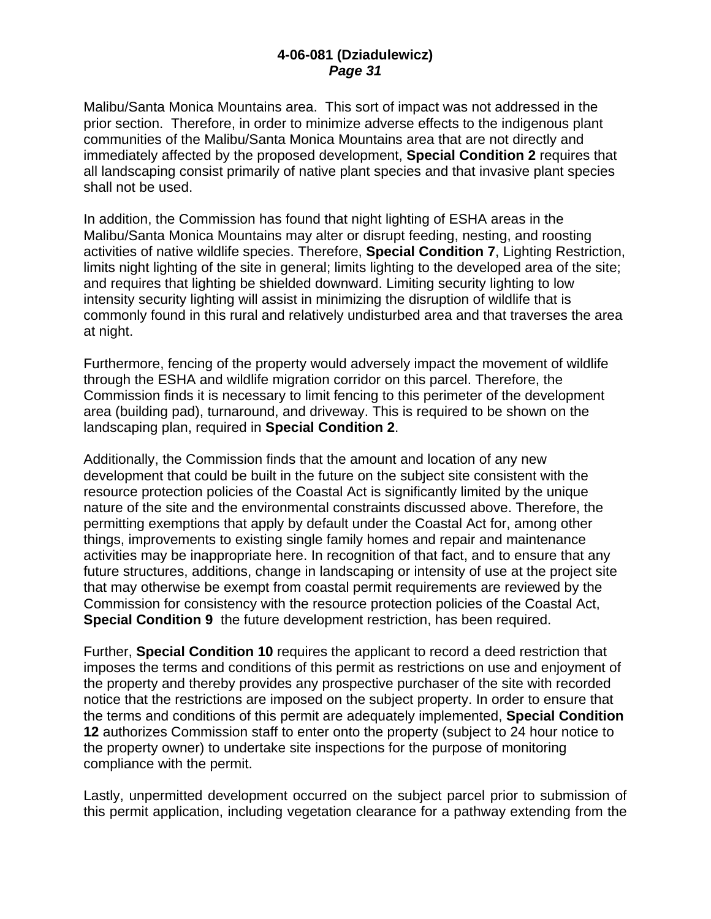Malibu/Santa Monica Mountains area. This sort of impact was not addressed in the prior section. Therefore, in order to minimize adverse effects to the indigenous plant communities of the Malibu/Santa Monica Mountains area that are not directly and immediately affected by the proposed development, **Special Condition 2** requires that all landscaping consist primarily of native plant species and that invasive plant species shall not be used.

In addition, the Commission has found that night lighting of ESHA areas in the Malibu/Santa Monica Mountains may alter or disrupt feeding, nesting, and roosting activities of native wildlife species. Therefore, **Special Condition 7**, Lighting Restriction, limits night lighting of the site in general; limits lighting to the developed area of the site; and requires that lighting be shielded downward. Limiting security lighting to low intensity security lighting will assist in minimizing the disruption of wildlife that is commonly found in this rural and relatively undisturbed area and that traverses the area at night.

Furthermore, fencing of the property would adversely impact the movement of wildlife through the ESHA and wildlife migration corridor on this parcel. Therefore, the Commission finds it is necessary to limit fencing to this perimeter of the development area (building pad), turnaround, and driveway. This is required to be shown on the landscaping plan, required in **Special Condition 2**.

Additionally, the Commission finds that the amount and location of any new development that could be built in the future on the subject site consistent with the resource protection policies of the Coastal Act is significantly limited by the unique nature of the site and the environmental constraints discussed above. Therefore, the permitting exemptions that apply by default under the Coastal Act for, among other things, improvements to existing single family homes and repair and maintenance activities may be inappropriate here. In recognition of that fact, and to ensure that any future structures, additions, change in landscaping or intensity of use at the project site that may otherwise be exempt from coastal permit requirements are reviewed by the Commission for consistency with the resource protection policies of the Coastal Act, **Special Condition 9** the future development restriction, has been required.

Further, **Special Condition 10** requires the applicant to record a deed restriction that imposes the terms and conditions of this permit as restrictions on use and enjoyment of the property and thereby provides any prospective purchaser of the site with recorded notice that the restrictions are imposed on the subject property. In order to ensure that the terms and conditions of this permit are adequately implemented, **Special Condition 12** authorizes Commission staff to enter onto the property (subject to 24 hour notice to the property owner) to undertake site inspections for the purpose of monitoring compliance with the permit.

Lastly, unpermitted development occurred on the subject parcel prior to submission of this permit application, including vegetation clearance for a pathway extending from the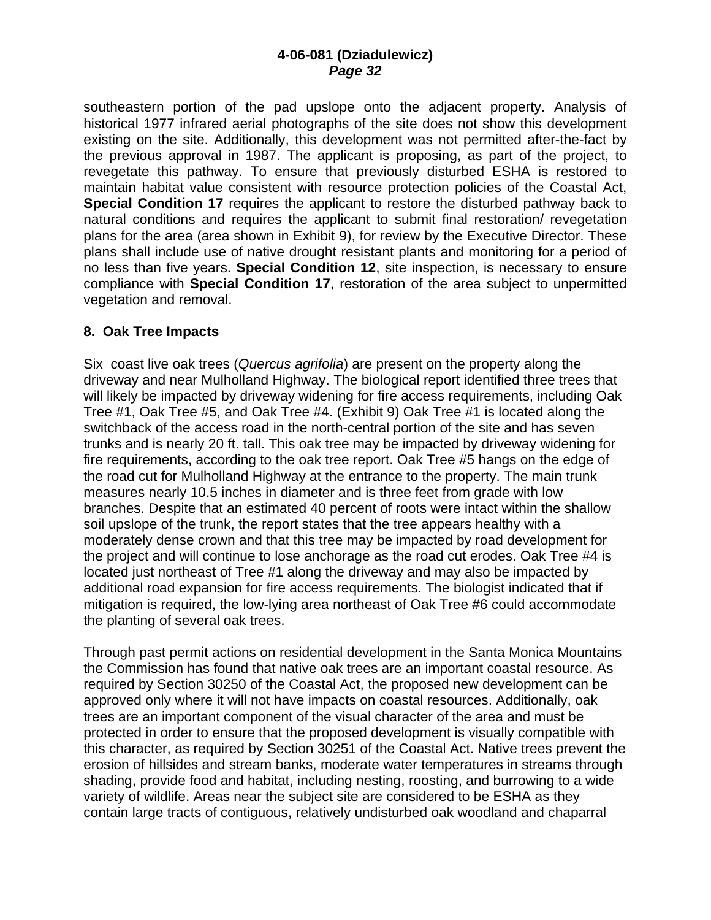southeastern portion of the pad upslope onto the adjacent property. Analysis of historical 1977 infrared aerial photographs of the site does not show this development existing on the site. Additionally, this development was not permitted after-the-fact by the previous approval in 1987. The applicant is proposing, as part of the project, to revegetate this pathway. To ensure that previously disturbed ESHA is restored to maintain habitat value consistent with resource protection policies of the Coastal Act, **Special Condition 17** requires the applicant to restore the disturbed pathway back to natural conditions and requires the applicant to submit final restoration/ revegetation plans for the area (area shown in Exhibit 9), for review by the Executive Director. These plans shall include use of native drought resistant plants and monitoring for a period of no less than five years. **Special Condition 12**, site inspection, is necessary to ensure compliance with **Special Condition 17**, restoration of the area subject to unpermitted vegetation and removal.

### 8. Oak Tree Impacts

Six coast live oak trees (*Quercus agrifolia*) are present on the property along the driveway and near Mulholland Highway. The biological report identified three trees that will likely be impacted by driveway widening for fire access requirements, including Oak Tree #1, Oak Tree #5, and Oak Tree #4. (Exhibit 9) Oak Tree #1 is located along the switchback of the access road in the north-central portion of the site and has seven trunks and is nearly 20 ft. tall. This oak tree may be impacted by driveway widening for fire requirements, according to the oak tree report. Oak Tree #5 hangs on the edge of the road cut for Mulholland Highway at the entrance to the property. The main trunk measures nearly 10.5 inches in diameter and is three feet from grade with low branches. Despite that an estimated 40 percent of roots were intact within the shallow soil upslope of the trunk, the report states that the tree appears healthy with a moderately dense crown and that this tree may be impacted by road development for the project and will continue to lose anchorage as the road cut erodes. Oak Tree #4 is located just northeast of Tree #1 along the driveway and may also be impacted by additional road expansion for fire access requirements. The biologist indicated that if mitigation is required, the low-lying area northeast of Oak Tree #6 could accommodate the planting of several oak trees.

Through past permit actions on residential development in the Santa Monica Mountains the Commission has found that native oak trees are an important coastal resource. As required by Section 30250 of the Coastal Act, the proposed new development can be approved only where it will not have impacts on coastal resources. Additionally, oak trees are an important component of the visual character of the area and must be protected in order to ensure that the proposed development is visually compatible with this character, as required by Section 30251 of the Coastal Act. Native trees prevent the erosion of hillsides and stream banks, moderate water temperatures in streams through shading, provide food and habitat, including nesting, roosting, and burrowing to a wide variety of wildlife. Areas near the subject site are considered to be ESHA as they contain large tracts of contiguous, relatively undisturbed oak woodland and chaparral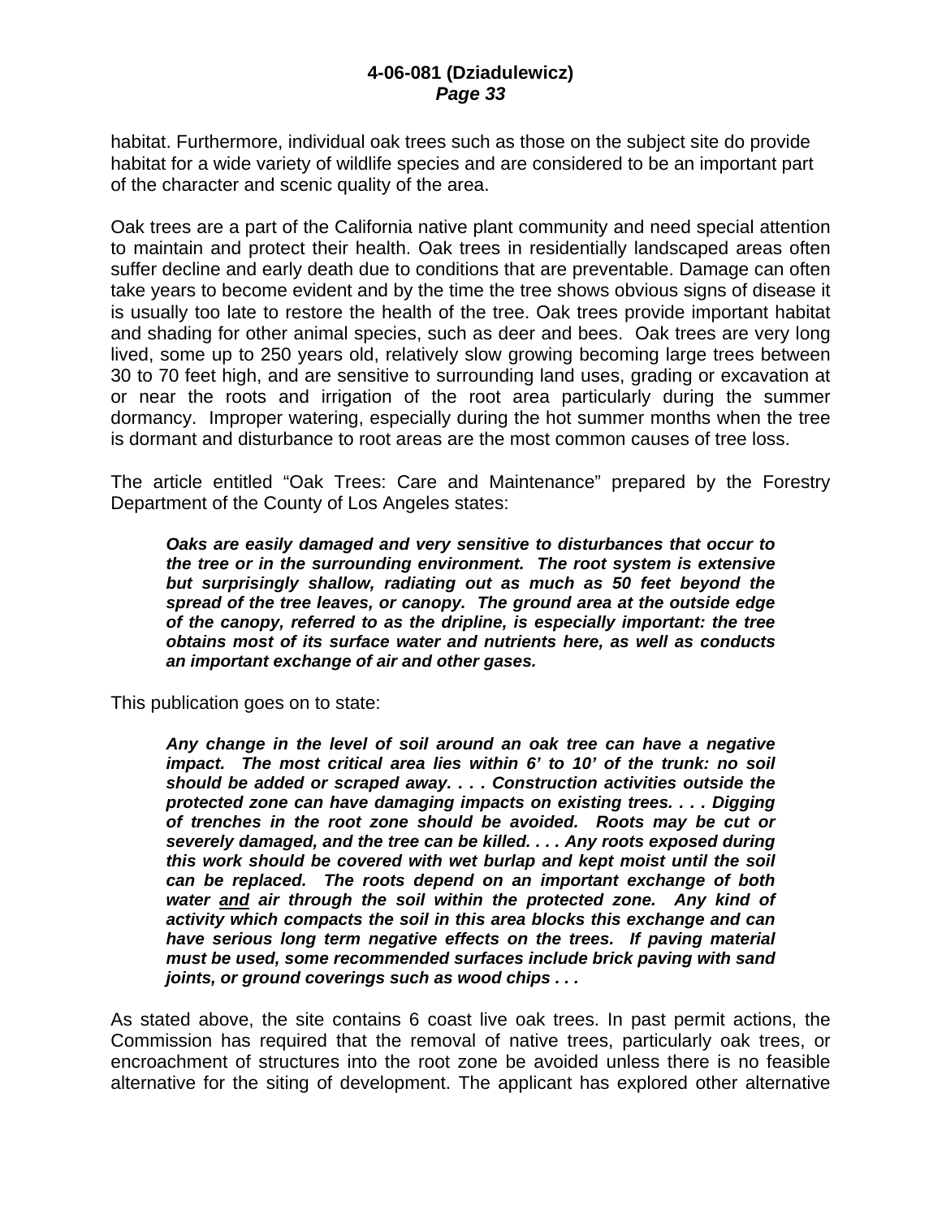habitat. Furthermore, individual oak trees such as those on the subject site do provide habitat for a wide variety of wildlife species and are considered to be an important part of the character and scenic quality of the area.

Oak trees are a part of the California native plant community and need special attention to maintain and protect their health. Oak trees in residentially landscaped areas often suffer decline and early death due to conditions that are preventable. Damage can often take years to become evident and by the time the tree shows obvious signs of disease it is usually too late to restore the health of the tree. Oak trees provide important habitat and shading for other animal species, such as deer and bees. Oak trees are very long lived, some up to 250 years old, relatively slow growing becoming large trees between 30 to 70 feet high, and are sensitive to surrounding land uses, grading or excavation at or near the roots and irrigation of the root area particularly during the summer dormancy. Improper watering, especially during the hot summer months when the tree is dormant and disturbance to root areas are the most common causes of tree loss.

The article entitled "Oak Trees: Care and Maintenance" prepared by the Forestry Department of the County of Los Angeles states:

> ***Oaks are easily damaged and very sensitive to disturbances that occur to the tree or in the surrounding environment. The root system is extensive but surprisingly shallow, radiating out as much as 50 feet beyond the spread of the tree leaves, or canopy. The ground area at the outside edge of the canopy, referred to as the dripline, is especially important: the tree obtains most of its surface water and nutrients here, as well as conducts an important exchange of air and other gases.***

This publication goes on to state:

> ***Any change in the level of soil around an oak tree can have a negative impact. The most critical area lies within 6' to 10' of the trunk: no soil should be added or scraped away. . . . Construction activities outside the protected zone can have damaging impacts on existing trees. . . . Digging of trenches in the root zone should be avoided. Roots may be cut or severely damaged, and the tree can be killed. . . . Any roots exposed during this work should be covered with wet burlap and kept moist until the soil can be replaced. The roots depend on an important exchange of both water <u>and</u> air through the soil within the protected zone. Any kind of activity which compacts the soil in this area blocks this exchange and can have serious long term negative effects on the trees. If paving material must be used, some recommended surfaces include brick paving with sand joints, or ground coverings such as wood chips . . .***

As stated above, the site contains 6 coast live oak trees. In past permit actions, the Commission has required that the removal of native trees, particularly oak trees, or encroachment of structures into the root zone be avoided unless there is no feasible alternative for the siting of development. The applicant has explored other alternative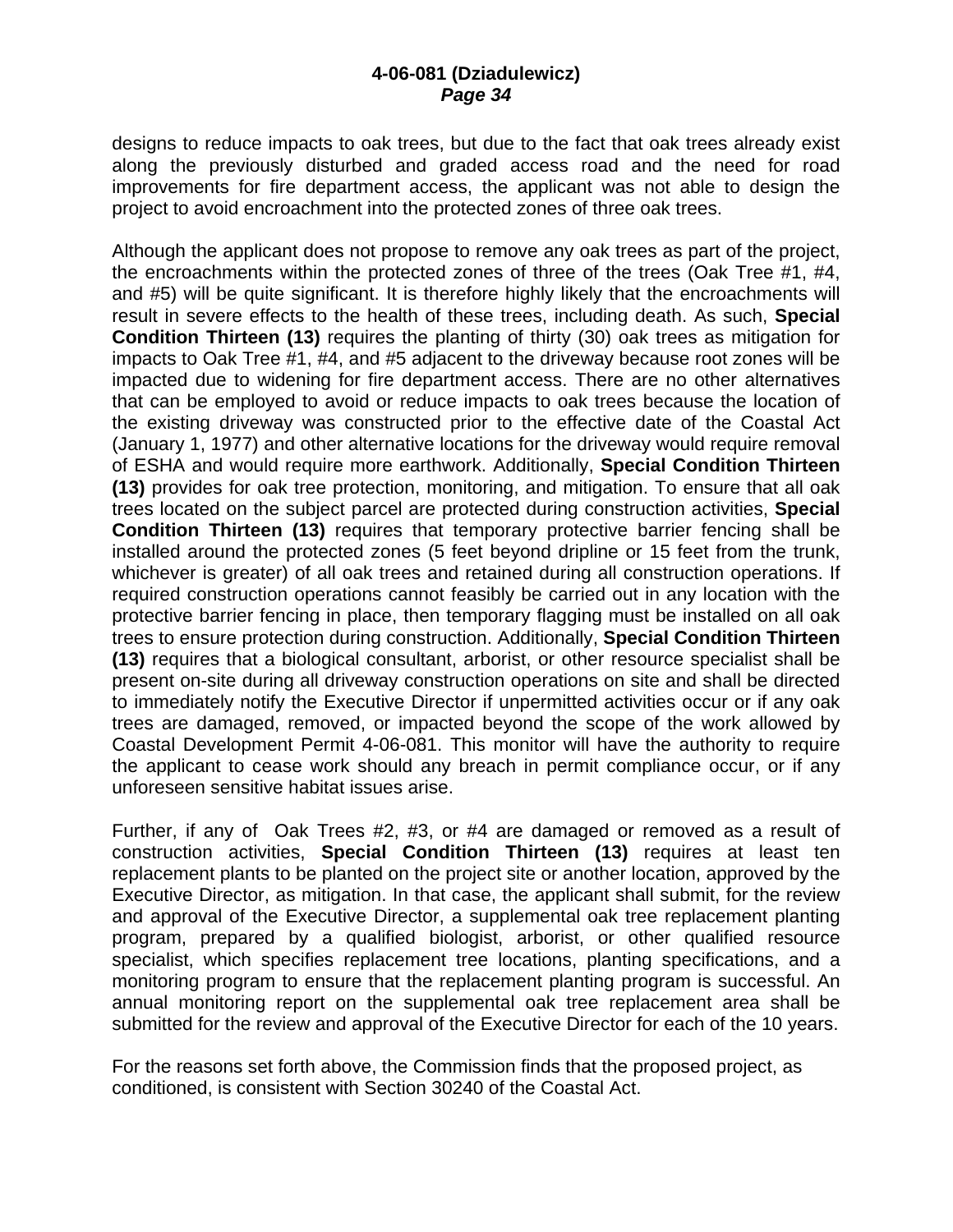designs to reduce impacts to oak trees, but due to the fact that oak trees already exist along the previously disturbed and graded access road and the need for road improvements for fire department access, the applicant was not able to design the project to avoid encroachment into the protected zones of three oak trees.

Although the applicant does not propose to remove any oak trees as part of the project, the encroachments within the protected zones of three of the trees (Oak Tree #1, #4, and #5) will be quite significant. It is therefore highly likely that the encroachments will result in severe effects to the health of these trees, including death. As such, **Special Condition Thirteen (13)** requires the planting of thirty (30) oak trees as mitigation for impacts to Oak Tree #1, #4, and #5 adjacent to the driveway because root zones will be impacted due to widening for fire department access. There are no other alternatives that can be employed to avoid or reduce impacts to oak trees because the location of the existing driveway was constructed prior to the effective date of the Coastal Act (January 1, 1977) and other alternative locations for the driveway would require removal of ESHA and would require more earthwork. Additionally, **Special Condition Thirteen (13)** provides for oak tree protection, monitoring, and mitigation. To ensure that all oak trees located on the subject parcel are protected during construction activities, **Special Condition Thirteen (13)** requires that temporary protective barrier fencing shall be installed around the protected zones (5 feet beyond dripline or 15 feet from the trunk, whichever is greater) of all oak trees and retained during all construction operations. If required construction operations cannot feasibly be carried out in any location with the protective barrier fencing in place, then temporary flagging must be installed on all oak trees to ensure protection during construction. Additionally, **Special Condition Thirteen (13)** requires that a biological consultant, arborist, or other resource specialist shall be present on-site during all driveway construction operations on site and shall be directed to immediately notify the Executive Director if unpermitted activities occur or if any oak trees are damaged, removed, or impacted beyond the scope of the work allowed by Coastal Development Permit 4-06-081. This monitor will have the authority to require the applicant to cease work should any breach in permit compliance occur, or if any unforeseen sensitive habitat issues arise.

Further, if any of Oak Trees #2, #3, or #4 are damaged or removed as a result of construction activities, **Special Condition Thirteen (13)** requires at least ten replacement plants to be planted on the project site or another location, approved by the Executive Director, as mitigation. In that case, the applicant shall submit, for the review and approval of the Executive Director, a supplemental oak tree replacement planting program, prepared by a qualified biologist, arborist, or other qualified resource specialist, which specifies replacement tree locations, planting specifications, and a monitoring program to ensure that the replacement planting program is successful. An annual monitoring report on the supplemental oak tree replacement area shall be submitted for the review and approval of the Executive Director for each of the 10 years.

For the reasons set forth above, the Commission finds that the proposed project, as conditioned, is consistent with Section 30240 of the Coastal Act.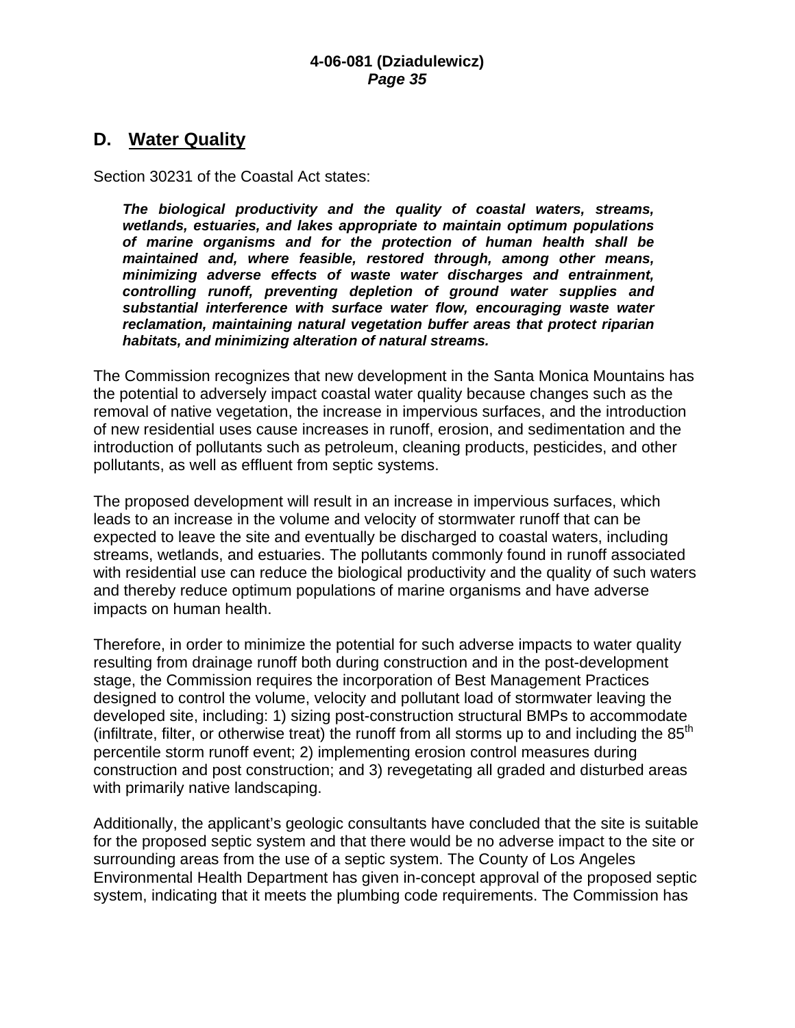## D. Water Quality

Section 30231 of the Coastal Act states:

> ***The biological productivity and the quality of coastal waters, streams, wetlands, estuaries, and lakes appropriate to maintain optimum populations of marine organisms and for the protection of human health shall be maintained and, where feasible, restored through, among other means, minimizing adverse effects of waste water discharges and entrainment, controlling runoff, preventing depletion of ground water supplies and substantial interference with surface water flow, encouraging waste water reclamation, maintaining natural vegetation buffer areas that protect riparian habitats, and minimizing alteration of natural streams.***

The Commission recognizes that new development in the Santa Monica Mountains has the potential to adversely impact coastal water quality because changes such as the removal of native vegetation, the increase in impervious surfaces, and the introduction of new residential uses cause increases in runoff, erosion, and sedimentation and the introduction of pollutants such as petroleum, cleaning products, pesticides, and other pollutants, as well as effluent from septic systems.

The proposed development will result in an increase in impervious surfaces, which leads to an increase in the volume and velocity of stormwater runoff that can be expected to leave the site and eventually be discharged to coastal waters, including streams, wetlands, and estuaries. The pollutants commonly found in runoff associated with residential use can reduce the biological productivity and the quality of such waters and thereby reduce optimum populations of marine organisms and have adverse impacts on human health.

Therefore, in order to minimize the potential for such adverse impacts to water quality resulting from drainage runoff both during construction and in the post-development stage, the Commission requires the incorporation of Best Management Practices designed to control the volume, velocity and pollutant load of stormwater leaving the developed site, including: 1) sizing post-construction structural BMPs to accommodate (infiltrate, filter, or otherwise treat) the runoff from all storms up to and including the 85$^{th}$ percentile storm runoff event; 2) implementing erosion control measures during construction and post construction; and 3) revegetating all graded and disturbed areas with primarily native landscaping.

Additionally, the applicant's geologic consultants have concluded that the site is suitable for the proposed septic system and that there would be no adverse impact to the site or surrounding areas from the use of a septic system. The County of Los Angeles Environmental Health Department has given in-concept approval of the proposed septic system, indicating that it meets the plumbing code requirements. The Commission has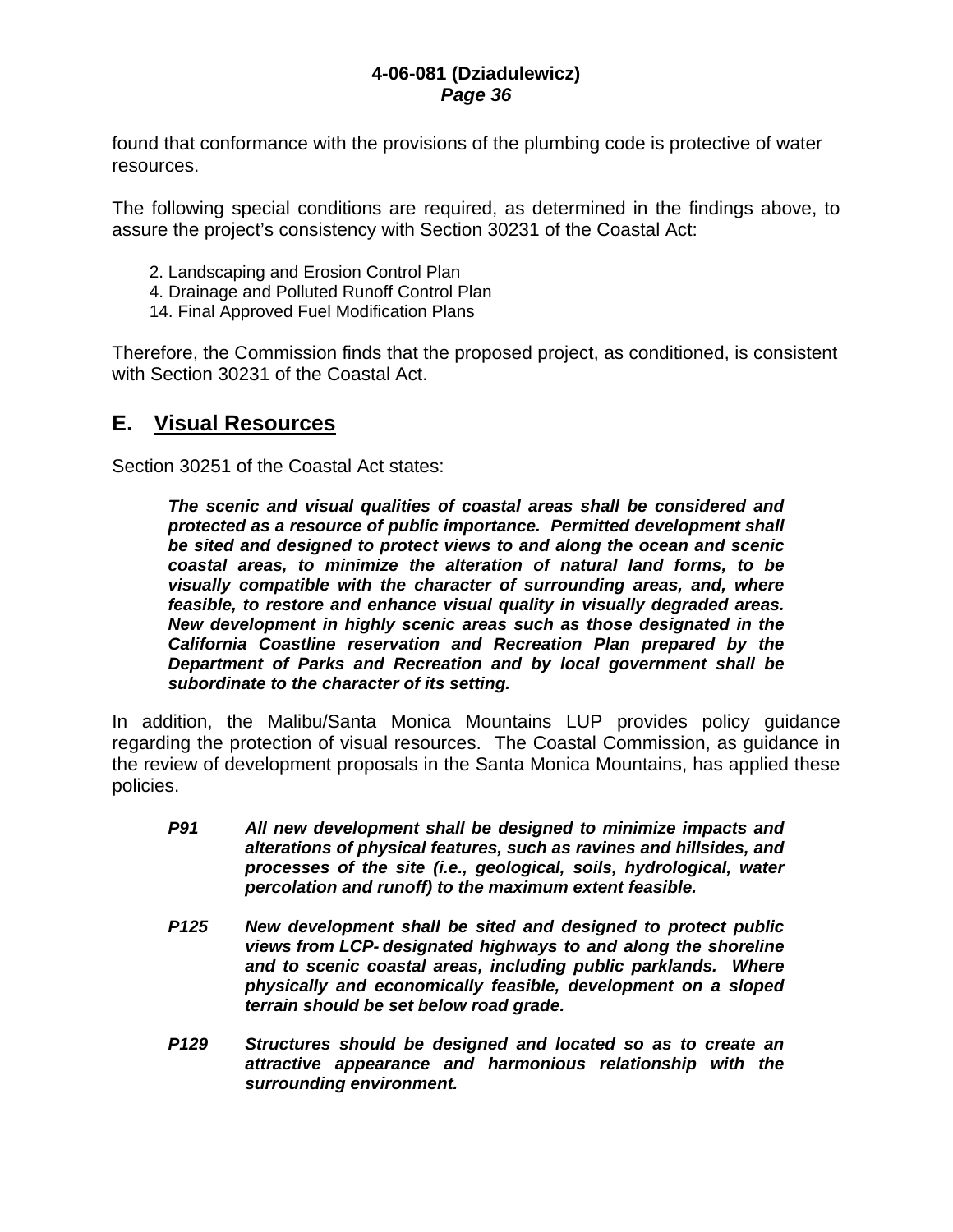found that conformance with the provisions of the plumbing code is protective of water resources.

The following special conditions are required, as determined in the findings above, to assure the project's consistency with Section 30231 of the Coastal Act:

2. Landscaping and Erosion Control Plan
4. Drainage and Polluted Runoff Control Plan
14. Final Approved Fuel Modification Plans

Therefore, the Commission finds that the proposed project, as conditioned, is consistent with Section 30231 of the Coastal Act.

## E. Visual Resources

Section 30251 of the Coastal Act states:

> ***The scenic and visual qualities of coastal areas shall be considered and protected as a resource of public importance. Permitted development shall be sited and designed to protect views to and along the ocean and scenic coastal areas, to minimize the alteration of natural land forms, to be visually compatible with the character of surrounding areas, and, where feasible, to restore and enhance visual quality in visually degraded areas. New development in highly scenic areas such as those designated in the California Coastline reservation and Recreation Plan prepared by the Department of Parks and Recreation and by local government shall be subordinate to the character of its setting.***

In addition, the Malibu/Santa Monica Mountains LUP provides policy guidance regarding the protection of visual resources. The Coastal Commission, as guidance in the review of development proposals in the Santa Monica Mountains, has applied these policies.

> ***P91*** ***All new development shall be designed to minimize impacts and alterations of physical features, such as ravines and hillsides, and processes of the site (i.e., geological, soils, hydrological, water percolation and runoff) to the maximum extent feasible.***
>
> ***P125*** ***New development shall be sited and designed to protect public views from LCP- designated highways to and along the shoreline and to scenic coastal areas, including public parklands. Where physically and economically feasible, development on a sloped terrain should be set below road grade.***
>
> ***P129*** ***Structures should be designed and located so as to create an attractive appearance and harmonious relationship with the surrounding environment.***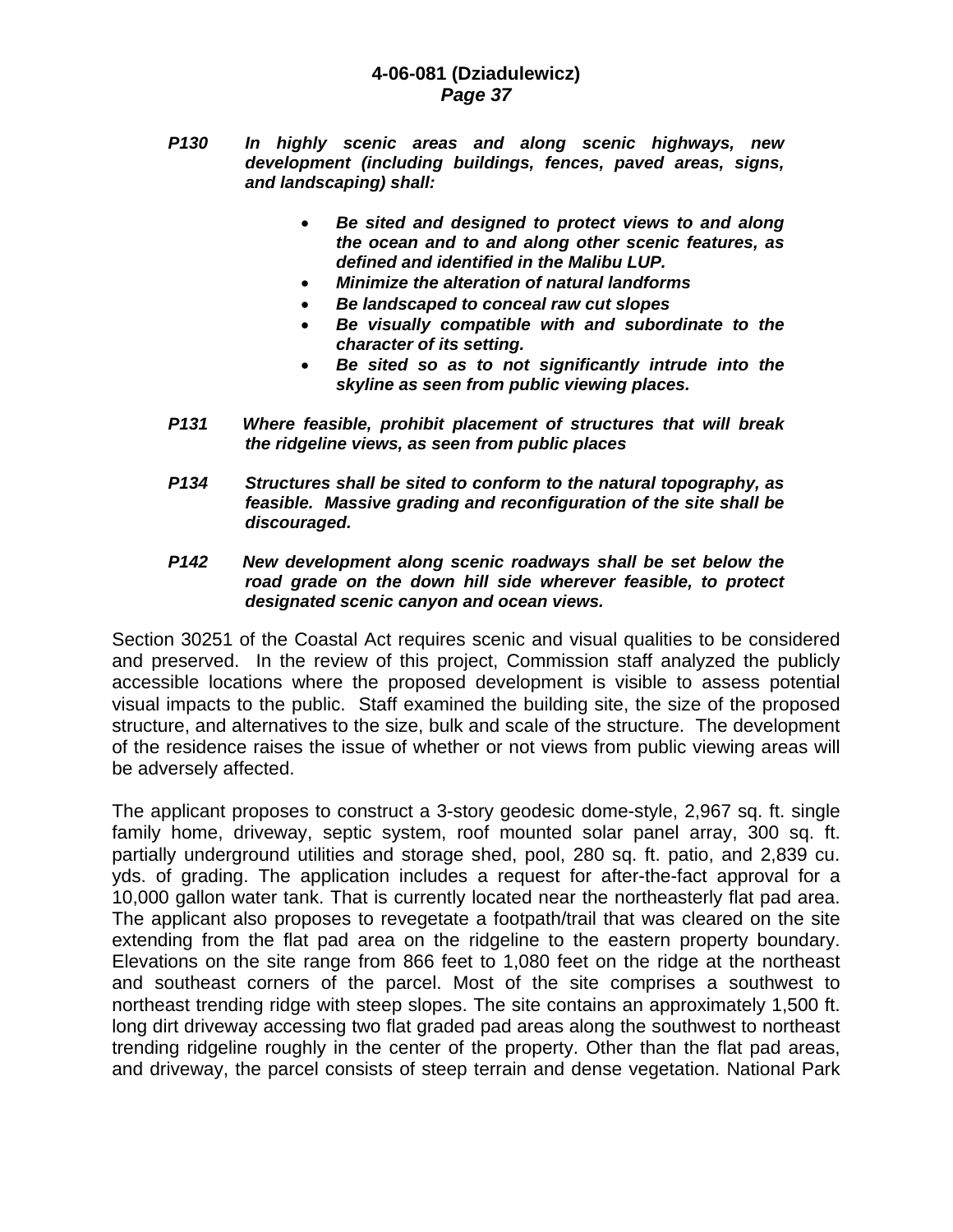***P130*** ***In highly scenic areas and along scenic highways, new development (including buildings, fences, paved areas, signs, and landscaping) shall:***

- ***Be sited and designed to protect views to and along the ocean and to and along other scenic features, as defined and identified in the Malibu LUP.***
- ***Minimize the alteration of natural landforms***
- ***Be landscaped to conceal raw cut slopes***
- ***Be visually compatible with and subordinate to the character of its setting.***
- ***Be sited so as to not significantly intrude into the skyline as seen from public viewing places.***

***P131*** ***Where feasible, prohibit placement of structures that will break the ridgeline views, as seen from public places***

***P134*** ***Structures shall be sited to conform to the natural topography, as feasible. Massive grading and reconfiguration of the site shall be discouraged.***

***P142*** ***New development along scenic roadways shall be set below the road grade on the down hill side wherever feasible, to protect designated scenic canyon and ocean views.***

Section 30251 of the Coastal Act requires scenic and visual qualities to be considered and preserved. In the review of this project, Commission staff analyzed the publicly accessible locations where the proposed development is visible to assess potential visual impacts to the public. Staff examined the building site, the size of the proposed structure, and alternatives to the size, bulk and scale of the structure. The development of the residence raises the issue of whether or not views from public viewing areas will be adversely affected.

The applicant proposes to construct a 3-story geodesic dome-style, 2,967 sq. ft. single family home, driveway, septic system, roof mounted solar panel array, 300 sq. ft. partially underground utilities and storage shed, pool, 280 sq. ft. patio, and 2,839 cu. yds. of grading. The application includes a request for after-the-fact approval for a 10,000 gallon water tank. That is currently located near the northeasterly flat pad area. The applicant also proposes to revegetate a footpath/trail that was cleared on the site extending from the flat pad area on the ridgeline to the eastern property boundary. Elevations on the site range from 866 feet to 1,080 feet on the ridge at the northeast and southeast corners of the parcel. Most of the site comprises a southwest to northeast trending ridge with steep slopes. The site contains an approximately 1,500 ft. long dirt driveway accessing two flat graded pad areas along the southwest to northeast trending ridgeline roughly in the center of the property. Other than the flat pad areas, and driveway, the parcel consists of steep terrain and dense vegetation. National Park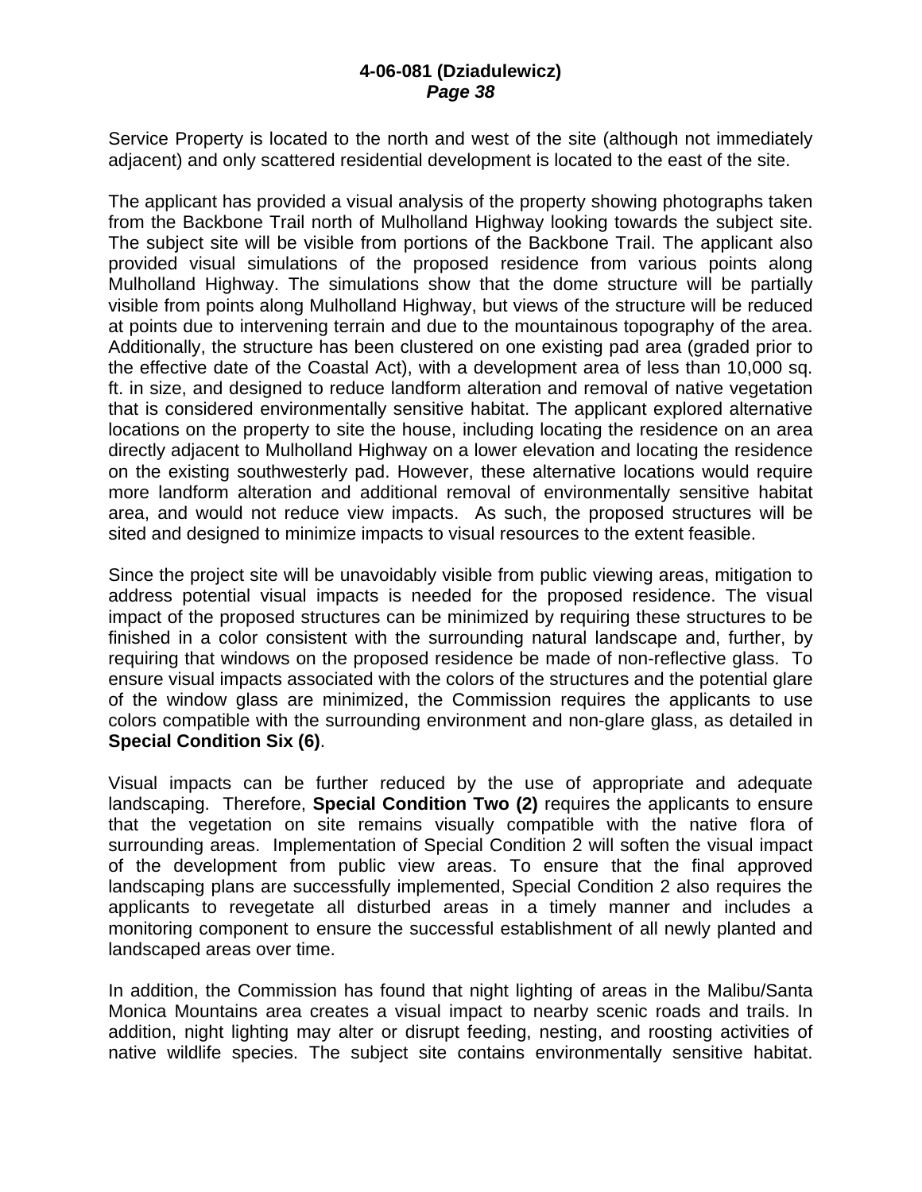Service Property is located to the north and west of the site (although not immediately adjacent) and only scattered residential development is located to the east of the site.

The applicant has provided a visual analysis of the property showing photographs taken from the Backbone Trail north of Mulholland Highway looking towards the subject site. The subject site will be visible from portions of the Backbone Trail. The applicant also provided visual simulations of the proposed residence from various points along Mulholland Highway. The simulations show that the dome structure will be partially visible from points along Mulholland Highway, but views of the structure will be reduced at points due to intervening terrain and due to the mountainous topography of the area. Additionally, the structure has been clustered on one existing pad area (graded prior to the effective date of the Coastal Act), with a development area of less than 10,000 sq. ft. in size, and designed to reduce landform alteration and removal of native vegetation that is considered environmentally sensitive habitat. The applicant explored alternative locations on the property to site the house, including locating the residence on an area directly adjacent to Mulholland Highway on a lower elevation and locating the residence on the existing southwesterly pad. However, these alternative locations would require more landform alteration and additional removal of environmentally sensitive habitat area, and would not reduce view impacts. As such, the proposed structures will be sited and designed to minimize impacts to visual resources to the extent feasible.

Since the project site will be unavoidably visible from public viewing areas, mitigation to address potential visual impacts is needed for the proposed residence. The visual impact of the proposed structures can be minimized by requiring these structures to be finished in a color consistent with the surrounding natural landscape and, further, by requiring that windows on the proposed residence be made of non-reflective glass. To ensure visual impacts associated with the colors of the structures and the potential glare of the window glass are minimized, the Commission requires the applicants to use colors compatible with the surrounding environment and non-glare glass, as detailed in **Special Condition Six (6)**.

Visual impacts can be further reduced by the use of appropriate and adequate landscaping. Therefore, **Special Condition Two (2)** requires the applicants to ensure that the vegetation on site remains visually compatible with the native flora of surrounding areas. Implementation of Special Condition 2 will soften the visual impact of the development from public view areas. To ensure that the final approved landscaping plans are successfully implemented, Special Condition 2 also requires the applicants to revegetate all disturbed areas in a timely manner and includes a monitoring component to ensure the successful establishment of all newly planted and landscaped areas over time.

In addition, the Commission has found that night lighting of areas in the Malibu/Santa Monica Mountains area creates a visual impact to nearby scenic roads and trails. In addition, night lighting may alter or disrupt feeding, nesting, and roosting activities of native wildlife species. The subject site contains environmentally sensitive habitat.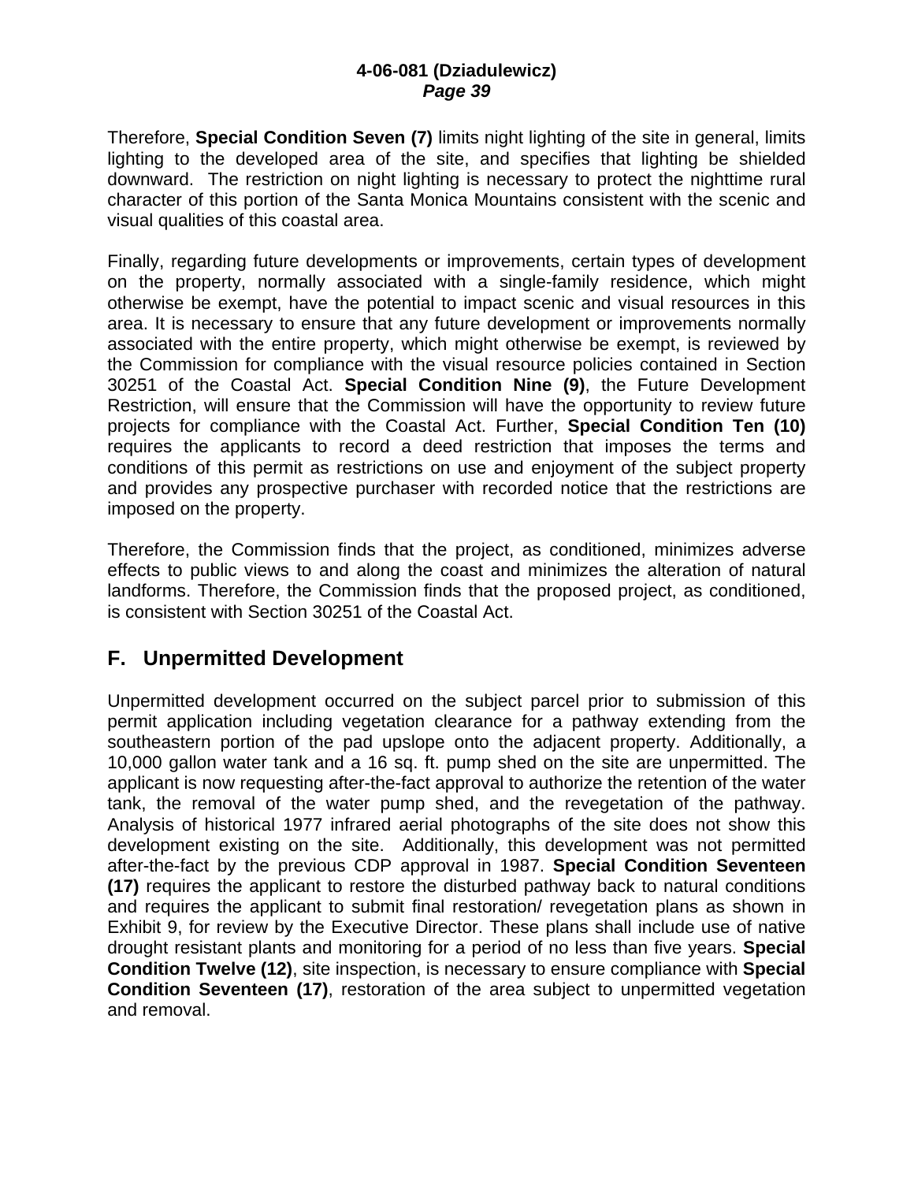Therefore, **Special Condition Seven (7)** limits night lighting of the site in general, limits lighting to the developed area of the site, and specifies that lighting be shielded downward. The restriction on night lighting is necessary to protect the nighttime rural character of this portion of the Santa Monica Mountains consistent with the scenic and visual qualities of this coastal area.

Finally, regarding future developments or improvements, certain types of development on the property, normally associated with a single-family residence, which might otherwise be exempt, have the potential to impact scenic and visual resources in this area. It is necessary to ensure that any future development or improvements normally associated with the entire property, which might otherwise be exempt, is reviewed by the Commission for compliance with the visual resource policies contained in Section 30251 of the Coastal Act. **Special Condition Nine (9)**, the Future Development Restriction, will ensure that the Commission will have the opportunity to review future projects for compliance with the Coastal Act. Further, **Special Condition Ten (10)** requires the applicants to record a deed restriction that imposes the terms and conditions of this permit as restrictions on use and enjoyment of the subject property and provides any prospective purchaser with recorded notice that the restrictions are imposed on the property.

Therefore, the Commission finds that the project, as conditioned, minimizes adverse effects to public views to and along the coast and minimizes the alteration of natural landforms. Therefore, the Commission finds that the proposed project, as conditioned, is consistent with Section 30251 of the Coastal Act.

## F. Unpermitted Development

Unpermitted development occurred on the subject parcel prior to submission of this permit application including vegetation clearance for a pathway extending from the southeastern portion of the pad upslope onto the adjacent property. Additionally, a 10,000 gallon water tank and a 16 sq. ft. pump shed on the site are unpermitted. The applicant is now requesting after-the-fact approval to authorize the retention of the water tank, the removal of the water pump shed, and the revegetation of the pathway. Analysis of historical 1977 infrared aerial photographs of the site does not show this development existing on the site. Additionally, this development was not permitted after-the-fact by the previous CDP approval in 1987. **Special Condition Seventeen (17)** requires the applicant to restore the disturbed pathway back to natural conditions and requires the applicant to submit final restoration/ revegetation plans as shown in Exhibit 9, for review by the Executive Director. These plans shall include use of native drought resistant plants and monitoring for a period of no less than five years. **Special Condition Twelve (12)**, site inspection, is necessary to ensure compliance with **Special Condition Seventeen (17)**, restoration of the area subject to unpermitted vegetation and removal.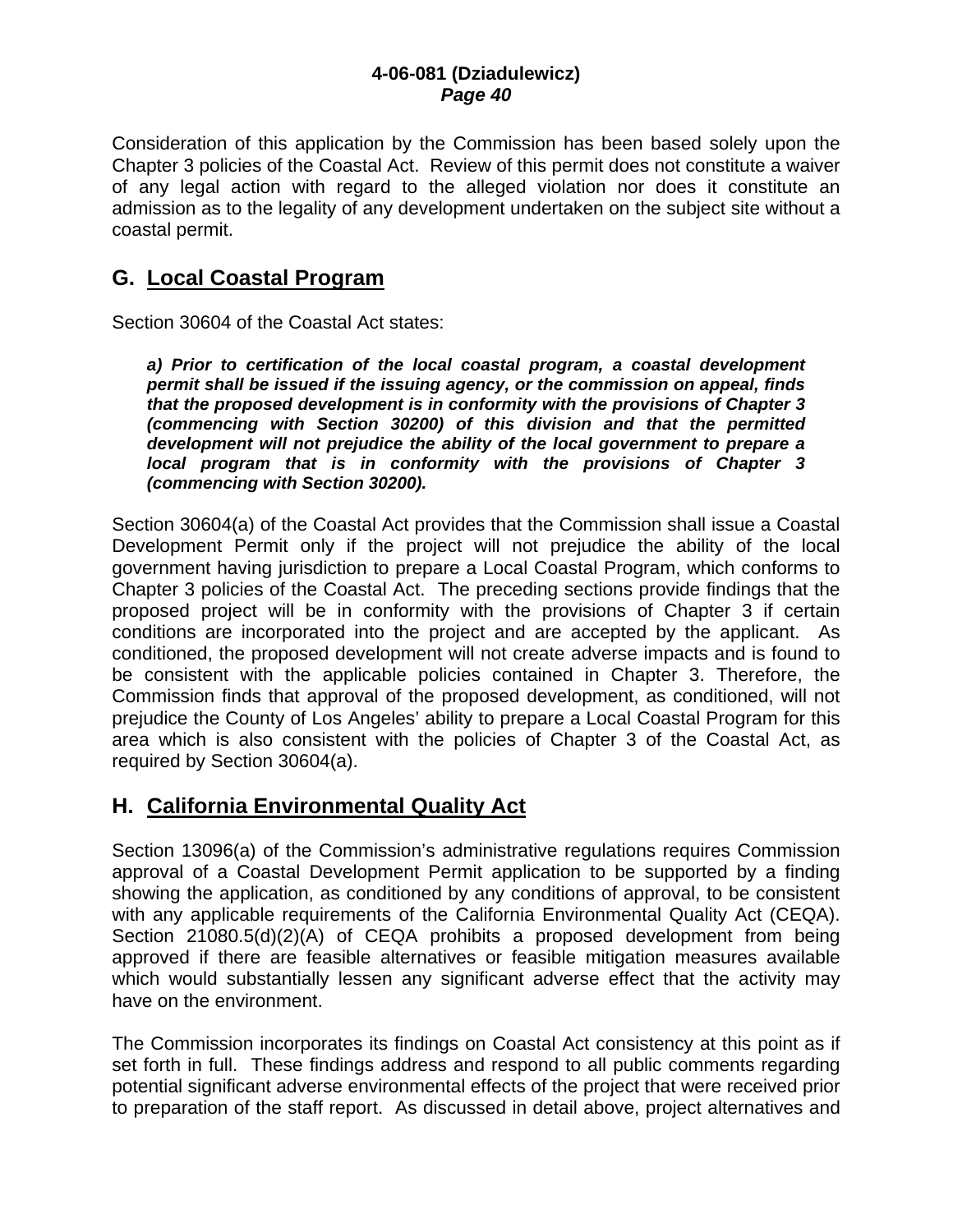Consideration of this application by the Commission has been based solely upon the Chapter 3 policies of the Coastal Act. Review of this permit does not constitute a waiver of any legal action with regard to the alleged violation nor does it constitute an admission as to the legality of any development undertaken on the subject site without a coastal permit.

## G. Local Coastal Program

Section 30604 of the Coastal Act states:

> ***a) Prior to certification of the local coastal program, a coastal development permit shall be issued if the issuing agency, or the commission on appeal, finds that the proposed development is in conformity with the provisions of Chapter 3 (commencing with Section 30200) of this division and that the permitted development will not prejudice the ability of the local government to prepare a local program that is in conformity with the provisions of Chapter 3 (commencing with Section 30200).***

Section 30604(a) of the Coastal Act provides that the Commission shall issue a Coastal Development Permit only if the project will not prejudice the ability of the local government having jurisdiction to prepare a Local Coastal Program, which conforms to Chapter 3 policies of the Coastal Act. The preceding sections provide findings that the proposed project will be in conformity with the provisions of Chapter 3 if certain conditions are incorporated into the project and are accepted by the applicant. As conditioned, the proposed development will not create adverse impacts and is found to be consistent with the applicable policies contained in Chapter 3. Therefore, the Commission finds that approval of the proposed development, as conditioned, will not prejudice the County of Los Angeles' ability to prepare a Local Coastal Program for this area which is also consistent with the policies of Chapter 3 of the Coastal Act, as required by Section 30604(a).

## H. California Environmental Quality Act

Section 13096(a) of the Commission's administrative regulations requires Commission approval of a Coastal Development Permit application to be supported by a finding showing the application, as conditioned by any conditions of approval, to be consistent with any applicable requirements of the California Environmental Quality Act (CEQA). Section 21080.5(d)(2)(A) of CEQA prohibits a proposed development from being approved if there are feasible alternatives or feasible mitigation measures available which would substantially lessen any significant adverse effect that the activity may have on the environment.

The Commission incorporates its findings on Coastal Act consistency at this point as if set forth in full. These findings address and respond to all public comments regarding potential significant adverse environmental effects of the project that were received prior to preparation of the staff report. As discussed in detail above, project alternatives and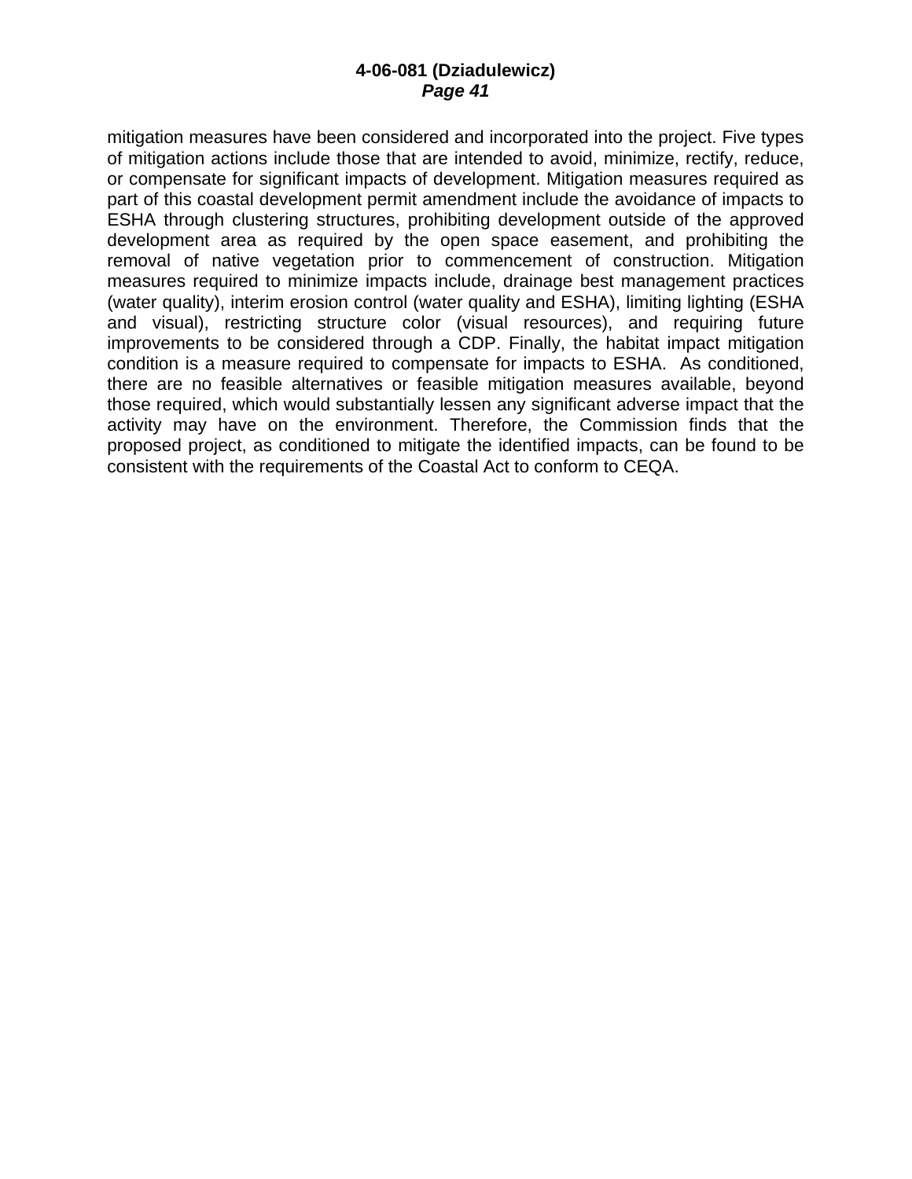mitigation measures have been considered and incorporated into the project. Five types of mitigation actions include those that are intended to avoid, minimize, rectify, reduce, or compensate for significant impacts of development. Mitigation measures required as part of this coastal development permit amendment include the avoidance of impacts to ESHA through clustering structures, prohibiting development outside of the approved development area as required by the open space easement, and prohibiting the removal of native vegetation prior to commencement of construction. Mitigation measures required to minimize impacts include, drainage best management practices (water quality), interim erosion control (water quality and ESHA), limiting lighting (ESHA and visual), restricting structure color (visual resources), and requiring future improvements to be considered through a CDP. Finally, the habitat impact mitigation condition is a measure required to compensate for impacts to ESHA. As conditioned, there are no feasible alternatives or feasible mitigation measures available, beyond those required, which would substantially lessen any significant adverse impact that the activity may have on the environment. Therefore, the Commission finds that the proposed project, as conditioned to mitigate the identified impacts, can be found to be consistent with the requirements of the Coastal Act to conform to CEQA.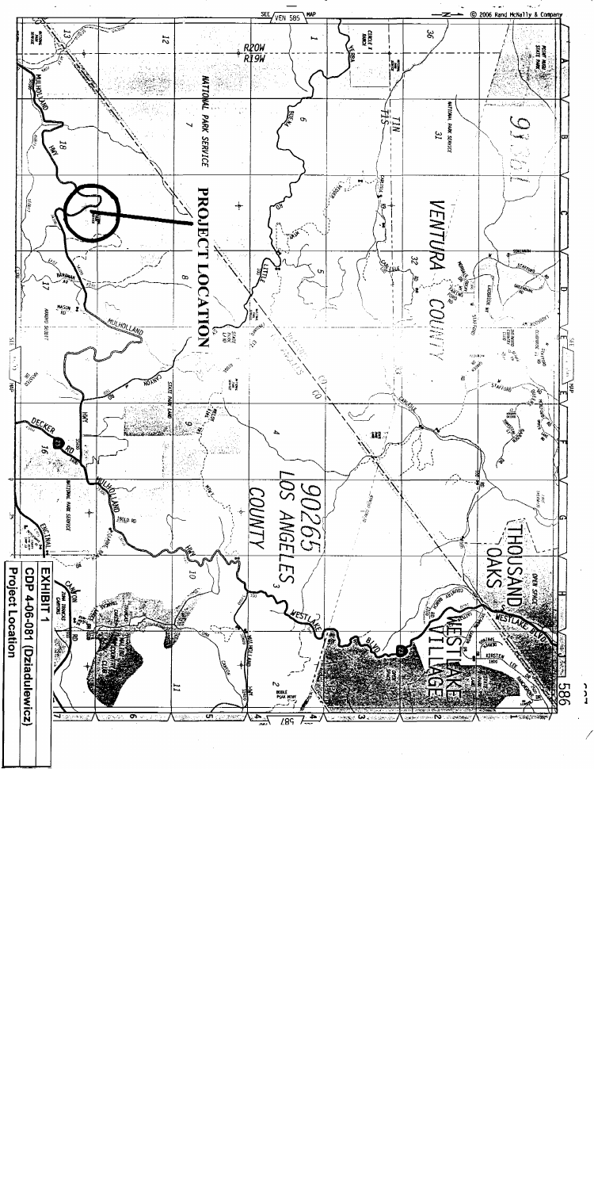**EXHIBIT 1**

**CDP 4-06-081 (Dziadulewicz)**

**Project Location**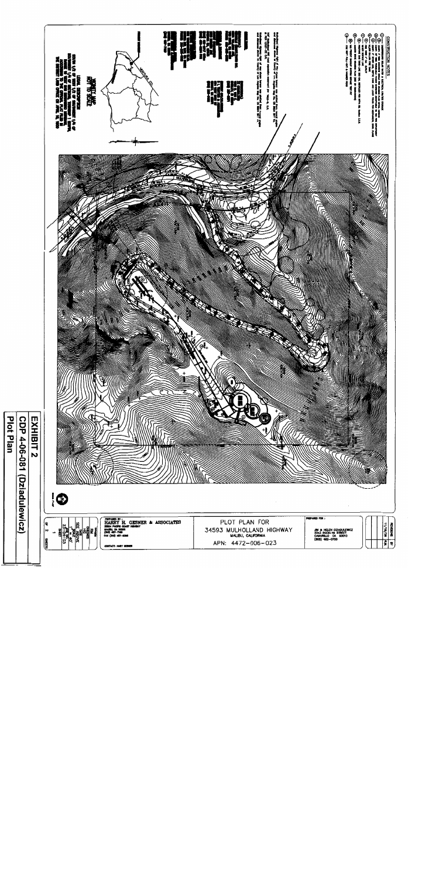**EXHIBIT 2**

**CDP 4-06-081 (Dziadulewicz)**

**Plot Plan**

CONSTRUCTION NOTES

VICINITY MAP
NOT TO SCALE

LEGAL DESCRIPTION

PLOT PLAN FOR
34593 MULHOLLAND HIGHWAY
MALIBU, CALIFORNIA
APN: 4472-006-023

PREPARED BY:
HARRY H. GESNER & ASSOCIATES

CONTACT: HARRY GESNER

PREPARED FOR:
JIM & HELEN DZIADULEWICZ
CAMARILLO CA 93010

REVISIONS | BY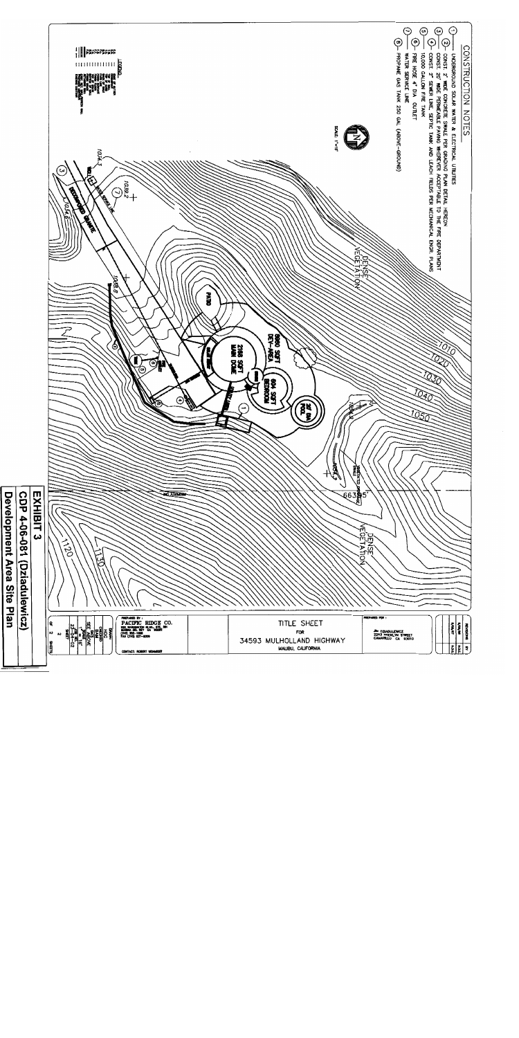## CONSTRUCTION NOTES

1. UNDERGROUND SOLAR WATER & ELECTRICAL UTILITIES
2. CONST. 2' WIDE CONCRETE SWALE PER GRADING PLAN DETAIL HEREON
3. CONST. 20' WIDE PERMEABLE PAVING WHEREVER ACCEPTABLE TO THE FIRE DEPARTMENT
4. CONST. 2" SEWER LINE, SEPTIC TANK AND LEACH FIELDS PER MECHANICAL ENGR. PLANS
5. 10,000 GALLON FIRE TANK
6. FIRE HOSE 4" DIA. OUTLET
7. WATER SERVICE LINE
8. PROPANE GAS TANK 250 GAL (ABOVE-GROUND)

SCALE 1"=10'

DENSE VEGETATION

1010 1020 1030 1040 1050

PATIO

5660 SQFT DEV-AREA

2168 SQFT MAIN DOME

604 SQFT BEDROOM

20' DIA POOL

DECOMPOSED GRANITE

663.95

DENSE VEGETATION

1120 1130

TITLE SHEET FOR 34593 MULHOLLAND HIGHWAY MALIBU, CALIFORNIA

PREPARED BY: PACIFIC RIDGE CO.

CONTACT: ROBERT WOHANDER

PREPARED FOR: DZIADULEWICZ, 2243 ... STREET, CAMARILLO CA 93010

SHEET 2 OF 2 SHEETS

**EXHIBIT 3**
**CDP 4-06-081 (Dziadulewicz)**
**Development Area Site Plan**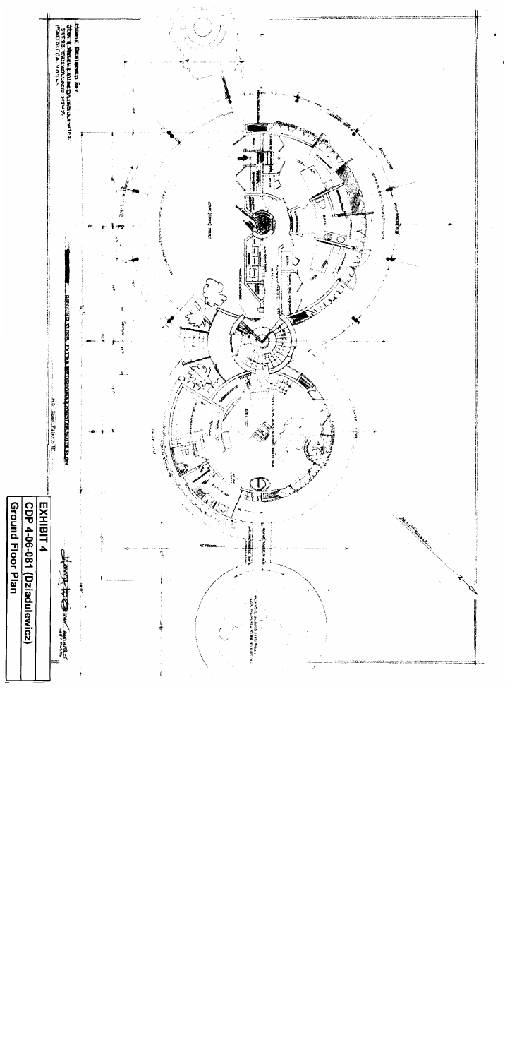**EXHIBIT 4**

**CDP 4-06-081 (Dziadulewicz)**

**Ground Floor Plan**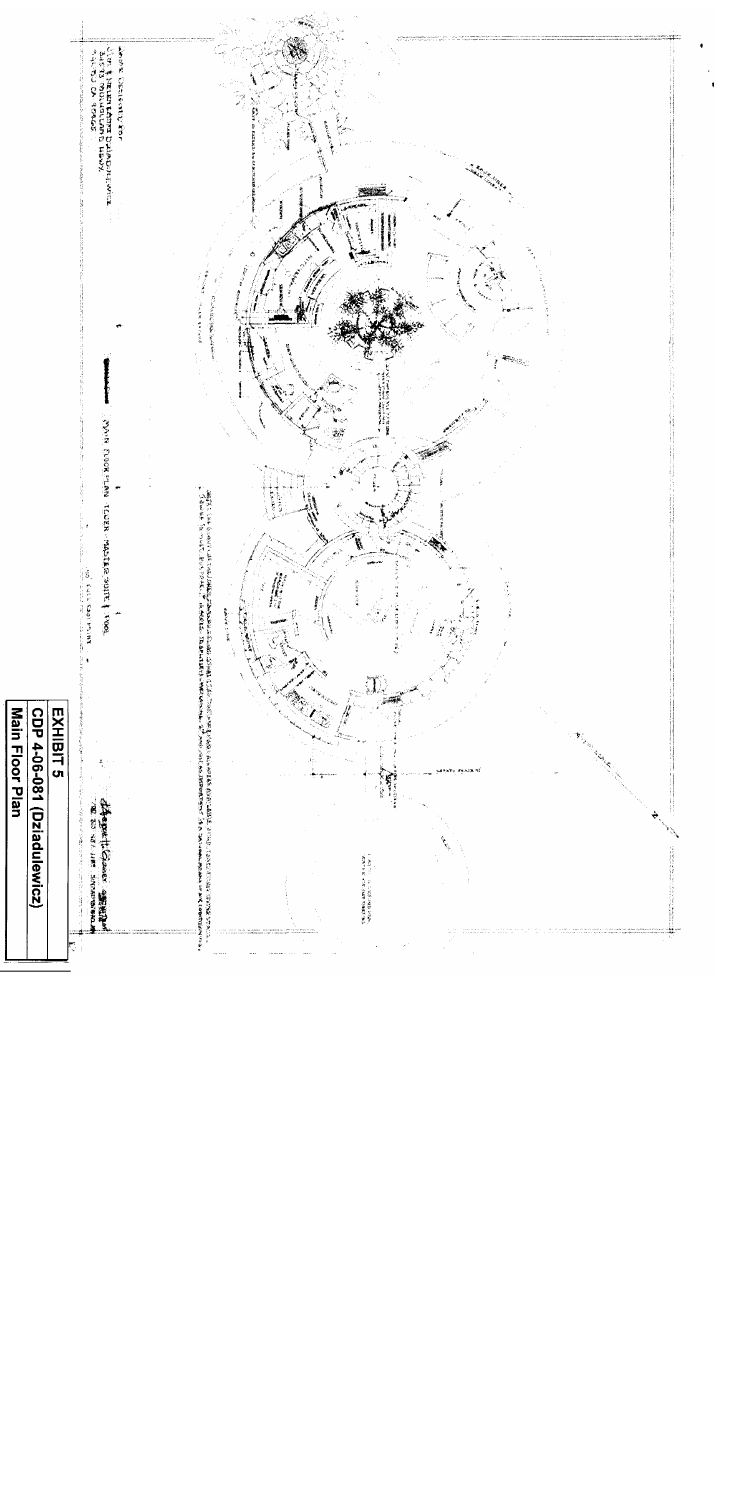**EXHIBIT 5**

**CDP 4-06-081 (Dziadulewicz)**

**Main Floor Plan**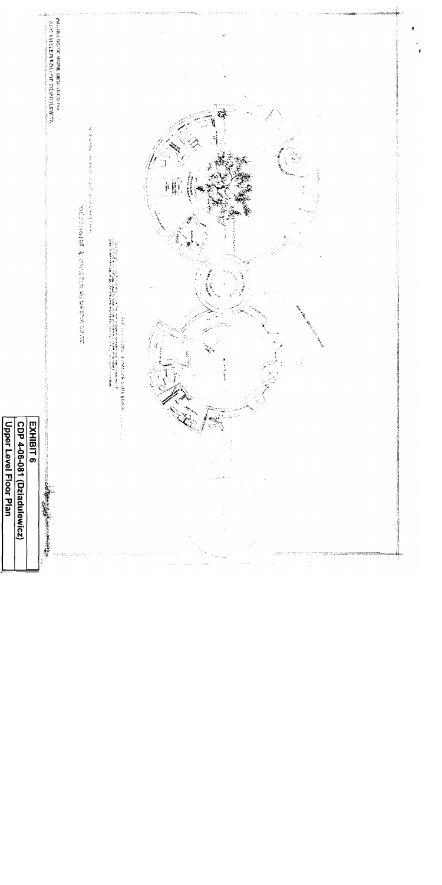**EXHIBIT 6**
**CDP 4-06-081 (Dziadulewicz)**
**Upper Level Floor Plan**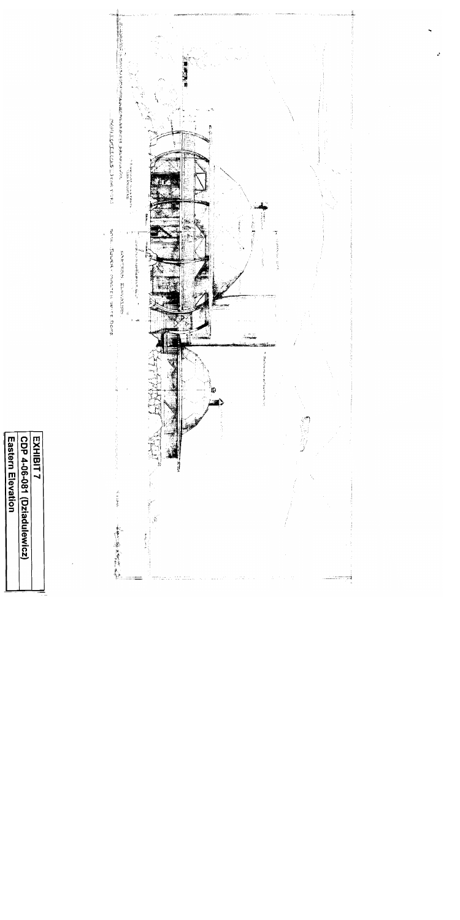**EXHIBIT 7**

**CDP 4-06-081 (Dziadulewicz)**

**Eastern Elevation**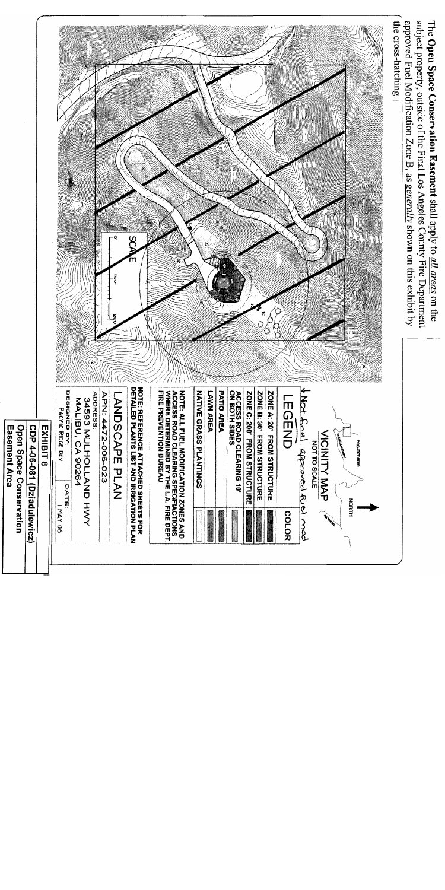The **Open Space Conservation Easement** shall apply to *all areas* on the subject property, outside of the Final Los Angeles County Fire Department approved Fuel Modification Zone B, as *generally* shown on this exhibit by the cross-hatching.

SCALE

0 100' 200'

VICINITY MAP

NOT TO SCALE

PROJECT SITE

NORTH

LEGEND

*Not final approved fuel mod

| | COLOR |
|---|---|
| ZONE A: 20' FROM STRUCTURE | |
| ZONE B: 30' FROM STRUCTURE | |
| ZONE C: 200' FROM STRUCTURE | |
| ACCESS ROAD CLEARING 10' ON BOTH SIDES | |
| PATIO AREA | |
| LAWN AREA | |
| NATIVE GRASS PLANTINGS | |

NOTE: ALL FUEL MODIFICATION ZONES AND ACCESS ROAD CLEARING SPECIFICATIONS WHERE DETERMINED BY THE L.A. FIRE DEPT. FIRE PREVENTION BUREAU

NOTE: REFERENCE ATTACHED SHEETS FOR DETAILED PLANTS LIST AND IRRIGATION PLAN

LANDSCAPE PLAN

APN: 4472-006-023

ADDRESS:
34593 MULHOLLAND HWY
MALIBU, CA 90264

DESIGNED BY: PACIFIC RIDGE DEV

DATE: 1 MAY 06

EXHIBIT 8

CDP 4-06-081 (Dziadulewicz)

Open Space Conservation Easement Area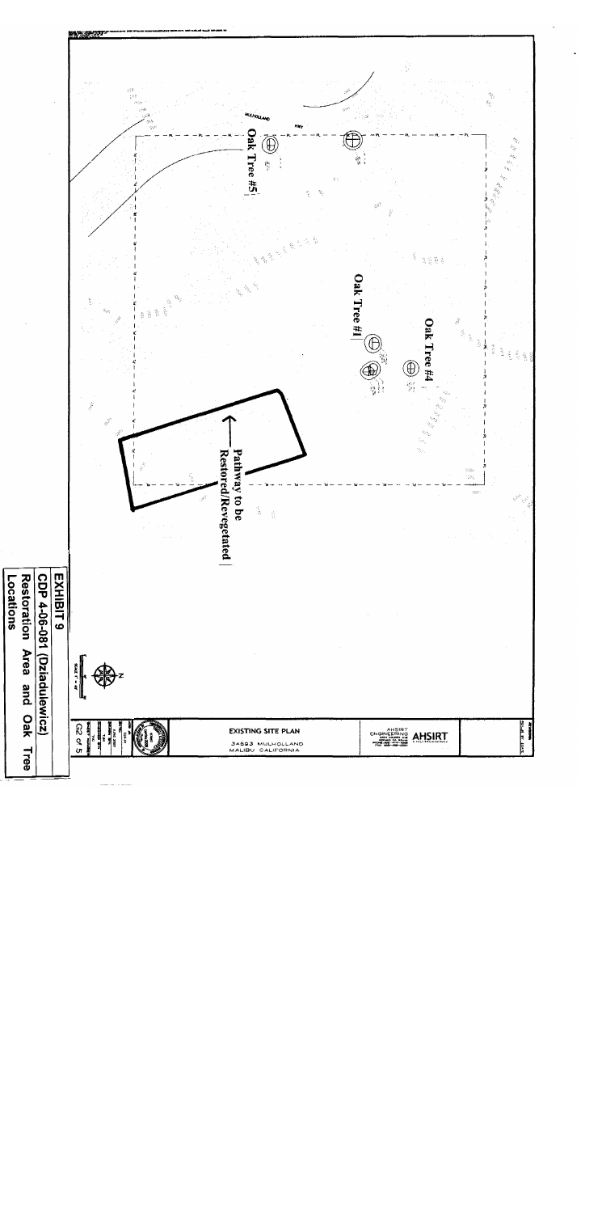MULHOLLAND HWY

Oak Tree #5

Oak Tree #1

Oak Tree #4

Pathway to be Restored/Revegetated

EXISTING SITE PLAN

34593 MULHOLLAND
MALIBU CALIFORNIA

AHSIRT ENGINEERING

AHSIRT

G2 of 5

**EXHIBIT 9**

**CDP 4-06-081 (Dziadulewicz)**

**Restoration Area and Oak Tree Locations**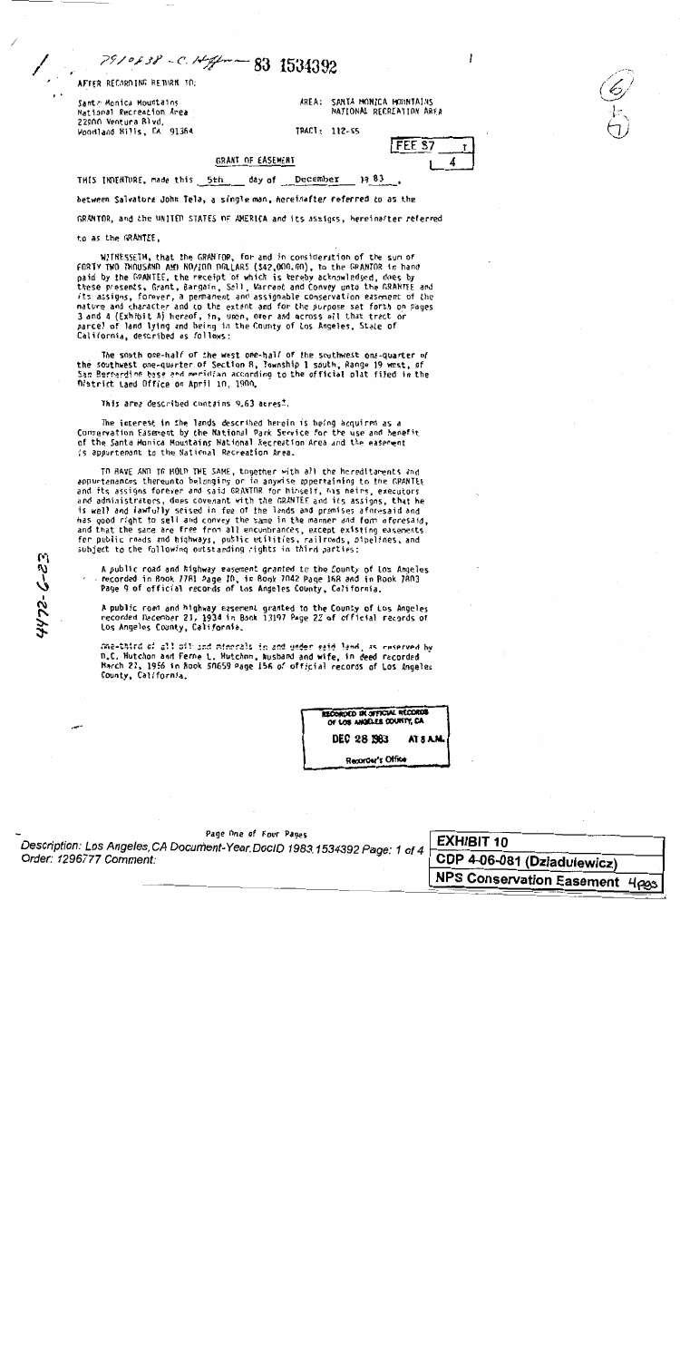791038 - C. Hoffman 83 1534392

AFTER RECORDING RETURN TO:

Santa Monica Mountains
National Recreation Area
22900 Ventura Blvd.
Woodland Hills, CA 91364

AREA: SANTA MONICA MOUNTAINS NATIONAL RECREATION AREA

TRACT: 112-55

FEE $7 | 4

## GRANT OF EASEMENT

THIS INDENTURE, made this 5th day of December 19 83 ,

between Salvatore John Tela, a single man, hereinafter referred to as the GRANTOR, and the UNITED STATES OF AMERICA and its assigns, hereinafter referred to as the GRANTEE,

WITNESSETH, that the GRANTOR, for and in consideration of the sum of FORTY TWO THOUSAND AND NO/100 DOLLARS ($42,000.00), to the GRANTOR in hand paid by the GRANTEE, the receipt of which is hereby acknowledged, does by these presents, Grant, Bargain, Sell, Warrant and Convey unto the GRANTEE and its assigns, forever, a permanent and assignable conservation easement of the nature and character and to the extent and for the purpose set forth on pages 3 and 4 (Exhibit A) hereof, in, upon, over and across all that tract or parcel of land lying and being in the County of Los Angeles, State of California, described as follows:

The south one-half of the west one-half of the southwest one-quarter of the southwest one-quarter of Section 8, Township 1 south, Range 19 west, of San Bernardino base and meridian according to the official plat filed in the District Land Office on April 10, 1900.

This area described contains 9.63 acres±.

The interest in the lands described herein is being acquired as a Conservation Easement by the National Park Service for the use and benefit of the Santa Monica Mountains National Recreation Area and the easement is appurtenant to the National Recreation Area.

TO HAVE AND TO HOLD THE SAME, together with all the hereditaments and appurtenances thereunto belonging or in anywise appertaining to the GRANTEE and its assigns forever and said GRANTOR for himself, his heirs, executors and administrators, does covenant with the GRANTEE and its assigns, that he is well and lawfully seised in fee of the lands and premises aforesaid and has good right to sell and convey the same in the manner and form aforesaid, and that the same are free from all encumbrances, except existing easements for public roads and highways, public utilities, railroads, pipelines, and subject to the following outstanding rights in third parties:

A public road and highway easement granted to the County of Los Angeles recorded in Book 7781 Page 10, in Book 7042 Page 168 and in Book 7803 Page 9 of official records of Los Angeles County, California.

A public road and highway easement granted to the County of Los Angeles recorded December 21, 1934 in Book 13197 Page 22 of official records of Los Angeles County, California.

One-third of all oil and minerals in and under said land, as reserved by D.C. Hutchon and Ferne L. Hutchon, husband and wife, in deed recorded March 22, 1956 in Book 50659 Page 156 of official records of Los Angeles County, California.

RECORDED IN OFFICIAL RECORDS OF LOS ANGELES COUNTY, CA
DEC 28 1983 AT 8 A.M.
Recorder's Office

4472-6-23

Page One of Four Pages

Description: Los Angeles,CA Document-Year.DocID 1983.1534392 Page: 1 of 4
Order: 1296777 Comment:

EXHIBIT 10
CDP 4-06-081 (Dziadulewicz)
NPS Conservation Easement 4pgs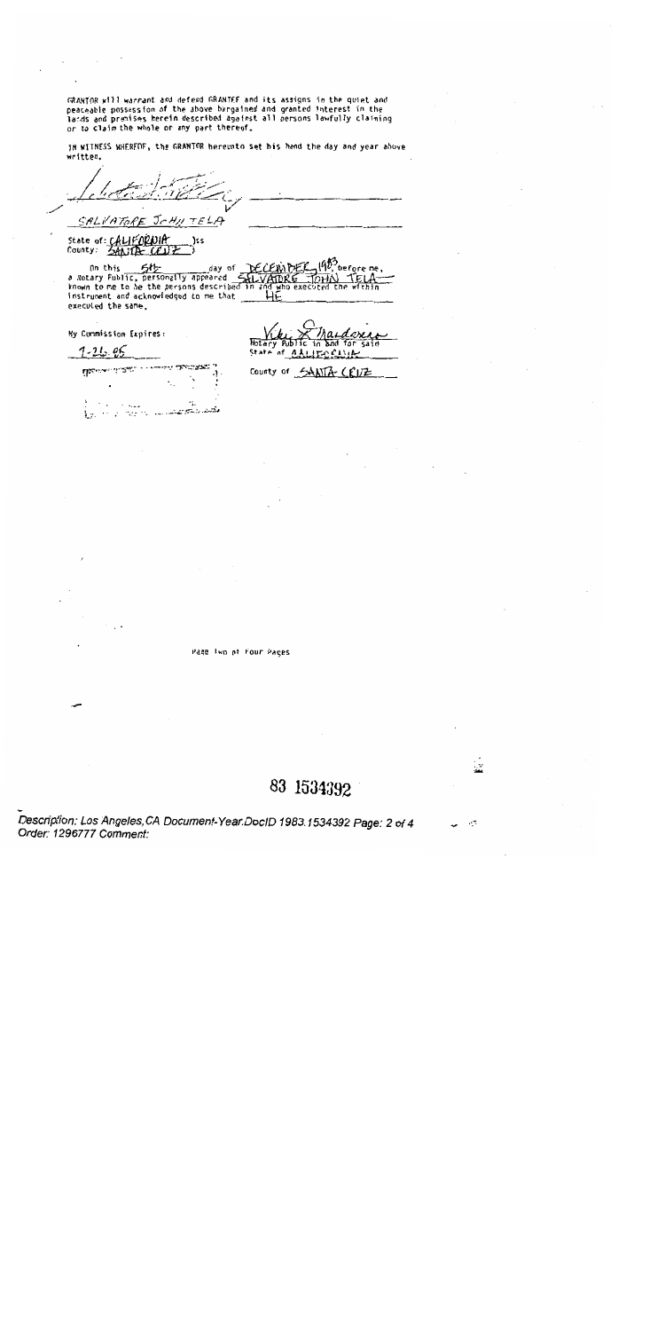GRANTOR will warrant and defend GRANTEE and its assigns in the quiet and peaceable possession of the above bargained and granted interest in the lands and premises herein described against all persons lawfully claiming or to claim the whole or any part thereof.

IN WITNESS WHEREOF, the GRANTOR hereunto set his hand the day and year above written.

SALVATORE JOHN TELA

State of: CALIFORNIA )ss
County: SANTA CRUZ )

On this 5th day of DECEMBER 1983, before me, a Notary Public, personally appeared SALVATORE JOHN TELA known to me to be the persons described in and who executed the within instrument and acknowledged to me that HE executed the same.

My Commission Expires:

1-26-85

Notary Public in and for said State of CALIFORNIA

County of SANTA CRUZ

Page Two of Four Pages

83 1534392

Description: Los Angeles,CA Document-Year.DocID 1983.1534392 Page: 2 of 4
Order: 1296777 Comment: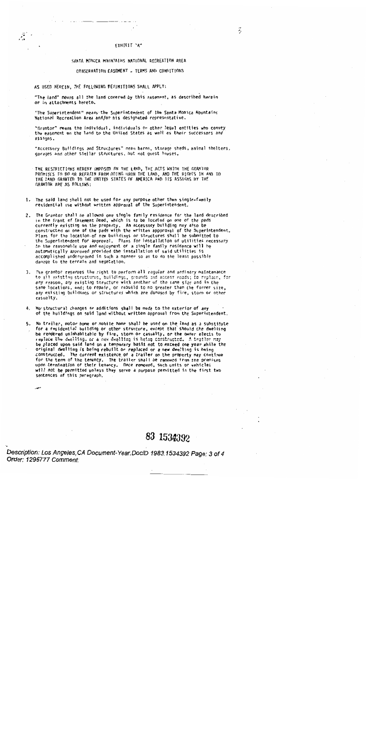EXHIBIT "A"

SANTA MONICA MOUNTAINS NATIONAL RECREATION AREA

CONSERVATION EASEMENT - TERMS AND CONDITIONS

AS USED HEREIN, THE FOLLOWING DEFINITIONS SHALL APPLY:

"The land" means all the land covered by this easement, as described herein or in attachments hereto.

"The Superintendent" means the Superintendent of the Santa Monica Mountains National Recreation Area and/or his designated representative.

"Grantor" means the individual, individuals or other legal entities who convey the easement on the land to the United States as well as their successors and assigns.

"Accessory Buildings and Structures" mean barns, storage sheds, animal shelters, garages and other similar structures, but not guest houses.

THE RESTRICTIONS HEREBY IMPOSED ON THE LAND, THE ACTS WHICH THE GRANTOR PROMISES TO DO OR REFRAIN FROM DOING UPON THE LAND, AND THE RIGHTS IN AND TO THE LAND GRANTED TO THE UNITED STATES OF AMERICA AND ITS ASSIGNS BY THE GRANTOR ARE AS FOLLOWS:

1. The said land shall not be used for any purpose other than single-family residential use without written approval of the Superintendent.

2. The Grantor shall be allowed one single family residence for the land described in the Grant of Easement Deed, which is to be located on one of the pads currently existing on the property. An accessory building may also be constructed on one of the pads with the written approval of the Superintendent. Plans for the location of new buildings or structures shall be submitted to the Superintendent for approval. Plans for installation of utilities necessary to the reasonable use and enjoyment of a single family residence will be automatically approved provided the installation of said utilities is accomplished underground in such a manner so as to do the least possible damage to the terrain and vegetation.

3. The grantor reserves the right to perform all regular and ordinary maintenance to all existing structures, buildings, grounds and access roads; to replace, for any reason, any existing structure with another of the same size and in the same locations, and; to repair, or rebuild to no greater than the former size, any existing buildings or structures which are damaged by fire, storm or other casualty.

4. No structural changes or additions shall be made to the exterior of any of the buildings on said land without written approval from the Superintendent.

5. No trailer, motor home or mobile home shall be used on the land as a substitute for a residential building or other structure, except that should the dwelling be rendered uninhabitable by fire, storm or casualty, or the owner elects to replace the dwelling, or a new dwelling is being constructed. A trailer may be placed upon said land on a temporary basis not to exceed one year while the original dwelling is being rebuilt or replaced or a new dwelling is being constructed. The current existence of a trailer on the property may continue for the term of the tenancy. The trailer shall be removed from the premises upon termination of their tenancy. Once removed, such units or vehicles will not be permitted unless they serve a purpose permitted in the first two sentences of this paragraph.

83 1534392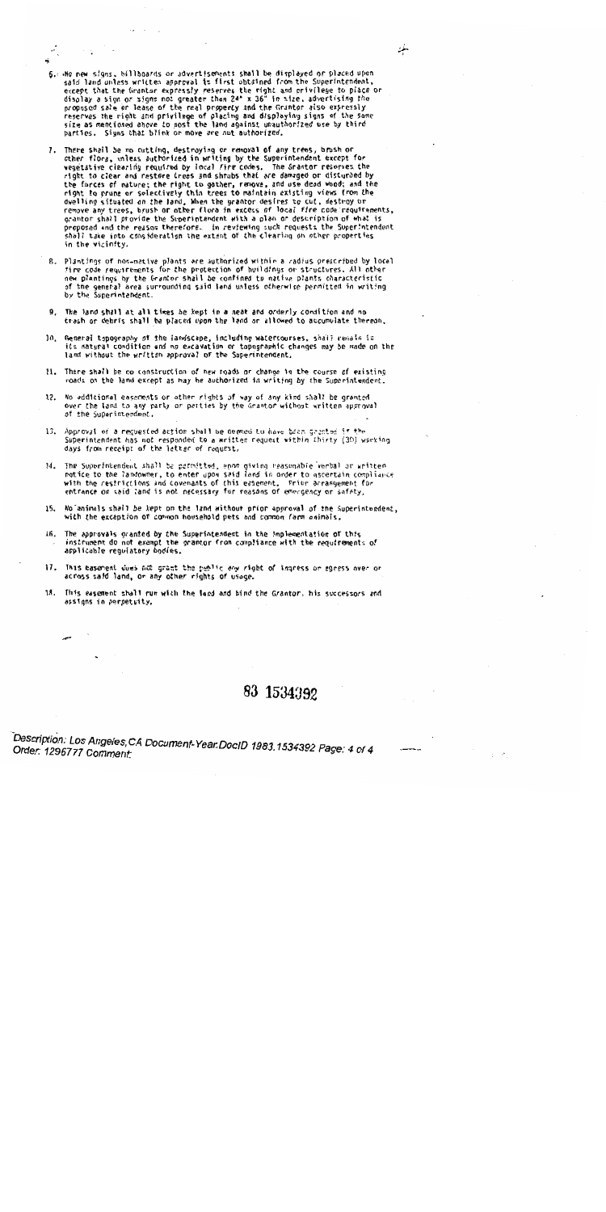6. No new signs, billboards or advertisements shall be displayed or placed upon said land unless written approval is first obtained from the Superintendent, except that the Grantor expressly reserves the right and privilege to place or display a sign or signs not greater than 24" x 36" in size, advertising the proposed sale or lease of the real property and the Grantor also expressly reserves the right and privilege of placing and displaying signs of the same size as mentioned above to post the land against unauthorized use by third parties. Signs that blink or move are not authorized.

7. There shall be no cutting, destroying or removal of any trees, brush or other flora, unless authorized in writing by the Superintendent except for vegetative clearing required by local fire codes. The Grantor reserves the right to clear and restore trees and shrubs that are damaged or disturbed by the forces of nature; the right to gather, remove, and use dead wood; and the right to prune or selectively thin trees to maintain existing views from the dwelling situated on the land. When the grantor desires to cut, destroy or remove any trees, brush or other flora in excess of local fire code requirements, grantor shall provide the Superintendent with a plan or description of what is proposed and the reason therefore. In reviewing such requests the Superintendent shall take into consideration the extent of the clearing on other properties in the vicinity.

8. Plantings of non-native plants are authorized within a radius prescribed by local fire code requirements for the protection of buildings or structures. All other new plantings by the Grantor shall be confined to native plants characteristic of the general area surrounding said land unless otherwise permitted in writing by the Superintendent.

9. The land shall at all times be kept in a neat and orderly condition and no trash or debris shall be placed upon the land or allowed to accumulate thereon.

10. General topography of the landscape, including watercourses, shall remain in its natural condition and no excavation or topographic changes may be made on the land without the written approval of the Superintendent.

11. There shall be no construction of new roads or change in the course of existing roads on the land except as may be authorized in writing by the Superintendent.

12. No additional easements or other rights of way of any kind shall be granted over the land to any party or parties by the Grantor without written approval of the Superintendent.

13. Approval of a requested action shall be deemed to have been granted if the Superintendent has not responded to a written request within thirty (30) working days from receipt of the letter of request.

14. The Superintendent shall be permitted, upon giving reasonable verbal or written notice to the landowner, to enter upon said land in order to ascertain compliance with the restrictions and covenants of this easement. Prior arrangement for entrance on said land is not necessary for reasons of emergency or safety.

15. No animals shall be kept on the land without prior approval of the Superintendent, with the exception of common household pets and common farm animals.

16. The approvals granted by the Superintendent in the implementation of this instrument do not exempt the grantor from compliance with the requirements of applicable regulatory bodies.

17. This easement does not grant the public any right of ingress or egress over or across said land, or any other rights of usage.

18. This easement shall run with the land and bind the Grantor, his successors and assigns in perpetuity.

83 1534392

Description: Los Angeles,CA Document-Year.DocID 1983.1534392 Page: 4 of 4
Order: 1296777 Comment: